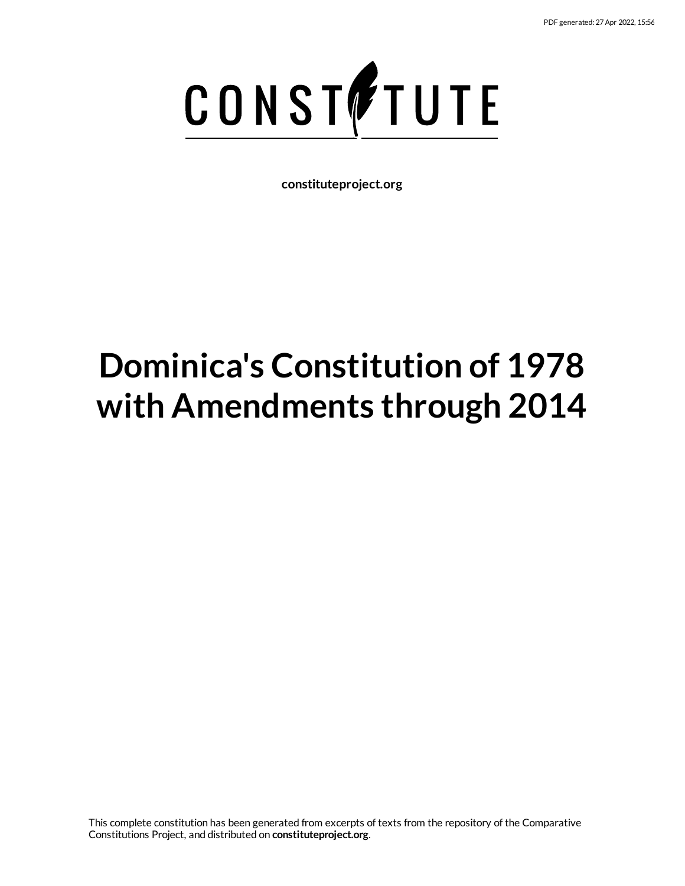PDF generated: 27 Apr 2022, 15:56

# CONSTITUTE

**constituteproject.org**

# Dominica's Constitution of 1978 with Amendments through 2014

This complete constitution has been generated from excerpts of texts from the repository of the Comparative Constitutions Project, and distributed on **constituteproject.org**.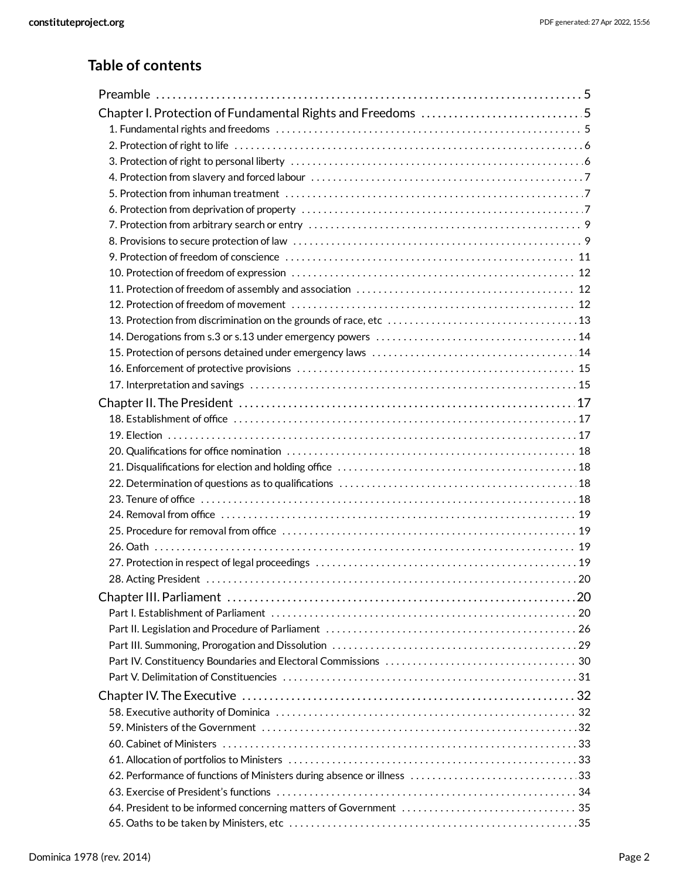## Table of contents

- Preamble . . . 5
- Chapter I. Protection of Fundamental Rights and Freedoms . . . 5
  - 1. Fundamental rights and freedoms . . . 5
  - 2. Protection of right to life . . . 6
  - 3. Protection of right to personal liberty . . . 6
  - 4. Protection from slavery and forced labour . . . 7
  - 5. Protection from inhuman treatment . . . 7
  - 6. Protection from deprivation of property . . . 7
  - 7. Protection from arbitrary search or entry . . . 9
  - 8. Provisions to secure protection of law . . . 9
  - 9. Protection of freedom of conscience . . . 11
  - 10. Protection of freedom of expression . . . 12
  - 11. Protection of freedom of assembly and association . . . 12
  - 12. Protection of freedom of movement . . . 12
  - 13. Protection from discrimination on the grounds of race, etc . . . 13
  - 14. Derogations from s.3 or s.13 under emergency powers . . . 14
  - 15. Protection of persons detained under emergency laws . . . 14
  - 16. Enforcement of protective provisions . . . 15
  - 17. Interpretation and savings . . . 15
- Chapter II. The President . . . 17
  - 18. Establishment of office . . . 17
  - 19. Election . . . 17
  - 20. Qualifications for office nomination . . . 18
  - 21. Disqualifications for election and holding office . . . 18
  - 22. Determination of questions as to qualifications . . . 18
  - 23. Tenure of office . . . 18
  - 24. Removal from office . . . 19
  - 25. Procedure for removal from office . . . 19
  - 26. Oath . . . 19
  - 27. Protection in respect of legal proceedings . . . 19
  - 28. Acting President . . . 20
- Chapter III. Parliament . . . 20
  - Part I. Establishment of Parliament . . . 20
  - Part II. Legislation and Procedure of Parliament . . . 26
  - Part III. Summoning, Prorogation and Dissolution . . . 29
  - Part IV. Constituency Boundaries and Electoral Commissions . . . 30
  - Part V. Delimitation of Constituencies . . . 31
- Chapter IV. The Executive . . . 32
  - 58. Executive authority of Dominica . . . 32
  - 59. Ministers of the Government . . . 32
  - 60. Cabinet of Ministers . . . 33
  - 61. Allocation of portfolios to Ministers . . . 33
  - 62. Performance of functions of Ministers during absence or illness . . . 33
  - 63. Exercise of President's functions . . . 34
  - 64. President to be informed concerning matters of Government . . . 35
  - 65. Oaths to be taken by Ministers, etc . . . 35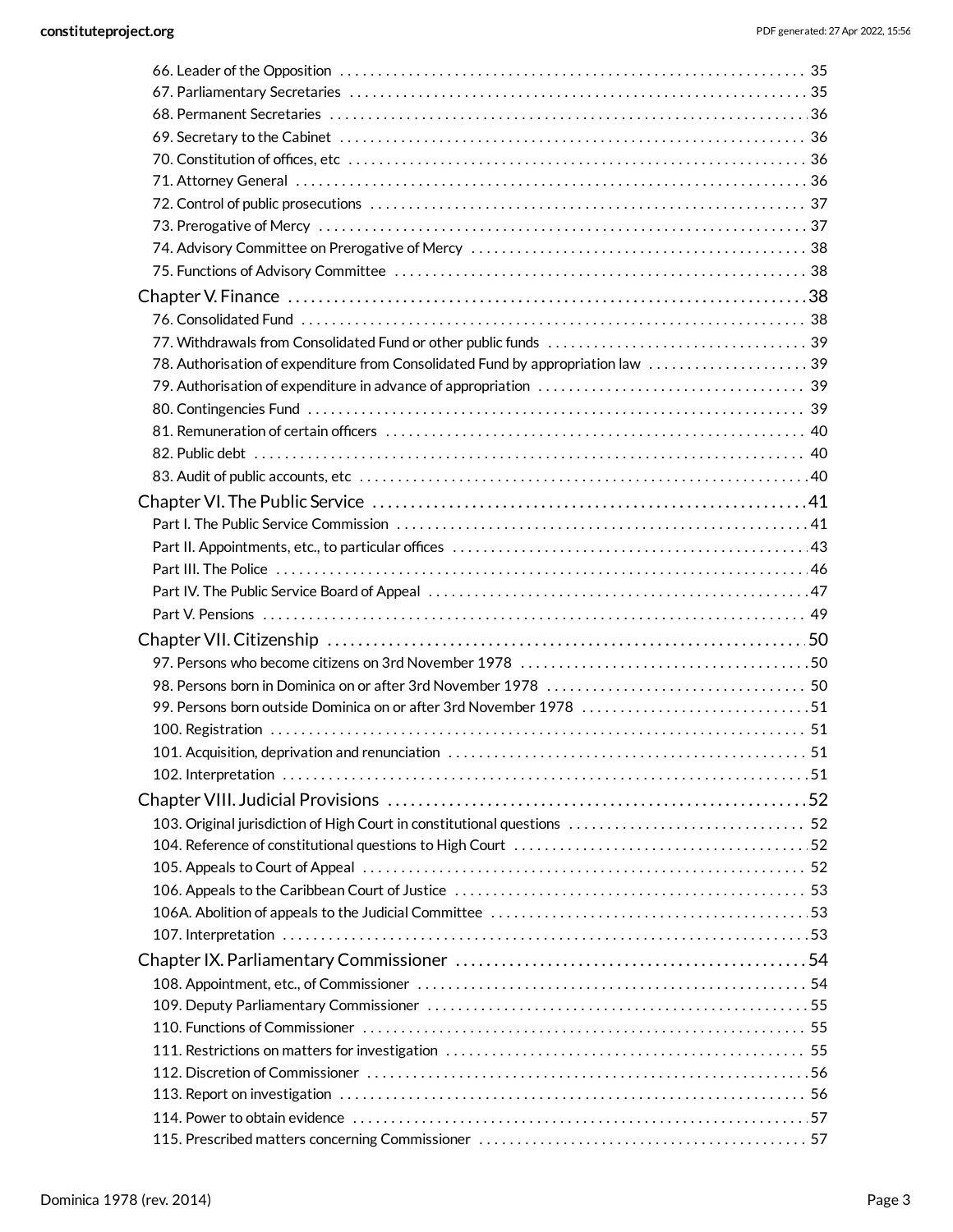66. Leader of the Opposition . . . 35
67. Parliamentary Secretaries . . . 35
68. Permanent Secretaries . . . 36
69. Secretary to the Cabinet . . . 36
70. Constitution of offices, etc . . . 36
71. Attorney General . . . 36
72. Control of public prosecutions . . . 37
73. Prerogative of Mercy . . . 37
74. Advisory Committee on Prerogative of Mercy . . . 38
75. Functions of Advisory Committee . . . 38

Chapter V. Finance . . . 38

76. Consolidated Fund . . . 38
77. Withdrawals from Consolidated Fund or other public funds . . . 39
78. Authorisation of expenditure from Consolidated Fund by appropriation law . . . 39
79. Authorisation of expenditure in advance of appropriation . . . 39
80. Contingencies Fund . . . 39
81. Remuneration of certain officers . . . 40
82. Public debt . . . 40
83. Audit of public accounts, etc . . . 40

Chapter VI. The Public Service . . . 41

Part I. The Public Service Commission . . . 41
Part II. Appointments, etc., to particular offices . . . 43
Part III. The Police . . . 46
Part IV. The Public Service Board of Appeal . . . 47
Part V. Pensions . . . 49

Chapter VII. Citizenship . . . 50

97. Persons who become citizens on 3rd November 1978 . . . 50
98. Persons born in Dominica on or after 3rd November 1978 . . . 50
99. Persons born outside Dominica on or after 3rd November 1978 . . . 51
100. Registration . . . 51
101. Acquisition, deprivation and renunciation . . . 51
102. Interpretation . . . 51

Chapter VIII. Judicial Provisions . . . 52

103. Original jurisdiction of High Court in constitutional questions . . . 52
104. Reference of constitutional questions to High Court . . . 52
105. Appeals to Court of Appeal . . . 52
106. Appeals to the Caribbean Court of Justice . . . 53
106A. Abolition of appeals to the Judicial Committee . . . 53
107. Interpretation . . . 53

Chapter IX. Parliamentary Commissioner . . . 54

108. Appointment, etc., of Commissioner . . . 54
109. Deputy Parliamentary Commissioner . . . 55
110. Functions of Commissioner . . . 55
111. Restrictions on matters for investigation . . . 55
112. Discretion of Commissioner . . . 56
113. Report on investigation . . . 56
114. Power to obtain evidence . . . 57
115. Prescribed matters concerning Commissioner . . . 57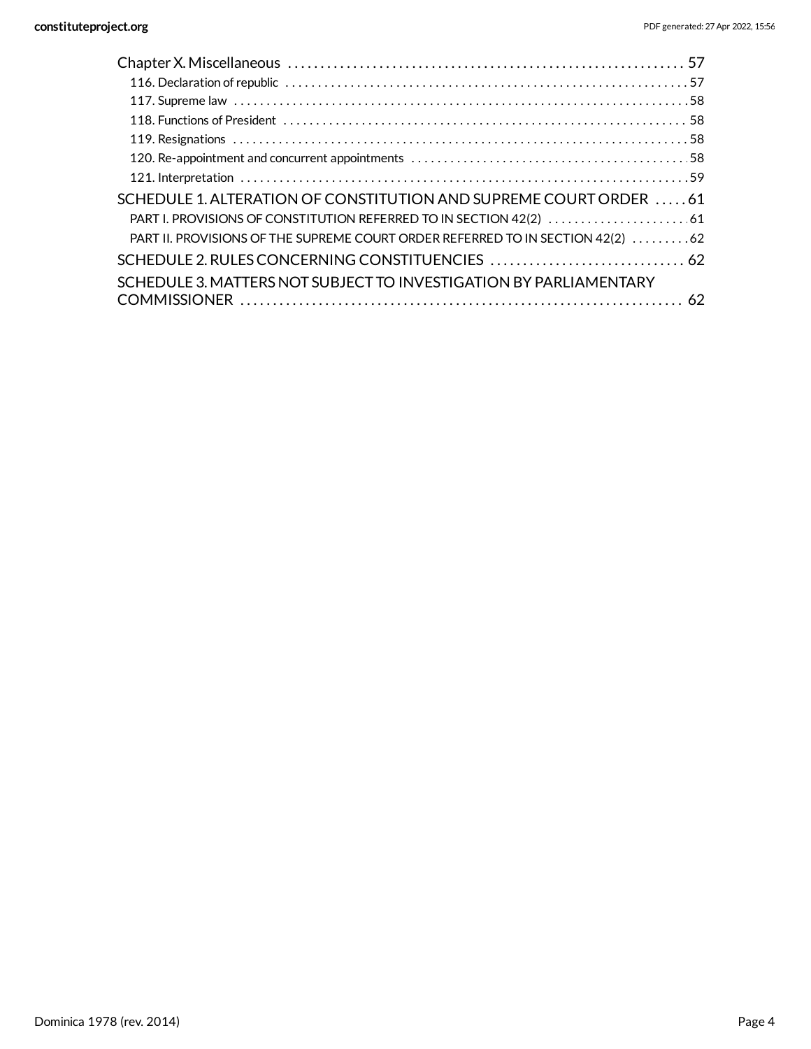Chapter X. Miscellaneous . . . . . . . . . . . . . . . . . . . . . . . . . . . . . . . . . . . . . . . . . . . . . . . . . . . . . . . . . . . . 57

- 116. Declaration of republic . . . . . . . . . . . . . . . . . . . . . . . . . . . . . . . . . . . . . . . . . . . . . . . . . . . . . . . . . . . . . . . 57
- 117. Supreme law . . . . . . . . . . . . . . . . . . . . . . . . . . . . . . . . . . . . . . . . . . . . . . . . . . . . . . . . . . . . . . . . . . . . . . . . 58
- 118. Functions of President . . . . . . . . . . . . . . . . . . . . . . . . . . . . . . . . . . . . . . . . . . . . . . . . . . . . . . . . . . . . . . . 58
- 119. Resignations . . . . . . . . . . . . . . . . . . . . . . . . . . . . . . . . . . . . . . . . . . . . . . . . . . . . . . . . . . . . . . . . . . . . . . . . 58
- 120. Re-appointment and concurrent appointments . . . . . . . . . . . . . . . . . . . . . . . . . . . . . . . . . . . . . . . . . . . . 58
- 121. Interpretation . . . . . . . . . . . . . . . . . . . . . . . . . . . . . . . . . . . . . . . . . . . . . . . . . . . . . . . . . . . . . . . . . . . . . . . 59

SCHEDULE 1. ALTERATION OF CONSTITUTION AND SUPREME COURT ORDER . . . . . 61

- PART I. PROVISIONS OF CONSTITUTION REFERRED TO IN SECTION 42(2) . . . . . . . . . . . . . . . . . . . . . . 61
- PART II. PROVISIONS OF THE SUPREME COURT ORDER REFERRED TO IN SECTION 42(2) . . . . . . . . . 62

SCHEDULE 2. RULES CONCERNING CONSTITUENCIES . . . . . . . . . . . . . . . . . . . . . . . . . . . . . . 62

SCHEDULE 3. MATTERS NOT SUBJECT TO INVESTIGATION BY PARLIAMENTARY COMMISSIONER . . . . . . . . . . . . . . . . . . . . . . . . . . . . . . . . . . . . . . . . . . . . . . . . . . . . . . . . . . . . . . . . . . 62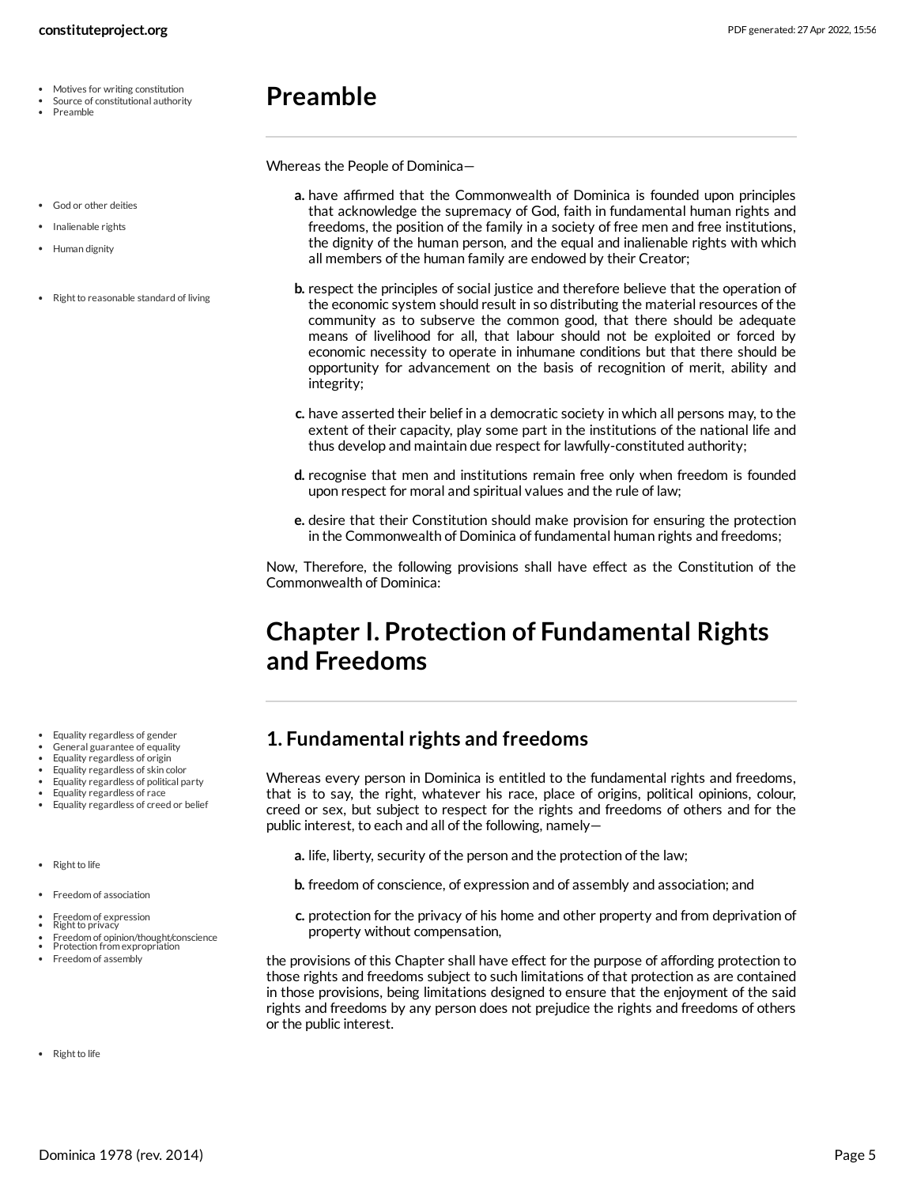# Preamble

Whereas the People of Dominica—

**a.** have affirmed that the Commonwealth of Dominica is founded upon principles that acknowledge the supremacy of God, faith in fundamental human rights and freedoms, the position of the family in a society of free men and free institutions, the dignity of the human person, and the equal and inalienable rights with which all members of the human family are endowed by their Creator;

**b.** respect the principles of social justice and therefore believe that the operation of the economic system should result in so distributing the material resources of the community as to subserve the common good, that there should be adequate means of livelihood for all, that labour should not be exploited or forced by economic necessity to operate in inhumane conditions but that there should be opportunity for advancement on the basis of recognition of merit, ability and integrity;

**c.** have asserted their belief in a democratic society in which all persons may, to the extent of their capacity, play some part in the institutions of the national life and thus develop and maintain due respect for lawfully-constituted authority;

**d.** recognise that men and institutions remain free only when freedom is founded upon respect for moral and spiritual values and the rule of law;

**e.** desire that their Constitution should make provision for ensuring the protection in the Commonwealth of Dominica of fundamental human rights and freedoms;

Now, Therefore, the following provisions shall have effect as the Constitution of the Commonwealth of Dominica:

# Chapter I. Protection of Fundamental Rights and Freedoms

## 1. Fundamental rights and freedoms

Whereas every person in Dominica is entitled to the fundamental rights and freedoms, that is to say, the right, whatever his race, place of origins, political opinions, colour, creed or sex, but subject to respect for the rights and freedoms of others and for the public interest, to each and all of the following, namely—

**a.** life, liberty, security of the person and the protection of the law;

**b.** freedom of conscience, of expression and of assembly and association; and

**c.** protection for the privacy of his home and other property and from deprivation of property without compensation,

the provisions of this Chapter shall have effect for the purpose of affording protection to those rights and freedoms subject to such limitations of that protection as are contained in those provisions, being limitations designed to ensure that the enjoyment of the said rights and freedoms by any person does not prejudice the rights and freedoms of others or the public interest.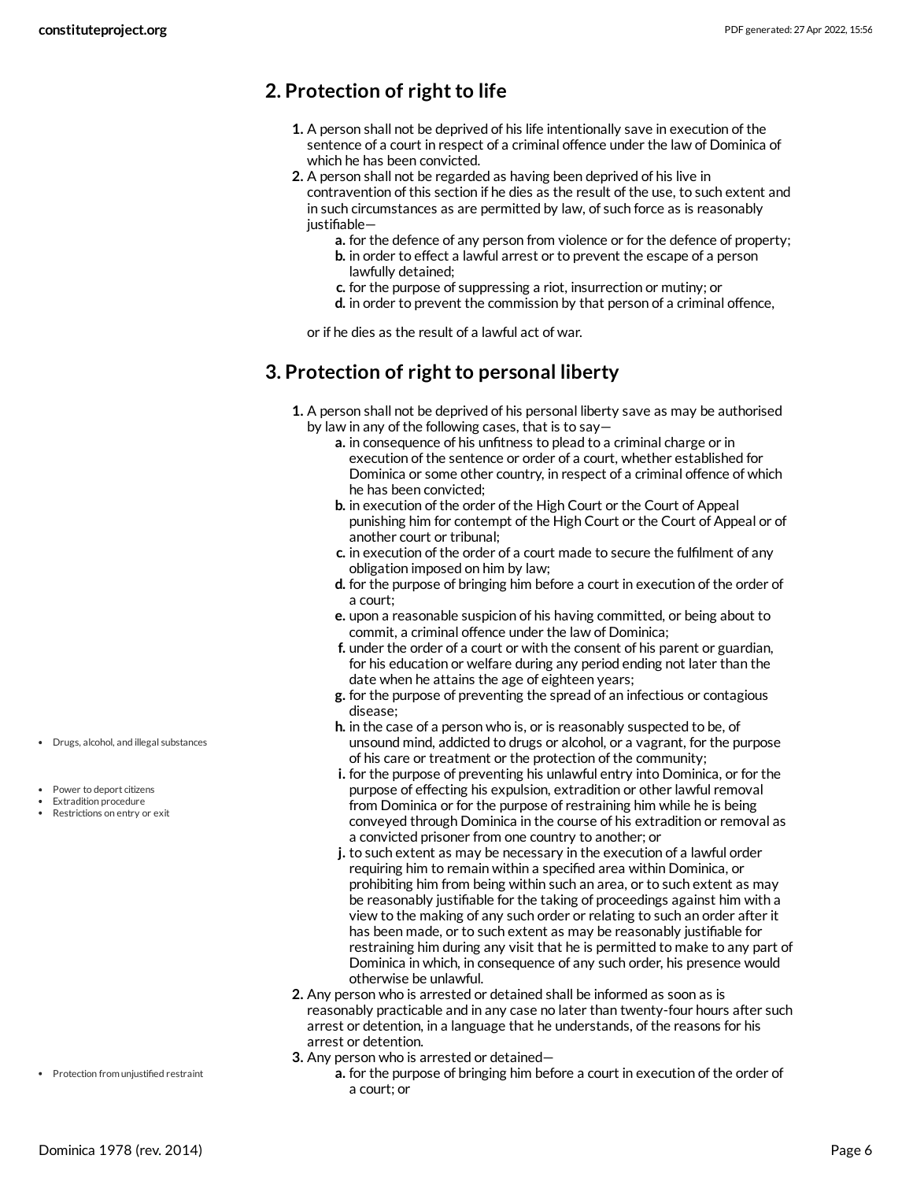## 2. Protection of right to life

1. A person shall not be deprived of his life intentionally save in execution of the sentence of a court in respect of a criminal offence under the law of Dominica of which he has been convicted.
2. A person shall not be regarded as having been deprived of his live in contravention of this section if he dies as the result of the use, to such extent and in such circumstances as are permitted by law, of such force as is reasonably justifiable—
   a. for the defence of any person from violence or for the defence of property;
   b. in order to effect a lawful arrest or to prevent the escape of a person lawfully detained;
   c. for the purpose of suppressing a riot, insurrection or mutiny; or
   d. in order to prevent the commission by that person of a criminal offence,

   or if he dies as the result of a lawful act of war.

## 3. Protection of right to personal liberty

1. A person shall not be deprived of his personal liberty save as may be authorised by law in any of the following cases, that is to say—
   a. in consequence of his unfitness to plead to a criminal charge or in execution of the sentence or order of a court, whether established for Dominica or some other country, in respect of a criminal offence of which he has been convicted;
   b. in execution of the order of the High Court or the Court of Appeal punishing him for contempt of the High Court or the Court of Appeal or of another court or tribunal;
   c. in execution of the order of a court made to secure the fulfilment of any obligation imposed on him by law;
   d. for the purpose of bringing him before a court in execution of the order of a court;
   e. upon a reasonable suspicion of his having committed, or being about to commit, a criminal offence under the law of Dominica;
   f. under the order of a court or with the consent of his parent or guardian, for his education or welfare during any period ending not later than the date when he attains the age of eighteen years;
   g. for the purpose of preventing the spread of an infectious or contagious disease;
   h. in the case of a person who is, or is reasonably suspected to be, of unsound mind, addicted to drugs or alcohol, or a vagrant, for the purpose of his care or treatment or the protection of the community;
   i. for the purpose of preventing his unlawful entry into Dominica, or for the purpose of effecting his expulsion, extradition or other lawful removal from Dominica or for the purpose of restraining him while he is being conveyed through Dominica in the course of his extradition or removal as a convicted prisoner from one country to another; or
   j. to such extent as may be necessary in the execution of a lawful order requiring him to remain within a specified area within Dominica, or prohibiting him from being within such an area, or to such extent as may be reasonably justifiable for the taking of proceedings against him with a view to the making of any such order or relating to such an order after it has been made, or to such extent as may be reasonably justifiable for restraining him during any visit that he is permitted to make to any part of Dominica in which, in consequence of any such order, his presence would otherwise be unlawful.
2. Any person who is arrested or detained shall be informed as soon as is reasonably practicable and in any case no later than twenty-four hours after such arrest or detention, in a language that he understands, of the reasons for his arrest or detention.
3. Any person who is arrested or detained—
   a. for the purpose of bringing him before a court in execution of the order of a court; or

- Drugs, alcohol, and illegal substances
- Power to deport citizens
- Extradition procedure
- Restrictions on entry or exit
- Protection from unjustified restraint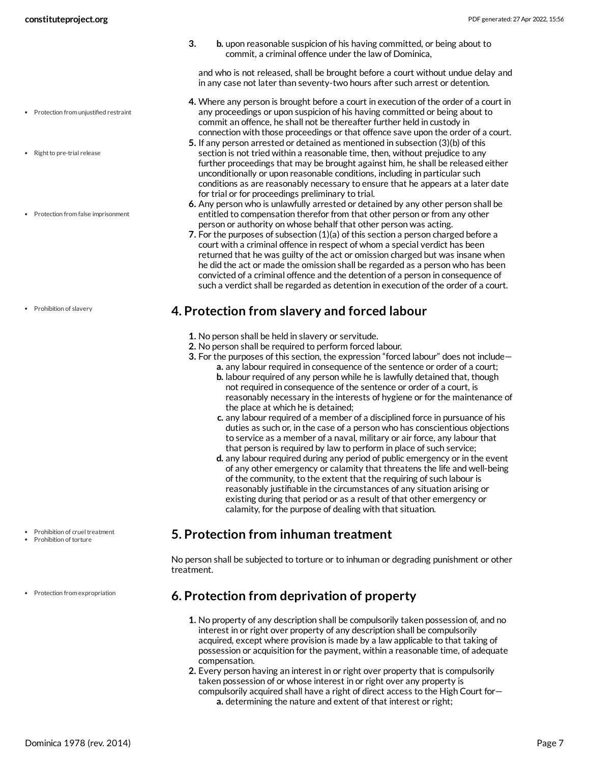3. b. upon reasonable suspicion of his having committed, or being about to commit, a criminal offence under the law of Dominica,

   and who is not released, shall be brought before a court without undue delay and in any case not later than seventy-two hours after such arrest or detention.

4. Where any person is brought before a court in execution of the order of a court in any proceedings or upon suspicion of his having committed or being about to commit an offence, he shall not be thereafter further held in custody in connection with those proceedings or that offence save upon the order of a court.
5. If any person arrested or detained as mentioned in subsection (3)(b) of this section is not tried within a reasonable time, then, without prejudice to any further proceedings that may be brought against him, he shall be released either unconditionally or upon reasonable conditions, including in particular such conditions as are reasonably necessary to ensure that he appears at a later date for trial or for proceedings preliminary to trial.
6. Any person who is unlawfully arrested or detained by any other person shall be entitled to compensation therefor from that other person or from any other person or authority on whose behalf that other person was acting.
7. For the purposes of subsection (1)(a) of this section a person charged before a court with a criminal offence in respect of whom a special verdict has been returned that he was guilty of the act or omission charged but was insane when he did the act or made the omission shall be regarded as a person who has been convicted of a criminal offence and the detention of a person in consequence of such a verdict shall be regarded as detention in execution of the order of a court.

## 4. Protection from slavery and forced labour

1. No person shall be held in slavery or servitude.
2. No person shall be required to perform forced labour.
3. For the purposes of this section, the expression "forced labour" does not include—
   a. any labour required in consequence of the sentence or order of a court;
   b. labour required of any person while he is lawfully detained that, though not required in consequence of the sentence or order of a court, is reasonably necessary in the interests of hygiene or for the maintenance of the place at which he is detained;
   c. any labour required of a member of a disciplined force in pursuance of his duties as such or, in the case of a person who has conscientious objections to service as a member of a naval, military or air force, any labour that that person is required by law to perform in place of such service;
   d. any labour required during any period of public emergency or in the event of any other emergency or calamity that threatens the life and well-being of the community, to the extent that the requiring of such labour is reasonably justifiable in the circumstances of any situation arising or existing during that period or as a result of that other emergency or calamity, for the purpose of dealing with that situation.

## 5. Protection from inhuman treatment

No person shall be subjected to torture or to inhuman or degrading punishment or other treatment.

## 6. Protection from deprivation of property

1. No property of any description shall be compulsorily taken possession of, and no interest in or right over property of any description shall be compulsorily acquired, except where provision is made by a law applicable to that taking of possession or acquisition for the payment, within a reasonable time, of adequate compensation.
2. Every person having an interest in or right over property that is compulsorily taken possession of or whose interest in or right over any property is compulsorily acquired shall have a right of direct access to the High Court for—
   a. determining the nature and extent of that interest or right;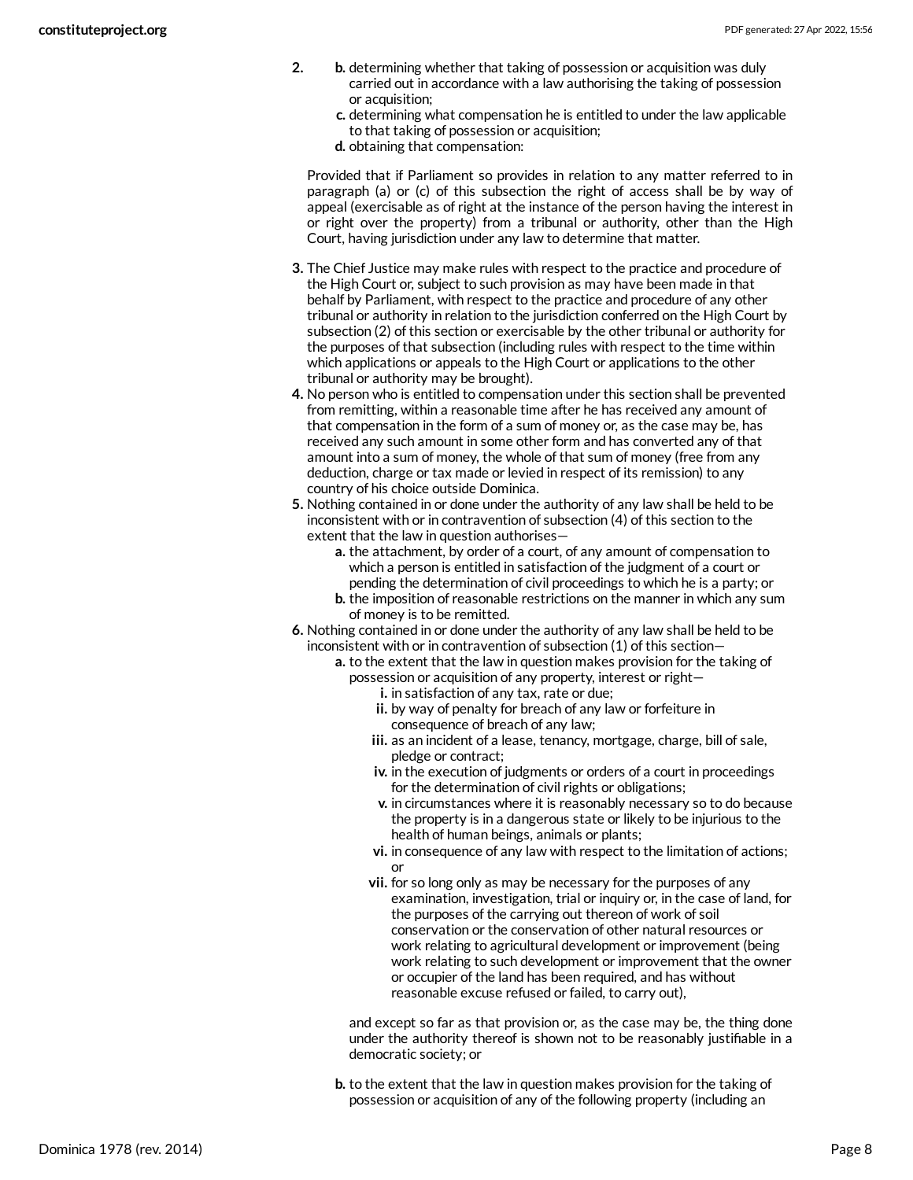2. 
   - b. determining whether that taking of possession or acquisition was duly carried out in accordance with a law authorising the taking of possession or acquisition;
   - c. determining what compensation he is entitled to under the law applicable to that taking of possession or acquisition;
   - d. obtaining that compensation:

   Provided that if Parliament so provides in relation to any matter referred to in paragraph (a) or (c) of this subsection the right of access shall be by way of appeal (exercisable as of right at the instance of the person having the interest in or right over the property) from a tribunal or authority, other than the High Court, having jurisdiction under any law to determine that matter.

3. The Chief Justice may make rules with respect to the practice and procedure of the High Court or, subject to such provision as may have been made in that behalf by Parliament, with respect to the practice and procedure of any other tribunal or authority in relation to the jurisdiction conferred on the High Court by subsection (2) of this section or exercisable by the other tribunal or authority for the purposes of that subsection (including rules with respect to the time within which applications or appeals to the High Court or applications to the other tribunal or authority may be brought).
4. No person who is entitled to compensation under this section shall be prevented from remitting, within a reasonable time after he has received any amount of that compensation in the form of a sum of money or, as the case may be, has received any such amount in some other form and has converted any of that amount into a sum of money, the whole of that sum of money (free from any deduction, charge or tax made or levied in respect of its remission) to any country of his choice outside Dominica.
5. Nothing contained in or done under the authority of any law shall be held to be inconsistent with or in contravention of subsection (4) of this section to the extent that the law in question authorises—
   - a. the attachment, by order of a court, of any amount of compensation to which a person is entitled in satisfaction of the judgment of a court or pending the determination of civil proceedings to which he is a party; or
   - b. the imposition of reasonable restrictions on the manner in which any sum of money is to be remitted.
6. Nothing contained in or done under the authority of any law shall be held to be inconsistent with or in contravention of subsection (1) of this section—
   - a. to the extent that the law in question makes provision for the taking of possession or acquisition of any property, interest or right—
     - i. in satisfaction of any tax, rate or due;
     - ii. by way of penalty for breach of any law or forfeiture in consequence of breach of any law;
     - iii. as an incident of a lease, tenancy, mortgage, charge, bill of sale, pledge or contract;
     - iv. in the execution of judgments or orders of a court in proceedings for the determination of civil rights or obligations;
     - v. in circumstances where it is reasonably necessary so to do because the property is in a dangerous state or likely to be injurious to the health of human beings, animals or plants;
     - vi. in consequence of any law with respect to the limitation of actions; or
     - vii. for so long only as may be necessary for the purposes of any examination, investigation, trial or inquiry or, in the case of land, for the purposes of the carrying out thereon of work of soil conservation or the conservation of other natural resources or work relating to agricultural development or improvement (being work relating to such development or improvement that the owner or occupier of the land has been required, and has without reasonable excuse refused or failed, to carry out),

     and except so far as that provision or, as the case may be, the thing done under the authority thereof is shown not to be reasonably justifiable in a democratic society; or

   - b. to the extent that the law in question makes provision for the taking of possession or acquisition of any of the following property (including an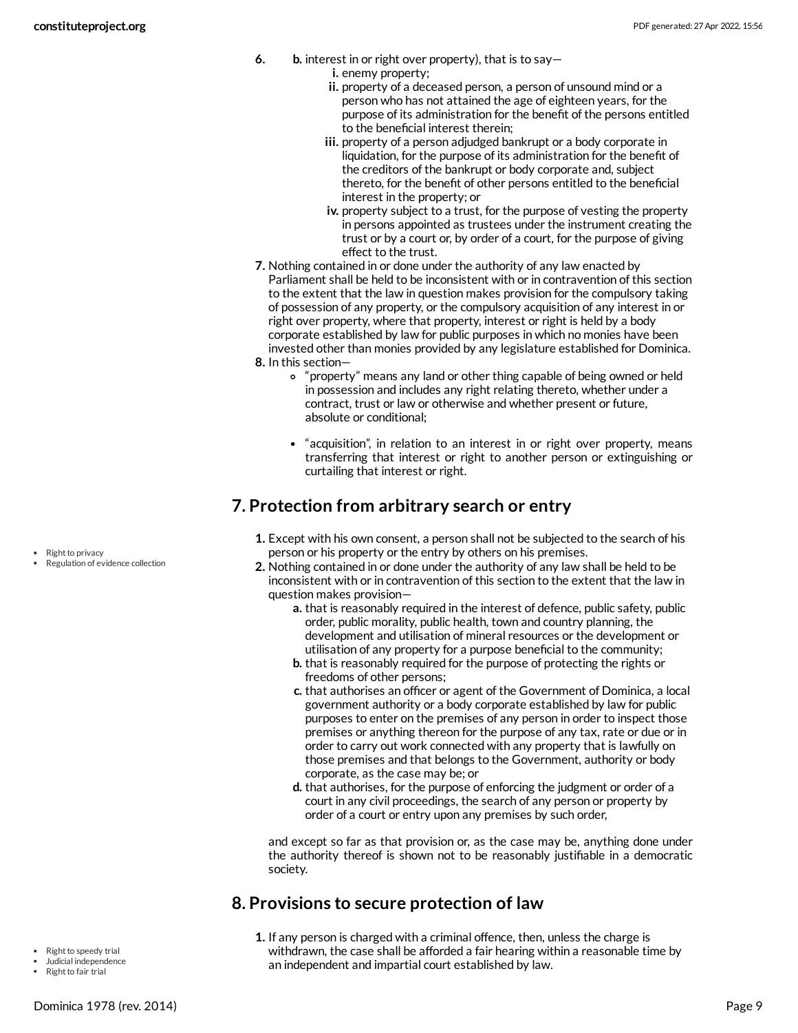6. b. interest in or right over property), that is to say—
   i. enemy property;
   ii. property of a deceased person, a person of unsound mind or a person who has not attained the age of eighteen years, for the purpose of its administration for the benefit of the persons entitled to the beneficial interest therein;
   iii. property of a person adjudged bankrupt or a body corporate in liquidation, for the purpose of its administration for the benefit of the creditors of the bankrupt or body corporate and, subject thereto, for the benefit of other persons entitled to the beneficial interest in the property; or
   iv. property subject to a trust, for the purpose of vesting the property in persons appointed as trustees under the instrument creating the trust or by a court or, by order of a court, for the purpose of giving effect to the trust.
7. Nothing contained in or done under the authority of any law enacted by Parliament shall be held to be inconsistent with or in contravention of this section to the extent that the law in question makes provision for the compulsory taking of possession of any property, or the compulsory acquisition of any interest in or right over property, where that property, interest or right is held by a body corporate established by law for public purposes in which no monies have been invested other than monies provided by any legislature established for Dominica.
8. In this section—
   - "property" means any land or other thing capable of being owned or held in possession and includes any right relating thereto, whether under a contract, trust or law or otherwise and whether present or future, absolute or conditional;
   - "acquisition", in relation to an interest in or right over property, means transferring that interest or right to another person or extinguishing or curtailing that interest or right.

## 7. Protection from arbitrary search or entry

- Right to privacy
- Regulation of evidence collection

1. Except with his own consent, a person shall not be subjected to the search of his person or his property or the entry by others on his premises.
2. Nothing contained in or done under the authority of any law shall be held to be inconsistent with or in contravention of this section to the extent that the law in question makes provision—
   a. that is reasonably required in the interest of defence, public safety, public order, public morality, public health, town and country planning, the development and utilisation of mineral resources or the development or utilisation of any property for a purpose beneficial to the community;
   b. that is reasonably required for the purpose of protecting the rights or freedoms of other persons;
   c. that authorises an officer or agent of the Government of Dominica, a local government authority or a body corporate established by law for public purposes to enter on the premises of any person in order to inspect those premises or anything thereon for the purpose of any tax, rate or due or in order to carry out work connected with any property that is lawfully on those premises and that belongs to the Government, authority or body corporate, as the case may be; or
   d. that authorises, for the purpose of enforcing the judgment or order of a court in any civil proceedings, the search of any person or property by order of a court or entry upon any premises by such order,

   and except so far as that provision or, as the case may be, anything done under the authority thereof is shown not to be reasonably justifiable in a democratic society.

## 8. Provisions to secure protection of law

- Right to speedy trial
- Judicial independence
- Right to fair trial

1. If any person is charged with a criminal offence, then, unless the charge is withdrawn, the case shall be afforded a fair hearing within a reasonable time by an independent and impartial court established by law.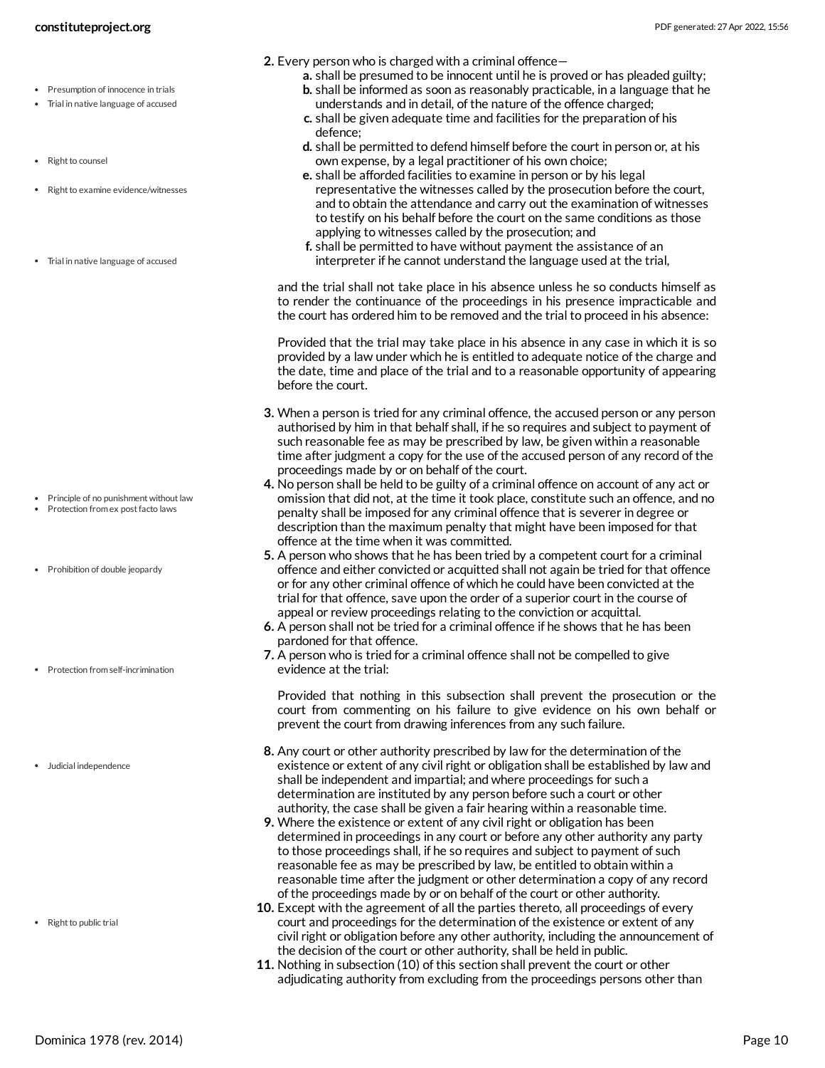2. Every person who is charged with a criminal offence—
   a. shall be presumed to be innocent until he is proved or has pleaded guilty;
   b. shall be informed as soon as reasonably practicable, in a language that he understands and in detail, of the nature of the offence charged;
   c. shall be given adequate time and facilities for the preparation of his defence;
   d. shall be permitted to defend himself before the court in person or, at his own expense, by a legal practitioner of his own choice;
   e. shall be afforded facilities to examine in person or by his legal representative the witnesses called by the prosecution before the court, and to obtain the attendance and carry out the examination of witnesses to testify on his behalf before the court on the same conditions as those applying to witnesses called by the prosecution; and
   f. shall be permitted to have without payment the assistance of an interpreter if he cannot understand the language used at the trial,

   and the trial shall not take place in his absence unless he so conducts himself as to render the continuance of the proceedings in his presence impracticable and the court has ordered him to be removed and the trial to proceed in his absence:

   Provided that the trial may take place in his absence in any case in which it is so provided by a law under which he is entitled to adequate notice of the charge and the date, time and place of the trial and to a reasonable opportunity of appearing before the court.

3. When a person is tried for any criminal offence, the accused person or any person authorised by him in that behalf shall, if he so requires and subject to payment of such reasonable fee as may be prescribed by law, be given within a reasonable time after judgment a copy for the use of the accused person of any record of the proceedings made by or on behalf of the court.
4. No person shall be held to be guilty of a criminal offence on account of any act or omission that did not, at the time it took place, constitute such an offence, and no penalty shall be imposed for any criminal offence that is severer in degree or description than the maximum penalty that might have been imposed for that offence at the time when it was committed.
5. A person who shows that he has been tried by a competent court for a criminal offence and either convicted or acquitted shall not again be tried for that offence or for any other criminal offence of which he could have been convicted at the trial for that offence, save upon the order of a superior court in the course of appeal or review proceedings relating to the conviction or acquittal.
6. A person shall not be tried for a criminal offence if he shows that he has been pardoned for that offence.
7. A person who is tried for a criminal offence shall not be compelled to give evidence at the trial:

   Provided that nothing in this subsection shall prevent the prosecution or the court from commenting on his failure to give evidence on his own behalf or prevent the court from drawing inferences from any such failure.

8. Any court or other authority prescribed by law for the determination of the existence or extent of any civil right or obligation shall be established by law and shall be independent and impartial; and where proceedings for such a determination are instituted by any person before such a court or other authority, the case shall be given a fair hearing within a reasonable time.
9. Where the existence or extent of any civil right or obligation has been determined in proceedings in any court or before any other authority any party to those proceedings shall, if he so requires and subject to payment of such reasonable fee as may be prescribed by law, be entitled to obtain within a reasonable time after the judgment or other determination a copy of any record of the proceedings made by or on behalf of the court or other authority.
10. Except with the agreement of all the parties thereto, all proceedings of every court and proceedings for the determination of the existence or extent of any civil right or obligation before any other authority, including the announcement of the decision of the court or other authority, shall be held in public.
11. Nothing in subsection (10) of this section shall prevent the court or other adjudicating authority from excluding from the proceedings persons other than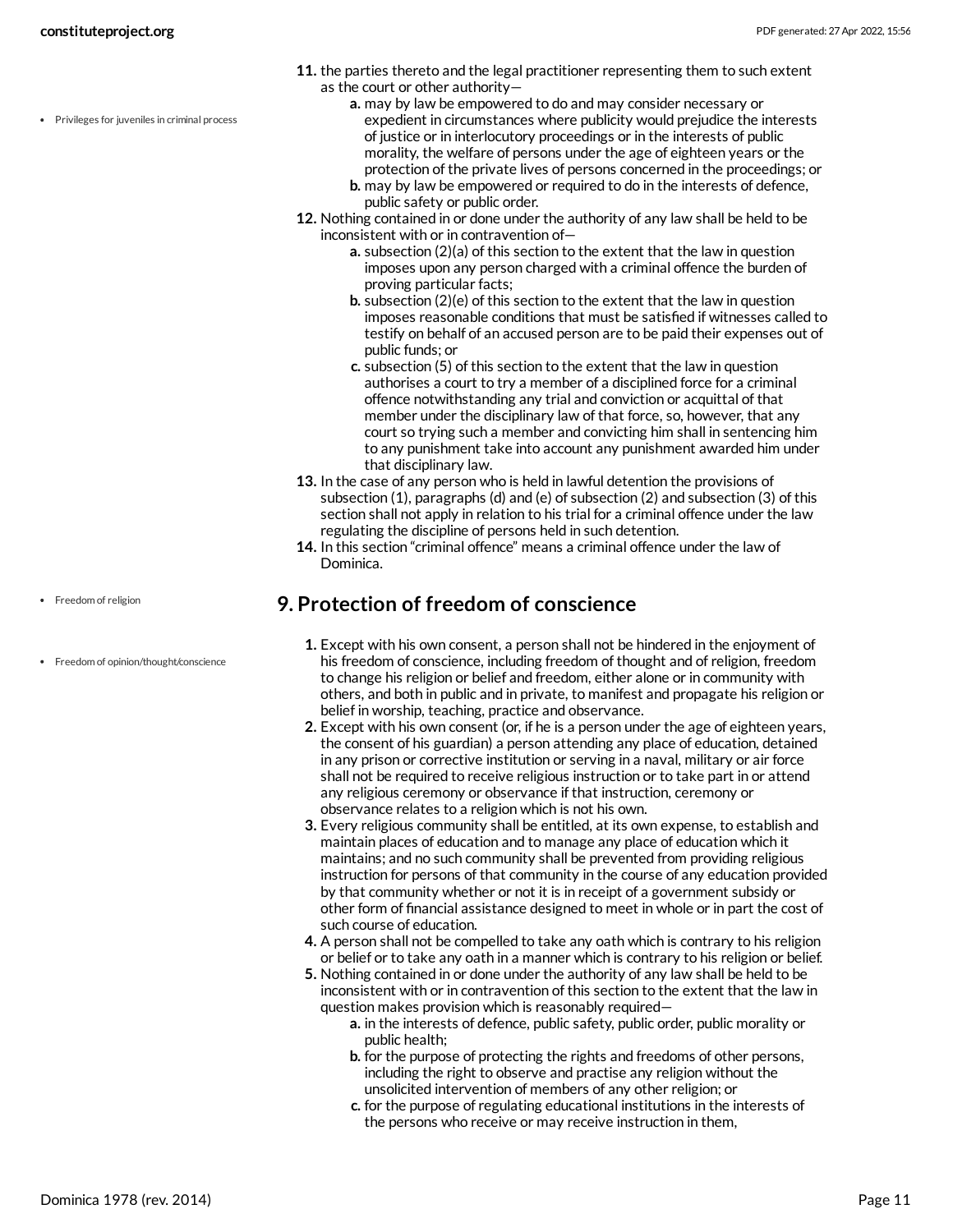11. the parties thereto and the legal practitioner representing them to such extent as the court or other authority—
    a. may by law be empowered to do and may consider necessary or expedient in circumstances where publicity would prejudice the interests of justice or in interlocutory proceedings or in the interests of public morality, the welfare of persons under the age of eighteen years or the protection of the private lives of persons concerned in the proceedings; or
    b. may by law be empowered or required to do in the interests of defence, public safety or public order.

- Privileges for juveniles in criminal process

12. Nothing contained in or done under the authority of any law shall be held to be inconsistent with or in contravention of—
    a. subsection (2)(a) of this section to the extent that the law in question imposes upon any person charged with a criminal offence the burden of proving particular facts;
    b. subsection (2)(e) of this section to the extent that the law in question imposes reasonable conditions that must be satisfied if witnesses called to testify on behalf of an accused person are to be paid their expenses out of public funds; or
    c. subsection (5) of this section to the extent that the law in question authorises a court to try a member of a disciplined force for a criminal offence notwithstanding any trial and conviction or acquittal of that member under the disciplinary law of that force, so, however, that any court so trying such a member and convicting him shall in sentencing him to any punishment take into account any punishment awarded him under that disciplinary law.
13. In the case of any person who is held in lawful detention the provisions of subsection (1), paragraphs (d) and (e) of subsection (2) and subsection (3) of this section shall not apply in relation to his trial for a criminal offence under the law regulating the discipline of persons held in such detention.
14. In this section "criminal offence" means a criminal offence under the law of Dominica.

- Freedom of religion
- Freedom of opinion/thought/conscience

## 9. Protection of freedom of conscience

1. Except with his own consent, a person shall not be hindered in the enjoyment of his freedom of conscience, including freedom of thought and of religion, freedom to change his religion or belief and freedom, either alone or in community with others, and both in public and in private, to manifest and propagate his religion or belief in worship, teaching, practice and observance.
2. Except with his own consent (or, if he is a person under the age of eighteen years, the consent of his guardian) a person attending any place of education, detained in any prison or corrective institution or serving in a naval, military or air force shall not be required to receive religious instruction or to take part in or attend any religious ceremony or observance if that instruction, ceremony or observance relates to a religion which is not his own.
3. Every religious community shall be entitled, at its own expense, to establish and maintain places of education and to manage any place of education which it maintains; and no such community shall be prevented from providing religious instruction for persons of that community in the course of any education provided by that community whether or not it is in receipt of a government subsidy or other form of financial assistance designed to meet in whole or in part the cost of such course of education.
4. A person shall not be compelled to take any oath which is contrary to his religion or belief or to take any oath in a manner which is contrary to his religion or belief.
5. Nothing contained in or done under the authority of any law shall be held to be inconsistent with or in contravention of this section to the extent that the law in question makes provision which is reasonably required—
    a. in the interests of defence, public safety, public order, public morality or public health;
    b. for the purpose of protecting the rights and freedoms of other persons, including the right to observe and practise any religion without the unsolicited intervention of members of any other religion; or
    c. for the purpose of regulating educational institutions in the interests of the persons who receive or may receive instruction in them,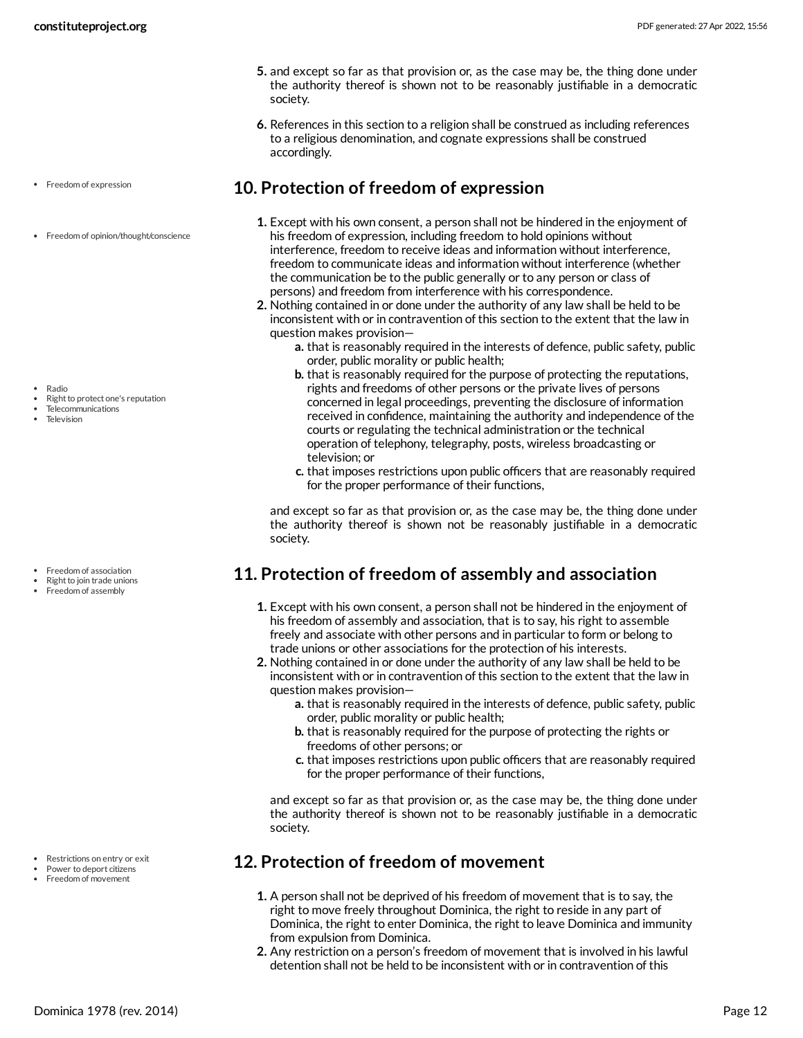5. and except so far as that provision or, as the case may be, the thing done under the authority thereof is shown not to be reasonably justifiable in a democratic society.

6. References in this section to a religion shall be construed as including references to a religious denomination, and cognate expressions shall be construed accordingly.

- Freedom of expression
- Freedom of opinion/thought/conscience

## 10. Protection of freedom of expression

1. Except with his own consent, a person shall not be hindered in the enjoyment of his freedom of expression, including freedom to hold opinions without interference, freedom to receive ideas and information without interference, freedom to communicate ideas and information without interference (whether the communication be to the public generally or to any person or class of persons) and freedom from interference with his correspondence.
2. Nothing contained in or done under the authority of any law shall be held to be inconsistent with or in contravention of this section to the extent that the law in question makes provision—
   a. that is reasonably required in the interests of defence, public safety, public order, public morality or public health;
   b. that is reasonably required for the purpose of protecting the reputations, rights and freedoms of other persons or the private lives of persons concerned in legal proceedings, preventing the disclosure of information received in confidence, maintaining the authority and independence of the courts or regulating the technical administration or the technical operation of telephony, telegraphy, posts, wireless broadcasting or television; or
   c. that imposes restrictions upon public officers that are reasonably required for the proper performance of their functions,

   and except so far as that provision or, as the case may be, the thing done under the authority thereof is shown not be reasonably justifiable in a democratic society.

- Radio
- Right to protect one's reputation
- Telecommunications
- Television

- Freedom of association
- Right to join trade unions
- Freedom of assembly

## 11. Protection of freedom of assembly and association

1. Except with his own consent, a person shall not be hindered in the enjoyment of his freedom of assembly and association, that is to say, his right to assemble freely and associate with other persons and in particular to form or belong to trade unions or other associations for the protection of his interests.
2. Nothing contained in or done under the authority of any law shall be held to be inconsistent with or in contravention of this section to the extent that the law in question makes provision—
   a. that is reasonably required in the interests of defence, public safety, public order, public morality or public health;
   b. that is reasonably required for the purpose of protecting the rights or freedoms of other persons; or
   c. that imposes restrictions upon public officers that are reasonably required for the proper performance of their functions,

   and except so far as that provision or, as the case may be, the thing done under the authority thereof is shown not to be reasonably justifiable in a democratic society.

- Restrictions on entry or exit
- Power to deport citizens
- Freedom of movement

## 12. Protection of freedom of movement

1. A person shall not be deprived of his freedom of movement that is to say, the right to move freely throughout Dominica, the right to reside in any part of Dominica, the right to enter Dominica, the right to leave Dominica and immunity from expulsion from Dominica.
2. Any restriction on a person's freedom of movement that is involved in his lawful detention shall not be held to be inconsistent with or in contravention of this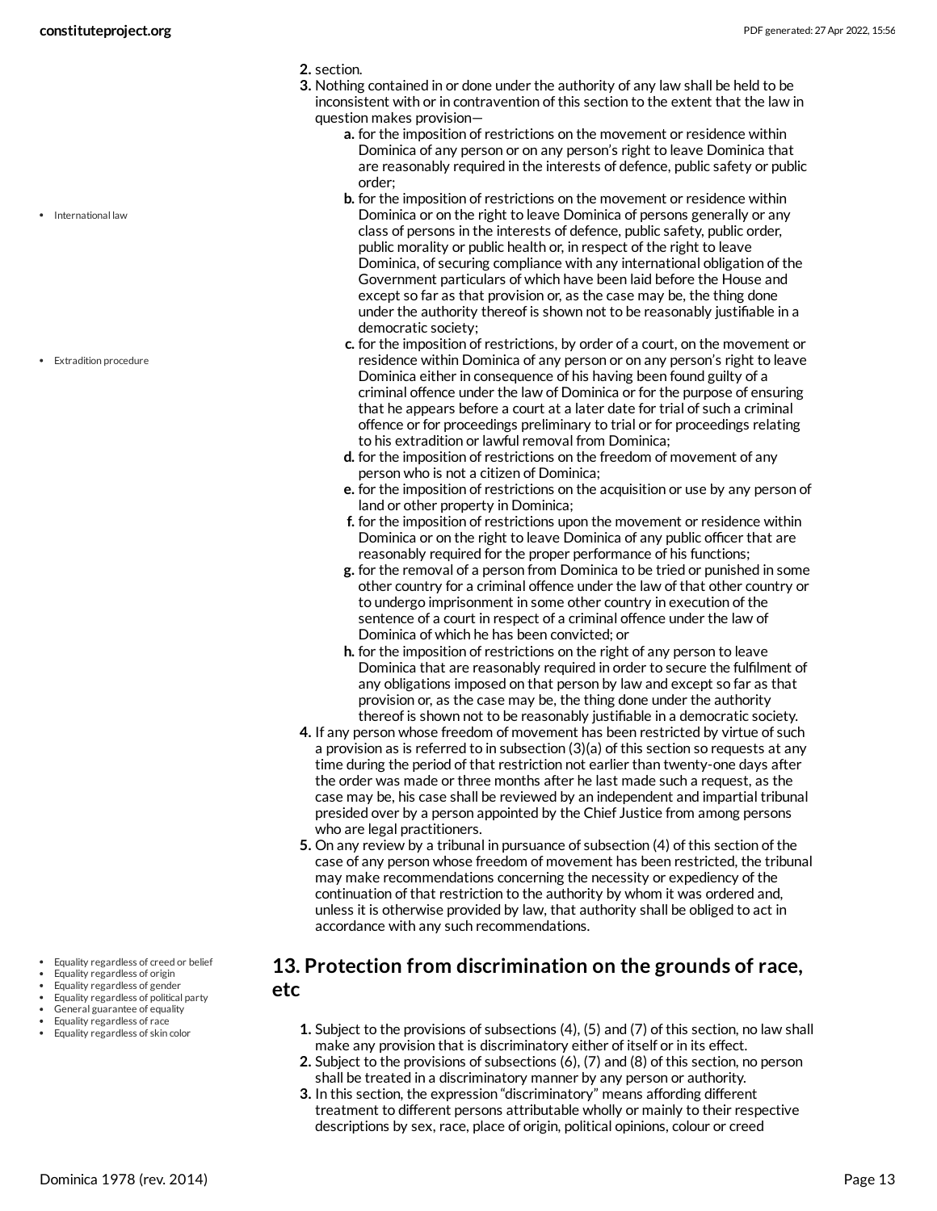2. section.
3. Nothing contained in or done under the authority of any law shall be held to be inconsistent with or in contravention of this section to the extent that the law in question makes provision—
    a. for the imposition of restrictions on the movement or residence within Dominica of any person or on any person's right to leave Dominica that are reasonably required in the interests of defence, public safety or public order;
    b. for the imposition of restrictions on the movement or residence within Dominica or on the right to leave Dominica of persons generally or any class of persons in the interests of defence, public safety, public order, public morality or public health or, in respect of the right to leave Dominica, of securing compliance with any international obligation of the Government particulars of which have been laid before the House and except so far as that provision or, as the case may be, the thing done under the authority thereof is shown not to be reasonably justifiable in a democratic society;
    c. for the imposition of restrictions, by order of a court, on the movement or residence within Dominica of any person or on any person's right to leave Dominica either in consequence of his having been found guilty of a criminal offence under the law of Dominica or for the purpose of ensuring that he appears before a court at a later date for trial of such a criminal offence or for proceedings preliminary to trial or for proceedings relating to his extradition or lawful removal from Dominica;
    d. for the imposition of restrictions on the freedom of movement of any person who is not a citizen of Dominica;
    e. for the imposition of restrictions on the acquisition or use by any person of land or other property in Dominica;
    f. for the imposition of restrictions upon the movement or residence within Dominica or on the right to leave Dominica of any public officer that are reasonably required for the proper performance of his functions;
    g. for the removal of a person from Dominica to be tried or punished in some other country for a criminal offence under the law of that other country or to undergo imprisonment in some other country in execution of the sentence of a court in respect of a criminal offence under the law of Dominica of which he has been convicted; or
    h. for the imposition of restrictions on the right of any person to leave Dominica that are reasonably required in order to secure the fulfilment of any obligations imposed on that person by law and except so far as that provision or, as the case may be, the thing done under the authority thereof is shown not to be reasonably justifiable in a democratic society.
4. If any person whose freedom of movement has been restricted by virtue of such a provision as is referred to in subsection (3)(a) of this section so requests at any time during the period of that restriction not earlier than twenty-one days after the order was made or three months after he last made such a request, as the case may be, his case shall be reviewed by an independent and impartial tribunal presided over by a person appointed by the Chief Justice from among persons who are legal practitioners.
5. On any review by a tribunal in pursuance of subsection (4) of this section of the case of any person whose freedom of movement has been restricted, the tribunal may make recommendations concerning the necessity or expediency of the continuation of that restriction to the authority by whom it was ordered and, unless it is otherwise provided by law, that authority shall be obliged to act in accordance with any such recommendations.

## 13. Protection from discrimination on the grounds of race, etc

1. Subject to the provisions of subsections (4), (5) and (7) of this section, no law shall make any provision that is discriminatory either of itself or in its effect.
2. Subject to the provisions of subsections (6), (7) and (8) of this section, no person shall be treated in a discriminatory manner by any person or authority.
3. In this section, the expression "discriminatory" means affording different treatment to different persons attributable wholly or mainly to their respective descriptions by sex, race, place of origin, political opinions, colour or creed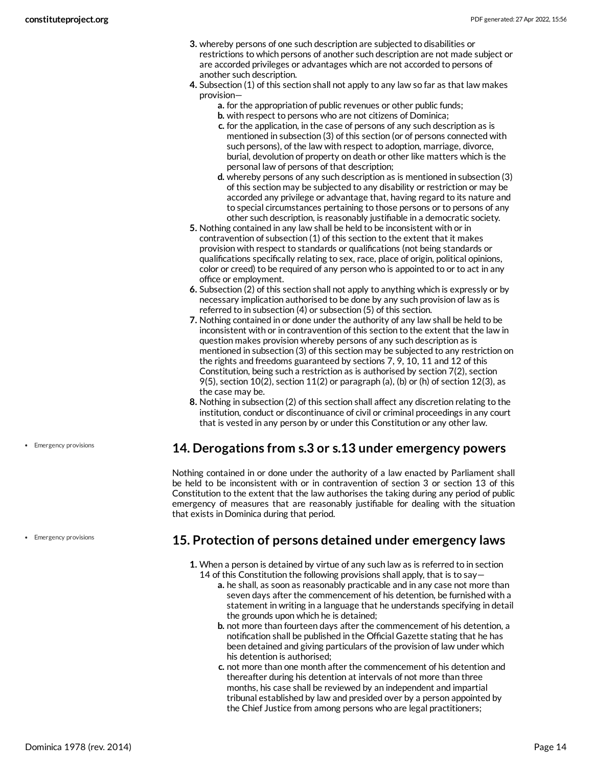3. whereby persons of one such description are subjected to disabilities or restrictions to which persons of another such description are not made subject or are accorded privileges or advantages which are not accorded to persons of another such description.
4. Subsection (1) of this section shall not apply to any law so far as that law makes provision—
   a. for the appropriation of public revenues or other public funds;
   b. with respect to persons who are not citizens of Dominica;
   c. for the application, in the case of persons of any such description as is mentioned in subsection (3) of this section (or of persons connected with such persons), of the law with respect to adoption, marriage, divorce, burial, devolution of property on death or other like matters which is the personal law of persons of that description;
   d. whereby persons of any such description as is mentioned in subsection (3) of this section may be subjected to any disability or restriction or may be accorded any privilege or advantage that, having regard to its nature and to special circumstances pertaining to those persons or to persons of any other such description, is reasonably justifiable in a democratic society.
5. Nothing contained in any law shall be held to be inconsistent with or in contravention of subsection (1) of this section to the extent that it makes provision with respect to standards or qualifications (not being standards or qualifications specifically relating to sex, race, place of origin, political opinions, color or creed) to be required of any person who is appointed to or to act in any office or employment.
6. Subsection (2) of this section shall not apply to anything which is expressly or by necessary implication authorised to be done by any such provision of law as is referred to in subsection (4) or subsection (5) of this section.
7. Nothing contained in or done under the authority of any law shall be held to be inconsistent with or in contravention of this section to the extent that the law in question makes provision whereby persons of any such description as is mentioned in subsection (3) of this section may be subjected to any restriction on the rights and freedoms guaranteed by sections 7, 9, 10, 11 and 12 of this Constitution, being such a restriction as is authorised by section 7(2), section 9(5), section 10(2), section 11(2) or paragraph (a), (b) or (h) of section 12(3), as the case may be.
8. Nothing in subsection (2) of this section shall affect any discretion relating to the institution, conduct or discontinuance of civil or criminal proceedings in any court that is vested in any person by or under this Constitution or any other law.

- Emergency provisions

## 14. Derogations from s.3 or s.13 under emergency powers

Nothing contained in or done under the authority of a law enacted by Parliament shall be held to be inconsistent with or in contravention of section 3 or section 13 of this Constitution to the extent that the law authorises the taking during any period of public emergency of measures that are reasonably justifiable for dealing with the situation that exists in Dominica during that period.

- Emergency provisions

## 15. Protection of persons detained under emergency laws

1. When a person is detained by virtue of any such law as is referred to in section 14 of this Constitution the following provisions shall apply, that is to say—
   a. he shall, as soon as reasonably practicable and in any case not more than seven days after the commencement of his detention, be furnished with a statement in writing in a language that he understands specifying in detail the grounds upon which he is detained;
   b. not more than fourteen days after the commencement of his detention, a notification shall be published in the Official Gazette stating that he has been detained and giving particulars of the provision of law under which his detention is authorised;
   c. not more than one month after the commencement of his detention and thereafter during his detention at intervals of not more than three months, his case shall be reviewed by an independent and impartial tribunal established by law and presided over by a person appointed by the Chief Justice from among persons who are legal practitioners;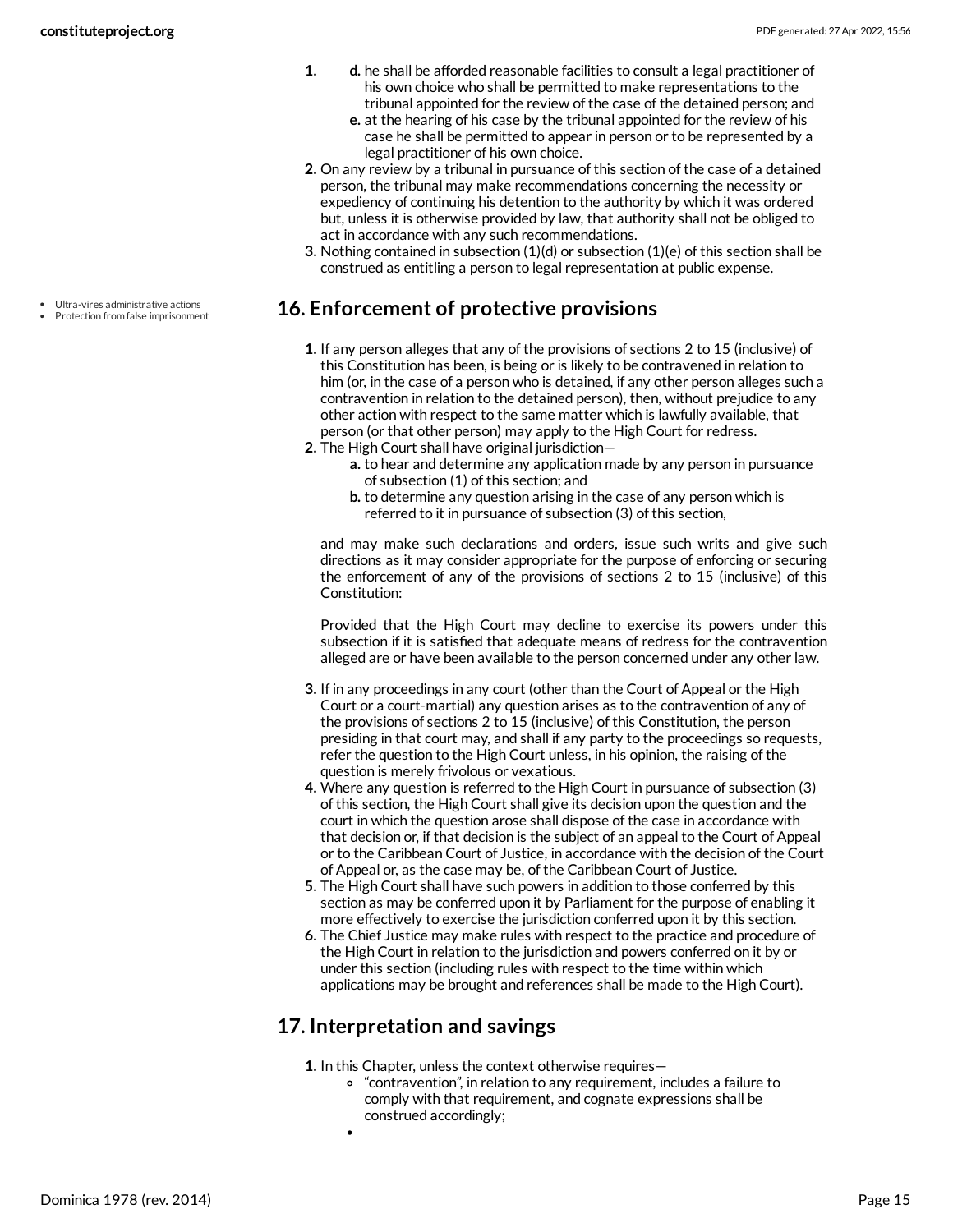1. d. he shall be afforded reasonable facilities to consult a legal practitioner of his own choice who shall be permitted to make representations to the tribunal appointed for the review of the case of the detained person; and
   e. at the hearing of his case by the tribunal appointed for the review of his case he shall be permitted to appear in person or to be represented by a legal practitioner of his own choice.
2. On any review by a tribunal in pursuance of this section of the case of a detained person, the tribunal may make recommendations concerning the necessity or expediency of continuing his detention to the authority by which it was ordered but, unless it is otherwise provided by law, that authority shall not be obliged to act in accordance with any such recommendations.
3. Nothing contained in subsection (1)(d) or subsection (1)(e) of this section shall be construed as entitling a person to legal representation at public expense.

- Ultra-vires administrative actions
- Protection from false imprisonment

## 16. Enforcement of protective provisions

1. If any person alleges that any of the provisions of sections 2 to 15 (inclusive) of this Constitution has been, is being or is likely to be contravened in relation to him (or, in the case of a person who is detained, if any other person alleges such a contravention in relation to the detained person), then, without prejudice to any other action with respect to the same matter which is lawfully available, that person (or that other person) may apply to the High Court for redress.
2. The High Court shall have original jurisdiction—
   a. to hear and determine any application made by any person in pursuance of subsection (1) of this section; and
   b. to determine any question arising in the case of any person which is referred to it in pursuance of subsection (3) of this section,

   and may make such declarations and orders, issue such writs and give such directions as it may consider appropriate for the purpose of enforcing or securing the enforcement of any of the provisions of sections 2 to 15 (inclusive) of this Constitution:

   Provided that the High Court may decline to exercise its powers under this subsection if it is satisfied that adequate means of redress for the contravention alleged are or have been available to the person concerned under any other law.

3. If in any proceedings in any court (other than the Court of Appeal or the High Court or a court-martial) any question arises as to the contravention of any of the provisions of sections 2 to 15 (inclusive) of this Constitution, the person presiding in that court may, and shall if any party to the proceedings so requests, refer the question to the High Court unless, in his opinion, the raising of the question is merely frivolous or vexatious.
4. Where any question is referred to the High Court in pursuance of subsection (3) of this section, the High Court shall give its decision upon the question and the court in which the question arose shall dispose of the case in accordance with that decision or, if that decision is the subject of an appeal to the Court of Appeal or to the Caribbean Court of Justice, in accordance with the decision of the Court of Appeal or, as the case may be, of the Caribbean Court of Justice.
5. The High Court shall have such powers in addition to those conferred by this section as may be conferred upon it by Parliament for the purpose of enabling it more effectively to exercise the jurisdiction conferred upon it by this section.
6. The Chief Justice may make rules with respect to the practice and procedure of the High Court in relation to the jurisdiction and powers conferred on it by or under this section (including rules with respect to the time within which applications may be brought and references shall be made to the High Court).

## 17. Interpretation and savings

1. In this Chapter, unless the context otherwise requires—
   - "contravention", in relation to any requirement, includes a failure to comply with that requirement, and cognate expressions shall be construed accordingly;
   -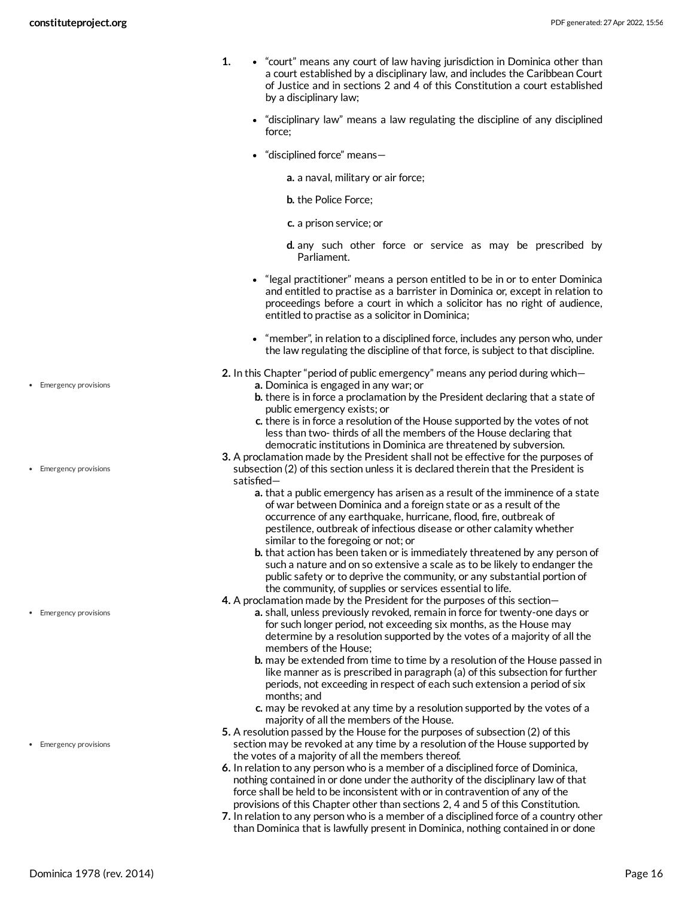1. 
   - "court" means any court of law having jurisdiction in Dominica other than a court established by a disciplinary law, and includes the Caribbean Court of Justice and in sections 2 and 4 of this Constitution a court established by a disciplinary law;
   - "disciplinary law" means a law regulating the discipline of any disciplined force;
   - "disciplined force" means—
     - a. a naval, military or air force;
     - b. the Police Force;
     - c. a prison service; or
     - d. any such other force or service as may be prescribed by Parliament.
   - "legal practitioner" means a person entitled to be in or to enter Dominica and entitled to practise as a barrister in Dominica or, except in relation to proceedings before a court in which a solicitor has no right of audience, entitled to practise as a solicitor in Dominica;
   - "member", in relation to a disciplined force, includes any person who, under the law regulating the discipline of that force, is subject to that discipline.

2. In this Chapter "period of public emergency" means any period during which—
   - a. Dominica is engaged in any war; or
   - b. there is in force a proclamation by the President declaring that a state of public emergency exists; or
   - c. there is in force a resolution of the House supported by the votes of not less than two- thirds of all the members of the House declaring that democratic institutions in Dominica are threatened by subversion.

3. A proclamation made by the President shall not be effective for the purposes of subsection (2) of this section unless it is declared therein that the President is satisfied—
   - a. that a public emergency has arisen as a result of the imminence of a state of war between Dominica and a foreign state or as a result of the occurrence of any earthquake, hurricane, flood, fire, outbreak of pestilence, outbreak of infectious disease or other calamity whether similar to the foregoing or not; or
   - b. that action has been taken or is immediately threatened by any person of such a nature and on so extensive a scale as to be likely to endanger the public safety or to deprive the community, or any substantial portion of the community, of supplies or services essential to life.

4. A proclamation made by the President for the purposes of this section—
   - a. shall, unless previously revoked, remain in force for twenty-one days or for such longer period, not exceeding six months, as the House may determine by a resolution supported by the votes of a majority of all the members of the House;
   - b. may be extended from time to time by a resolution of the House passed in like manner as is prescribed in paragraph (a) of this subsection for further periods, not exceeding in respect of each such extension a period of six months; and
   - c. may be revoked at any time by a resolution supported by the votes of a majority of all the members of the House.

5. A resolution passed by the House for the purposes of subsection (2) of this section may be revoked at any time by a resolution of the House supported by the votes of a majority of all the members thereof.

6. In relation to any person who is a member of a disciplined force of Dominica, nothing contained in or done under the authority of the disciplinary law of that force shall be held to be inconsistent with or in contravention of any of the provisions of this Chapter other than sections 2, 4 and 5 of this Constitution.

7. In relation to any person who is a member of a disciplined force of a country other than Dominica that is lawfully present in Dominica, nothing contained in or done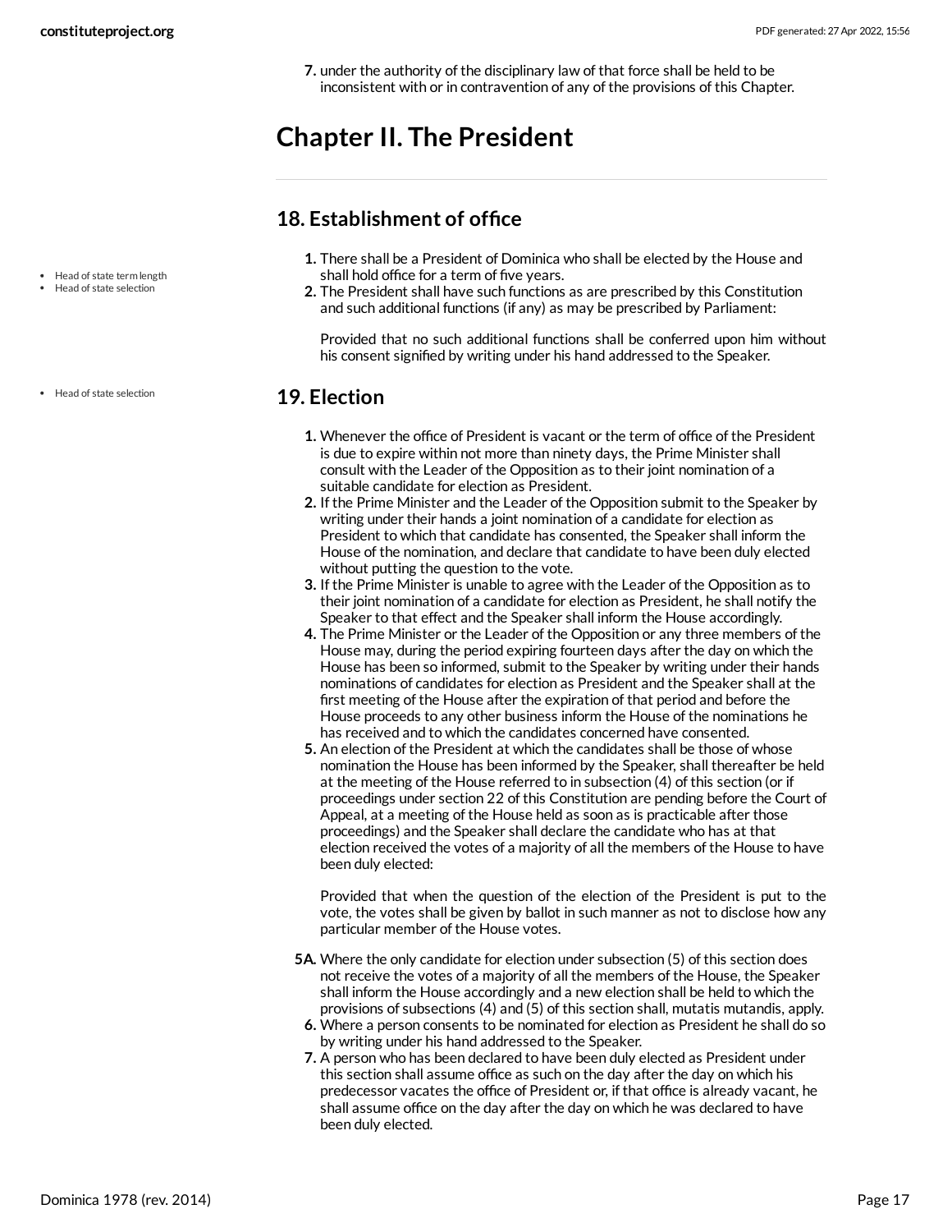7. under the authority of the disciplinary law of that force shall be held to be inconsistent with or in contravention of any of the provisions of this Chapter.

# Chapter II. The President

## 18. Establishment of office

- Head of state term length
- Head of state selection

1. There shall be a President of Dominica who shall be elected by the House and shall hold office for a term of five years.
2. The President shall have such functions as are prescribed by this Constitution and such additional functions (if any) as may be prescribed by Parliament:

   Provided that no such additional functions shall be conferred upon him without his consent signified by writing under his hand addressed to the Speaker.

## 19. Election

- Head of state selection

1. Whenever the office of President is vacant or the term of office of the President is due to expire within not more than ninety days, the Prime Minister shall consult with the Leader of the Opposition as to their joint nomination of a suitable candidate for election as President.
2. If the Prime Minister and the Leader of the Opposition submit to the Speaker by writing under their hands a joint nomination of a candidate for election as President to which that candidate has consented, the Speaker shall inform the House of the nomination, and declare that candidate to have been duly elected without putting the question to the vote.
3. If the Prime Minister is unable to agree with the Leader of the Opposition as to their joint nomination of a candidate for election as President, he shall notify the Speaker to that effect and the Speaker shall inform the House accordingly.
4. The Prime Minister or the Leader of the Opposition or any three members of the House may, during the period expiring fourteen days after the day on which the House has been so informed, submit to the Speaker by writing under their hands nominations of candidates for election as President and the Speaker shall at the first meeting of the House after the expiration of that period and before the House proceeds to any other business inform the House of the nominations he has received and to which the candidates concerned have consented.
5. An election of the President at which the candidates shall be those of whose nomination the House has been informed by the Speaker, shall thereafter be held at the meeting of the House referred to in subsection (4) of this section (or if proceedings under section 22 of this Constitution are pending before the Court of Appeal, at a meeting of the House held as soon as is practicable after those proceedings) and the Speaker shall declare the candidate who has at that election received the votes of a majority of all the members of the House to have been duly elected:

   Provided that when the question of the election of the President is put to the vote, the votes shall be given by ballot in such manner as not to disclose how any particular member of the House votes.

5A. Where the only candidate for election under subsection (5) of this section does not receive the votes of a majority of all the members of the House, the Speaker shall inform the House accordingly and a new election shall be held to which the provisions of subsections (4) and (5) of this section shall, mutatis mutandis, apply.

6. Where a person consents to be nominated for election as President he shall do so by writing under his hand addressed to the Speaker.
7. A person who has been declared to have been duly elected as President under this section shall assume office as such on the day after the day on which his predecessor vacates the office of President or, if that office is already vacant, he shall assume office on the day after the day on which he was declared to have been duly elected.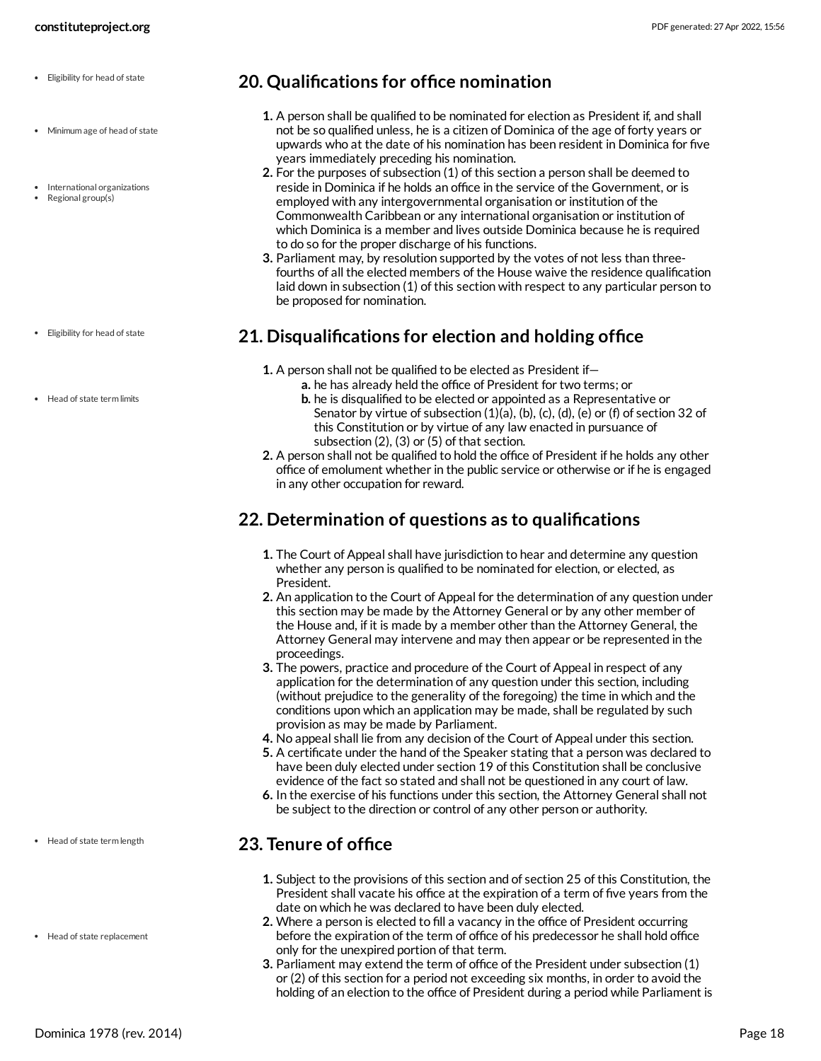## 20. Qualifications for office nomination

1. A person shall be qualified to be nominated for election as President if, and shall not be so qualified unless, he is a citizen of Dominica of the age of forty years or upwards who at the date of his nomination has been resident in Dominica for five years immediately preceding his nomination.
2. For the purposes of subsection (1) of this section a person shall be deemed to reside in Dominica if he holds an office in the service of the Government, or is employed with any intergovernmental organisation or institution of the Commonwealth Caribbean or any international organisation or institution of which Dominica is a member and lives outside Dominica because he is required to do so for the proper discharge of his functions.
3. Parliament may, by resolution supported by the votes of not less than three-fourths of all the elected members of the House waive the residence qualification laid down in subsection (1) of this section with respect to any particular person to be proposed for nomination.

## 21. Disqualifications for election and holding office

1. A person shall not be qualified to be elected as President if—
   a. he has already held the office of President for two terms; or
   b. he is disqualified to be elected or appointed as a Representative or Senator by virtue of subsection (1)(a), (b), (c), (d), (e) or (f) of section 32 of this Constitution or by virtue of any law enacted in pursuance of subsection (2), (3) or (5) of that section.
2. A person shall not be qualified to hold the office of President if he holds any other office of emolument whether in the public service or otherwise or if he is engaged in any other occupation for reward.

## 22. Determination of questions as to qualifications

1. The Court of Appeal shall have jurisdiction to hear and determine any question whether any person is qualified to be nominated for election, or elected, as President.
2. An application to the Court of Appeal for the determination of any question under this section may be made by the Attorney General or by any other member of the House and, if it is made by a member other than the Attorney General, the Attorney General may intervene and may then appear or be represented in the proceedings.
3. The powers, practice and procedure of the Court of Appeal in respect of any application for the determination of any question under this section, including (without prejudice to the generality of the foregoing) the time in which and the conditions upon which an application may be made, shall be regulated by such provision as may be made by Parliament.
4. No appeal shall lie from any decision of the Court of Appeal under this section.
5. A certificate under the hand of the Speaker stating that a person was declared to have been duly elected under section 19 of this Constitution shall be conclusive evidence of the fact so stated and shall not be questioned in any court of law.
6. In the exercise of his functions under this section, the Attorney General shall not be subject to the direction or control of any other person or authority.

## 23. Tenure of office

1. Subject to the provisions of this section and of section 25 of this Constitution, the President shall vacate his office at the expiration of a term of five years from the date on which he was declared to have been duly elected.
2. Where a person is elected to fill a vacancy in the office of President occurring before the expiration of the term of office of his predecessor he shall hold office only for the unexpired portion of that term.
3. Parliament may extend the term of office of the President under subsection (1) or (2) of this section for a period not exceeding six months, in order to avoid the holding of an election to the office of President during a period while Parliament is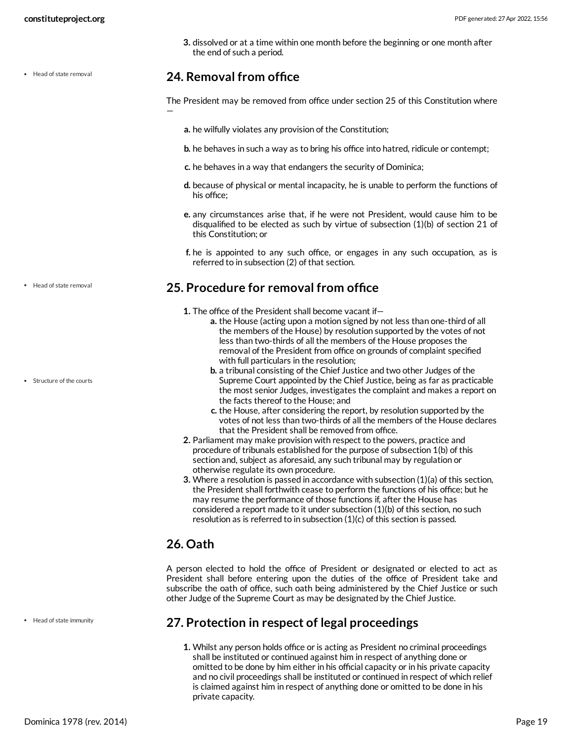3. dissolved or at a time within one month before the beginning or one month after the end of such a period.

## 24. Removal from office

The President may be removed from office under section 25 of this Constitution where —

a. he wilfully violates any provision of the Constitution;

b. he behaves in such a way as to bring his office into hatred, ridicule or contempt;

c. he behaves in a way that endangers the security of Dominica;

d. because of physical or mental incapacity, he is unable to perform the functions of his office;

e. any circumstances arise that, if he were not President, would cause him to be disqualified to be elected as such by virtue of subsection (1)(b) of section 21 of this Constitution; or

f. he is appointed to any such office, or engages in any such occupation, as is referred to in subsection (2) of that section.

## 25. Procedure for removal from office

1. The office of the President shall become vacant if—
   a. the House (acting upon a motion signed by not less than one-third of all the members of the House) by resolution supported by the votes of not less than two-thirds of all the members of the House proposes the removal of the President from office on grounds of complaint specified with full particulars in the resolution;
   b. a tribunal consisting of the Chief Justice and two other Judges of the Supreme Court appointed by the Chief Justice, being as far as practicable the most senior Judges, investigates the complaint and makes a report on the facts thereof to the House; and
   c. the House, after considering the report, by resolution supported by the votes of not less than two-thirds of all the members of the House declares that the President shall be removed from office.
2. Parliament may make provision with respect to the powers, practice and procedure of tribunals established for the purpose of subsection 1(b) of this section and, subject as aforesaid, any such tribunal may by regulation or otherwise regulate its own procedure.
3. Where a resolution is passed in accordance with subsection (1)(a) of this section, the President shall forthwith cease to perform the functions of his office; but he may resume the performance of those functions if, after the House has considered a report made to it under subsection (1)(b) of this section, no such resolution as is referred to in subsection (1)(c) of this section is passed.

## 26. Oath

A person elected to hold the office of President or designated or elected to act as President shall before entering upon the duties of the office of President take and subscribe the oath of office, such oath being administered by the Chief Justice or such other Judge of the Supreme Court as may be designated by the Chief Justice.

## 27. Protection in respect of legal proceedings

1. Whilst any person holds office or is acting as President no criminal proceedings shall be instituted or continued against him in respect of anything done or omitted to be done by him either in his official capacity or in his private capacity and no civil proceedings shall be instituted or continued in respect of which relief is claimed against him in respect of anything done or omitted to be done in his private capacity.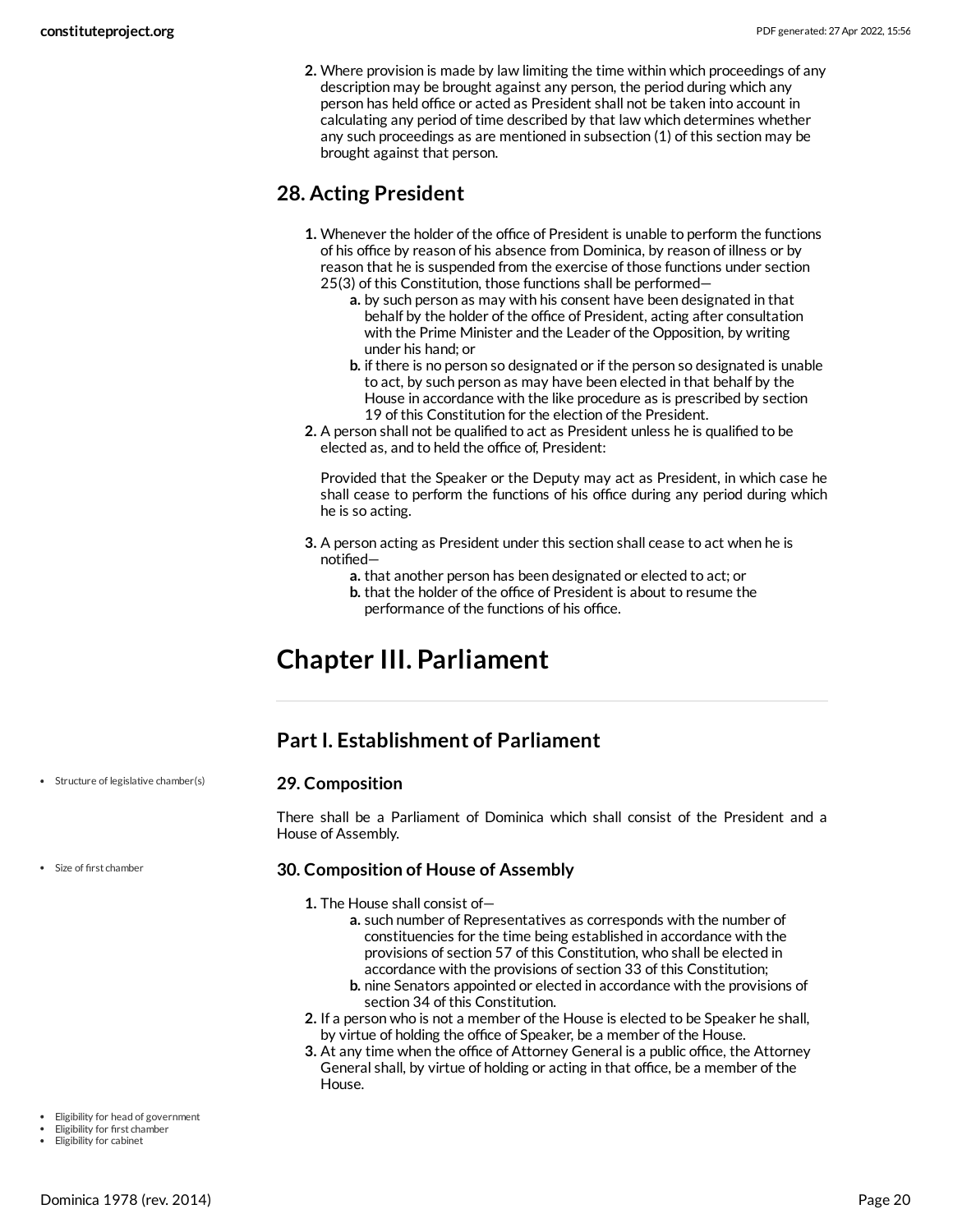2. Where provision is made by law limiting the time within which proceedings of any description may be brought against any person, the period during which any person has held office or acted as President shall not be taken into account in calculating any period of time described by that law which determines whether any such proceedings as are mentioned in subsection (1) of this section may be brought against that person.

## 28. Acting President

1. Whenever the holder of the office of President is unable to perform the functions of his office by reason of his absence from Dominica, by reason of illness or by reason that he is suspended from the exercise of those functions under section 25(3) of this Constitution, those functions shall be performed—
   a. by such person as may with his consent have been designated in that behalf by the holder of the office of President, acting after consultation with the Prime Minister and the Leader of the Opposition, by writing under his hand; or
   b. if there is no person so designated or if the person so designated is unable to act, by such person as may have been elected in that behalf by the House in accordance with the like procedure as is prescribed by section 19 of this Constitution for the election of the President.
2. A person shall not be qualified to act as President unless he is qualified to be elected as, and to held the office of, President:

   Provided that the Speaker or the Deputy may act as President, in which case he shall cease to perform the functions of his office during any period during which he is so acting.
3. A person acting as President under this section shall cease to act when he is notified—
   a. that another person has been designated or elected to act; or
   b. that the holder of the office of President is about to resume the performance of the functions of his office.

# Chapter III. Parliament

## Part I. Establishment of Parliament

- Structure of legislative chamber(s)

### 29. Composition

There shall be a Parliament of Dominica which shall consist of the President and a House of Assembly.

- Size of first chamber

### 30. Composition of House of Assembly

1. The House shall consist of—
   a. such number of Representatives as corresponds with the number of constituencies for the time being established in accordance with the provisions of section 57 of this Constitution, who shall be elected in accordance with the provisions of section 33 of this Constitution;
   b. nine Senators appointed or elected in accordance with the provisions of section 34 of this Constitution.
2. If a person who is not a member of the House is elected to be Speaker he shall, by virtue of holding the office of Speaker, be a member of the House.
3. At any time when the office of Attorney General is a public office, the Attorney General shall, by virtue of holding or acting in that office, be a member of the House.

- Eligibility for head of government
- Eligibility for first chamber
- Eligibility for cabinet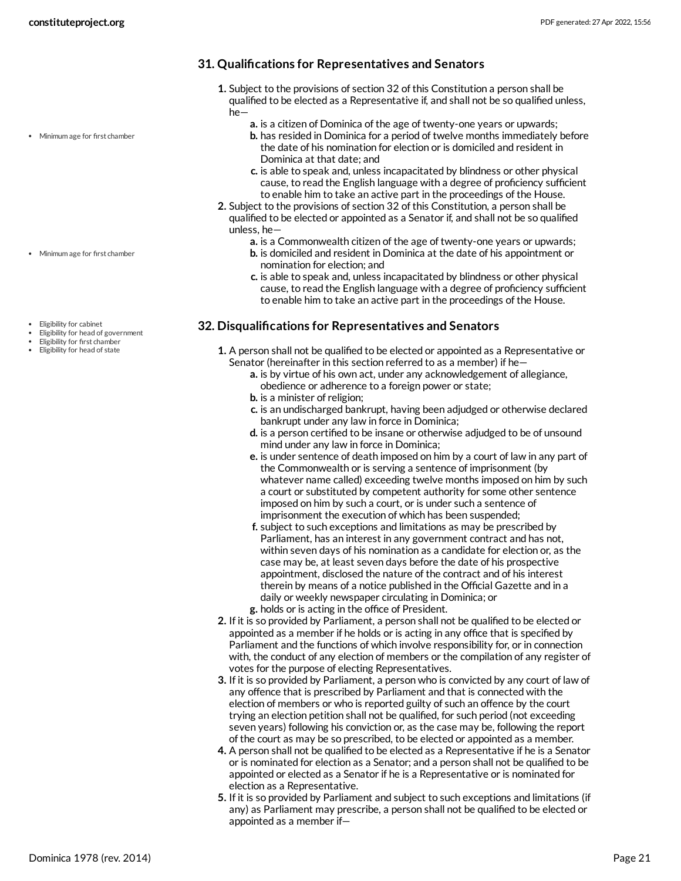## 31. Qualifications for Representatives and Senators

1. Subject to the provisions of section 32 of this Constitution a person shall be qualified to be elected as a Representative if, and shall not be so qualified unless, he—
   a. is a citizen of Dominica of the age of twenty-one years or upwards;
   b. has resided in Dominica for a period of twelve months immediately before the date of his nomination for election or is domiciled and resident in Dominica at that date; and
   c. is able to speak and, unless incapacitated by blindness or other physical cause, to read the English language with a degree of proficiency sufficient to enable him to take an active part in the proceedings of the House.
2. Subject to the provisions of section 32 of this Constitution, a person shall be qualified to be elected or appointed as a Senator if, and shall not be so qualified unless, he—
   a. is a Commonwealth citizen of the age of twenty-one years or upwards;
   b. is domiciled and resident in Dominica at the date of his appointment or nomination for election; and
   c. is able to speak and, unless incapacitated by blindness or other physical cause, to read the English language with a degree of proficiency sufficient to enable him to take an active part in the proceedings of the House.

## 32. Disqualifications for Representatives and Senators

1. A person shall not be qualified to be elected or appointed as a Representative or Senator (hereinafter in this section referred to as a member) if he—
   a. is by virtue of his own act, under any acknowledgement of allegiance, obedience or adherence to a foreign power or state;
   b. is a minister of religion;
   c. is an undischarged bankrupt, having been adjudged or otherwise declared bankrupt under any law in force in Dominica;
   d. is a person certified to be insane or otherwise adjudged to be of unsound mind under any law in force in Dominica;
   e. is under sentence of death imposed on him by a court of law in any part of the Commonwealth or is serving a sentence of imprisonment (by whatever name called) exceeding twelve months imposed on him by such a court or substituted by competent authority for some other sentence imposed on him by such a court, or is under such a sentence of imprisonment the execution of which has been suspended;
   f. subject to such exceptions and limitations as may be prescribed by Parliament, has an interest in any government contract and has not, within seven days of his nomination as a candidate for election or, as the case may be, at least seven days before the date of his prospective appointment, disclosed the nature of the contract and of his interest therein by means of a notice published in the Official Gazette and in a daily or weekly newspaper circulating in Dominica; or
   g. holds or is acting in the office of President.
2. If it is so provided by Parliament, a person shall not be qualified to be elected or appointed as a member if he holds or is acting in any office that is specified by Parliament and the functions of which involve responsibility for, or in connection with, the conduct of any election of members or the compilation of any register of votes for the purpose of electing Representatives.
3. If it is so provided by Parliament, a person who is convicted by any court of law of any offence that is prescribed by Parliament and that is connected with the election of members or who is reported guilty of such an offence by the court trying an election petition shall not be qualified, for such period (not exceeding seven years) following his conviction or, as the case may be, following the report of the court as may be so prescribed, to be elected or appointed as a member.
4. A person shall not be qualified to be elected as a Representative if he is a Senator or is nominated for election as a Senator; and a person shall not be qualified to be appointed or elected as a Senator if he is a Representative or is nominated for election as a Representative.
5. If it is so provided by Parliament and subject to such exceptions and limitations (if any) as Parliament may prescribe, a person shall not be qualified to be elected or appointed as a member if—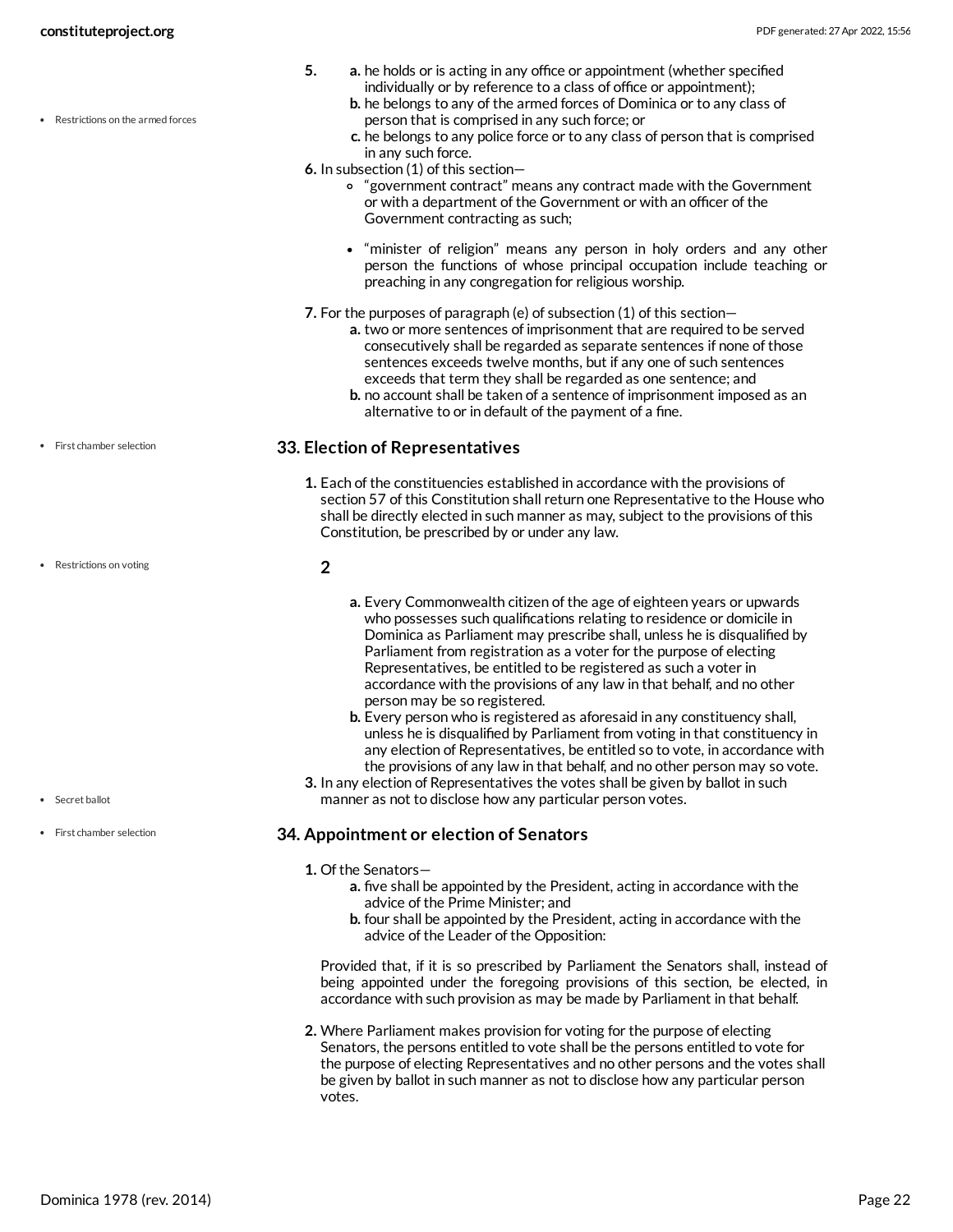5.
   a. he holds or is acting in any office or appointment (whether specified individually or by reference to a class of office or appointment);
   b. he belongs to any of the armed forces of Dominica or to any class of person that is comprised in any such force; or
   c. he belongs to any police force or to any class of person that is comprised in any such force.

6. In subsection (1) of this section—
   - "government contract" means any contract made with the Government or with a department of the Government or with an officer of the Government contracting as such;
   - "minister of religion" means any person in holy orders and any other person the functions of whose principal occupation include teaching or preaching in any congregation for religious worship.

7. For the purposes of paragraph (e) of subsection (1) of this section—
   a. two or more sentences of imprisonment that are required to be served consecutively shall be regarded as separate sentences if none of those sentences exceeds twelve months, but if any one of such sentences exceeds that term they shall be regarded as one sentence; and
   b. no account shall be taken of a sentence of imprisonment imposed as an alternative to or in default of the payment of a fine.

Restrictions on the armed forces

## 33. Election of Representatives

First chamber selection

1. Each of the constituencies established in accordance with the provisions of section 57 of this Constitution shall return one Representative to the House who shall be directly elected in such manner as may, subject to the provisions of this Constitution, be prescribed by or under any law.

2
   a. Every Commonwealth citizen of the age of eighteen years or upwards who possesses such qualifications relating to residence or domicile in Dominica as Parliament may prescribe shall, unless he is disqualified by Parliament from registration as a voter for the purpose of electing Representatives, be entitled to be registered as such a voter in accordance with the provisions of any law in that behalf, and no other person may be so registered.
   b. Every person who is registered as aforesaid in any constituency shall, unless he is disqualified by Parliament from voting in that constituency in any election of Representatives, be entitled so to vote, in accordance with the provisions of any law in that behalf, and no other person may so vote.

Restrictions on voting

3. In any election of Representatives the votes shall be given by ballot in such manner as not to disclose how any particular person votes.

Secret ballot

## 34. Appointment or election of Senators

First chamber selection

1. Of the Senators—
   a. five shall be appointed by the President, acting in accordance with the advice of the Prime Minister; and
   b. four shall be appointed by the President, acting in accordance with the advice of the Leader of the Opposition:

   Provided that, if it is so prescribed by Parliament the Senators shall, instead of being appointed under the foregoing provisions of this section, be elected, in accordance with such provision as may be made by Parliament in that behalf.

2. Where Parliament makes provision for voting for the purpose of electing Senators, the persons entitled to vote shall be the persons entitled to vote for the purpose of electing Representatives and no other persons and the votes shall be given by ballot in such manner as not to disclose how any particular person votes.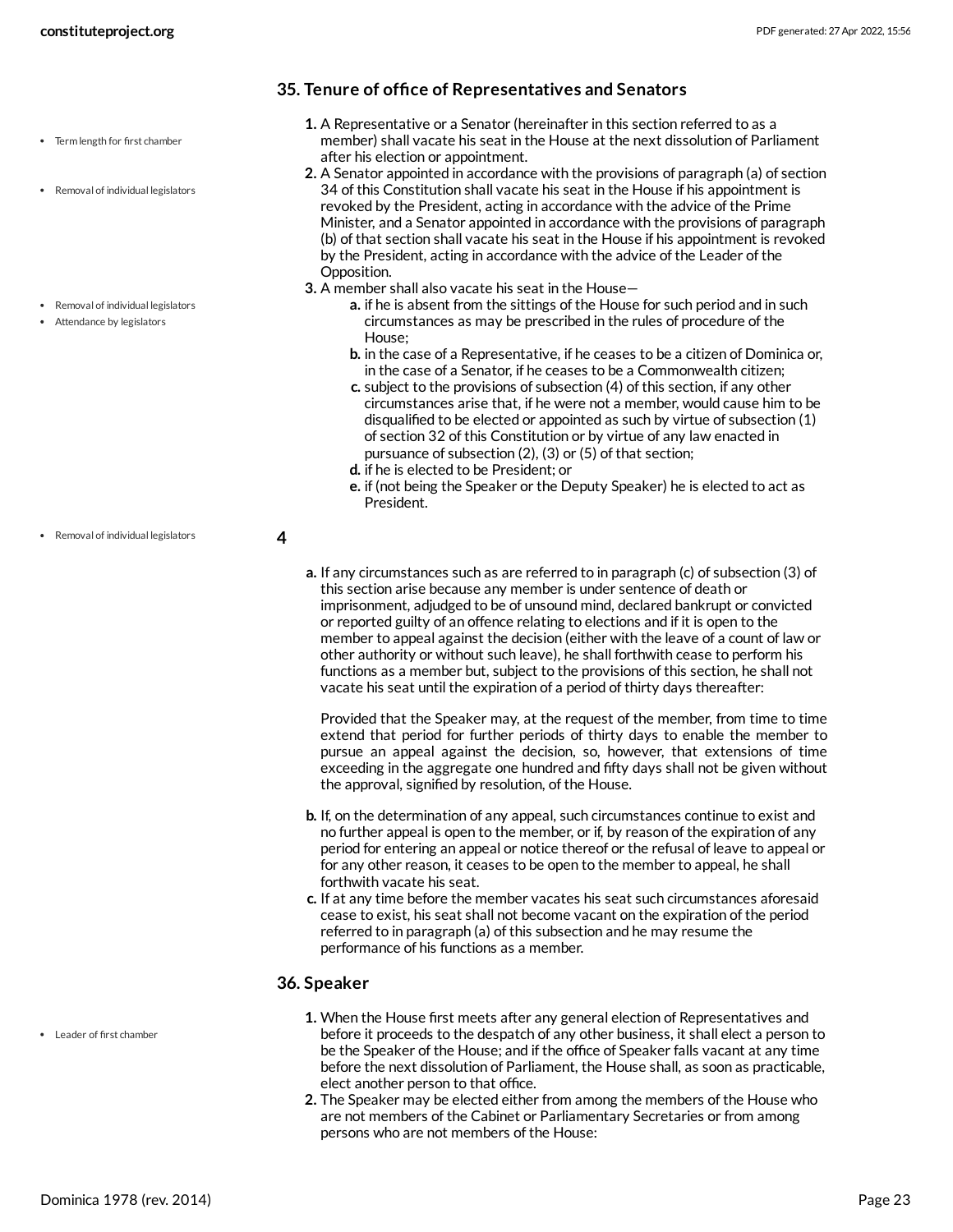## 35. Tenure of office of Representatives and Senators

- Term length for first chamber
- Removal of individual legislators

1. A Representative or a Senator (hereinafter in this section referred to as a member) shall vacate his seat in the House at the next dissolution of Parliament after his election or appointment.
2. A Senator appointed in accordance with the provisions of paragraph (a) of section 34 of this Constitution shall vacate his seat in the House if his appointment is revoked by the President, acting in accordance with the advice of the Prime Minister, and a Senator appointed in accordance with the provisions of paragraph (b) of that section shall vacate his seat in the House if his appointment is revoked by the President, acting in accordance with the advice of the Leader of the Opposition.

- Removal of individual legislators
- Attendance by legislators

3. A member shall also vacate his seat in the House—
   a. if he is absent from the sittings of the House for such period and in such circumstances as may be prescribed in the rules of procedure of the House;
   b. in the case of a Representative, if he ceases to be a citizen of Dominica or, in the case of a Senator, if he ceases to be a Commonwealth citizen;
   c. subject to the provisions of subsection (4) of this section, if any other circumstances arise that, if he were not a member, would cause him to be disqualified to be elected or appointed as such by virtue of subsection (1) of section 32 of this Constitution or by virtue of any law enacted in pursuance of subsection (2), (3) or (5) of that section;
   d. if he is elected to be President; or
   e. if (not being the Speaker or the Deputy Speaker) he is elected to act as President.

- Removal of individual legislators

**4**

a. If any circumstances such as are referred to in paragraph (c) of subsection (3) of this section arise because any member is under sentence of death or imprisonment, adjudged to be of unsound mind, declared bankrupt or convicted or reported guilty of an offence relating to elections and if it is open to the member to appeal against the decision (either with the leave of a count of law or other authority or without such leave), he shall forthwith cease to perform his functions as a member but, subject to the provisions of this section, he shall not vacate his seat until the expiration of a period of thirty days thereafter:

   Provided that the Speaker may, at the request of the member, from time to time extend that period for further periods of thirty days to enable the member to pursue an appeal against the decision, so, however, that extensions of time exceeding in the aggregate one hundred and fifty days shall not be given without the approval, signified by resolution, of the House.

b. If, on the determination of any appeal, such circumstances continue to exist and no further appeal is open to the member, or if, by reason of the expiration of any period for entering an appeal or notice thereof or the refusal of leave to appeal or for any other reason, it ceases to be open to the member to appeal, he shall forthwith vacate his seat.
c. If at any time before the member vacates his seat such circumstances aforesaid cease to exist, his seat shall not become vacant on the expiration of the period referred to in paragraph (a) of this subsection and he may resume the performance of his functions as a member.

## 36. Speaker

- Leader of first chamber

1. When the House first meets after any general election of Representatives and before it proceeds to the despatch of any other business, it shall elect a person to be the Speaker of the House; and if the office of Speaker falls vacant at any time before the next dissolution of Parliament, the House shall, as soon as practicable, elect another person to that office.
2. The Speaker may be elected either from among the members of the House who are not members of the Cabinet or Parliamentary Secretaries or from among persons who are not members of the House: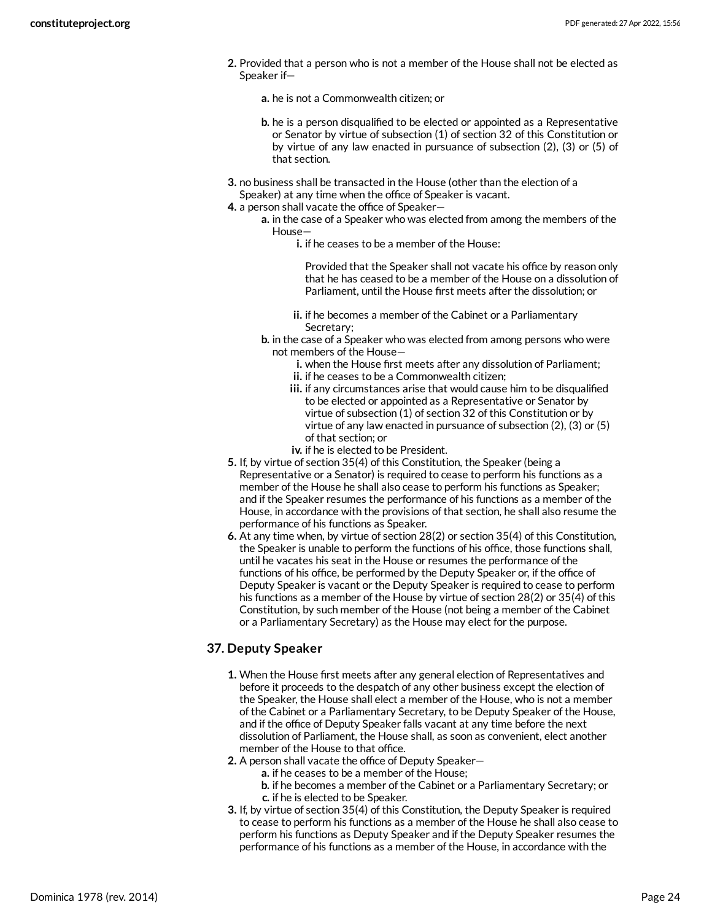2. Provided that a person who is not a member of the House shall not be elected as Speaker if—

   a. he is not a Commonwealth citizen; or

   b. he is a person disqualified to be elected or appointed as a Representative or Senator by virtue of subsection (1) of section 32 of this Constitution or by virtue of any law enacted in pursuance of subsection (2), (3) or (5) of that section.

3. no business shall be transacted in the House (other than the election of a Speaker) at any time when the office of Speaker is vacant.
4. a person shall vacate the office of Speaker—
   a. in the case of a Speaker who was elected from among the members of the House—
      i. if he ceases to be a member of the House:

         Provided that the Speaker shall not vacate his office by reason only that he has ceased to be a member of the House on a dissolution of Parliament, until the House first meets after the dissolution; or

      ii. if he becomes a member of the Cabinet or a Parliamentary Secretary;
   b. in the case of a Speaker who was elected from among persons who were not members of the House—
      i. when the House first meets after any dissolution of Parliament;
      ii. if he ceases to be a Commonwealth citizen;
      iii. if any circumstances arise that would cause him to be disqualified to be elected or appointed as a Representative or Senator by virtue of subsection (1) of section 32 of this Constitution or by virtue of any law enacted in pursuance of subsection (2), (3) or (5) of that section; or
      iv. if he is elected to be President.
5. If, by virtue of section 35(4) of this Constitution, the Speaker (being a Representative or a Senator) is required to cease to perform his functions as a member of the House he shall also cease to perform his functions as Speaker; and if the Speaker resumes the performance of his functions as a member of the House, in accordance with the provisions of that section, he shall also resume the performance of his functions as Speaker.
6. At any time when, by virtue of section 28(2) or section 35(4) of this Constitution, the Speaker is unable to perform the functions of his office, those functions shall, until he vacates his seat in the House or resumes the performance of the functions of his office, be performed by the Deputy Speaker or, if the office of Deputy Speaker is vacant or the Deputy Speaker is required to cease to perform his functions as a member of the House by virtue of section 28(2) or 35(4) of this Constitution, by such member of the House (not being a member of the Cabinet or a Parliamentary Secretary) as the House may elect for the purpose.

## 37. Deputy Speaker

1. When the House first meets after any general election of Representatives and before it proceeds to the despatch of any other business except the election of the Speaker, the House shall elect a member of the House, who is not a member of the Cabinet or a Parliamentary Secretary, to be Deputy Speaker of the House, and if the office of Deputy Speaker falls vacant at any time before the next dissolution of Parliament, the House shall, as soon as convenient, elect another member of the House to that office.
2. A person shall vacate the office of Deputy Speaker—
   a. if he ceases to be a member of the House;
   b. if he becomes a member of the Cabinet or a Parliamentary Secretary; or
   c. if he is elected to be Speaker.
3. If, by virtue of section 35(4) of this Constitution, the Deputy Speaker is required to cease to perform his functions as a member of the House he shall also cease to perform his functions as Deputy Speaker and if the Deputy Speaker resumes the performance of his functions as a member of the House, in accordance with the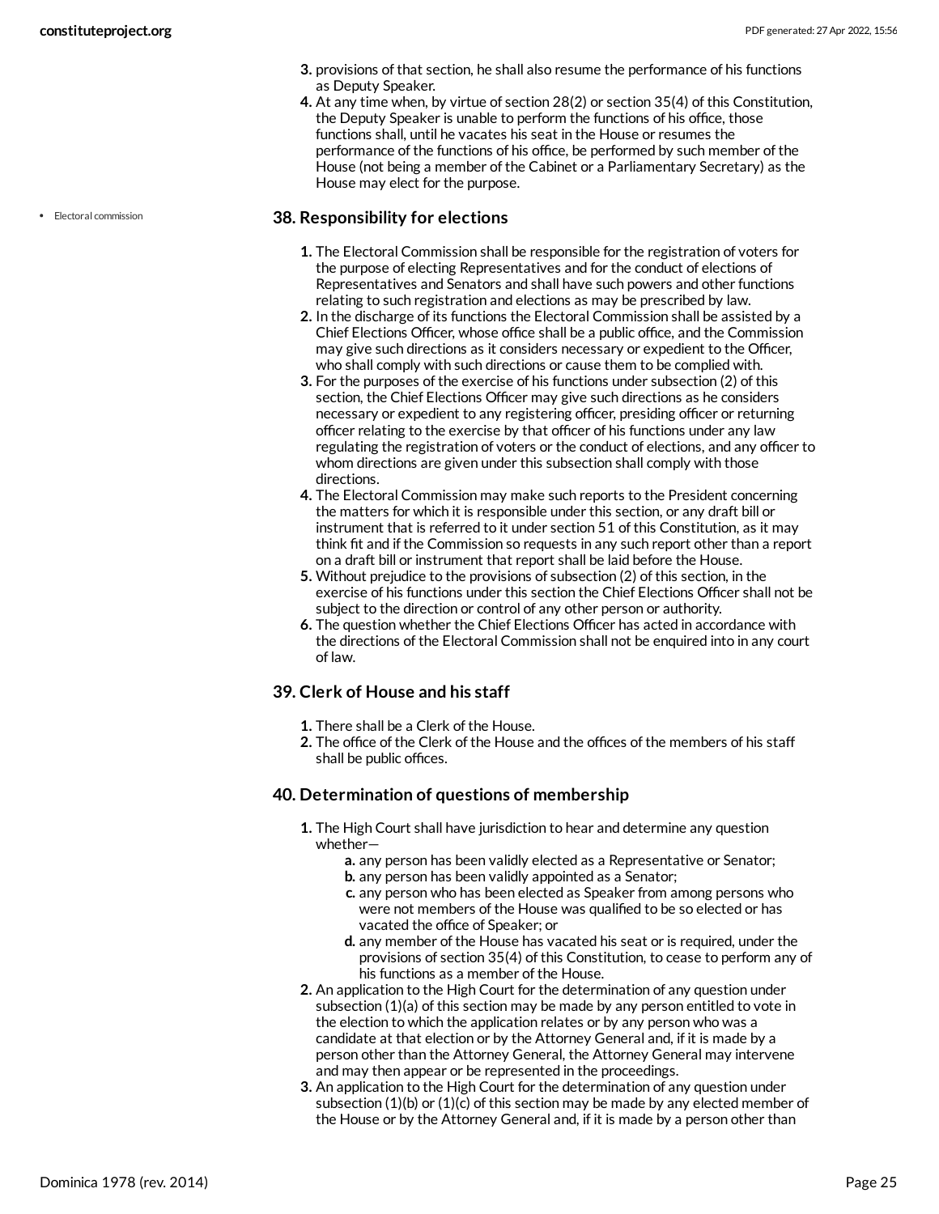3. provisions of that section, he shall also resume the performance of his functions as Deputy Speaker.
4. At any time when, by virtue of section 28(2) or section 35(4) of this Constitution, the Deputy Speaker is unable to perform the functions of his office, those functions shall, until he vacates his seat in the House or resumes the performance of the functions of his office, be performed by such member of the House (not being a member of the Cabinet or a Parliamentary Secretary) as the House may elect for the purpose.

- Electoral commission

### 38. Responsibility for elections

1. The Electoral Commission shall be responsible for the registration of voters for the purpose of electing Representatives and for the conduct of elections of Representatives and Senators and shall have such powers and other functions relating to such registration and elections as may be prescribed by law.
2. In the discharge of its functions the Electoral Commission shall be assisted by a Chief Elections Officer, whose office shall be a public office, and the Commission may give such directions as it considers necessary or expedient to the Officer, who shall comply with such directions or cause them to be complied with.
3. For the purposes of the exercise of his functions under subsection (2) of this section, the Chief Elections Officer may give such directions as he considers necessary or expedient to any registering officer, presiding officer or returning officer relating to the exercise by that officer of his functions under any law regulating the registration of voters or the conduct of elections, and any officer to whom directions are given under this subsection shall comply with those directions.
4. The Electoral Commission may make such reports to the President concerning the matters for which it is responsible under this section, or any draft bill or instrument that is referred to it under section 51 of this Constitution, as it may think fit and if the Commission so requests in any such report other than a report on a draft bill or instrument that report shall be laid before the House.
5. Without prejudice to the provisions of subsection (2) of this section, in the exercise of his functions under this section the Chief Elections Officer shall not be subject to the direction or control of any other person or authority.
6. The question whether the Chief Elections Officer has acted in accordance with the directions of the Electoral Commission shall not be enquired into in any court of law.

### 39. Clerk of House and his staff

1. There shall be a Clerk of the House.
2. The office of the Clerk of the House and the offices of the members of his staff shall be public offices.

### 40. Determination of questions of membership

1. The High Court shall have jurisdiction to hear and determine any question whether—
   a. any person has been validly elected as a Representative or Senator;
   b. any person has been validly appointed as a Senator;
   c. any person who has been elected as Speaker from among persons who were not members of the House was qualified to be so elected or has vacated the office of Speaker; or
   d. any member of the House has vacated his seat or is required, under the provisions of section 35(4) of this Constitution, to cease to perform any of his functions as a member of the House.
2. An application to the High Court for the determination of any question under subsection (1)(a) of this section may be made by any person entitled to vote in the election to which the application relates or by any person who was a candidate at that election or by the Attorney General and, if it is made by a person other than the Attorney General, the Attorney General may intervene and may then appear or be represented in the proceedings.
3. An application to the High Court for the determination of any question under subsection (1)(b) or (1)(c) of this section may be made by any elected member of the House or by the Attorney General and, if it is made by a person other than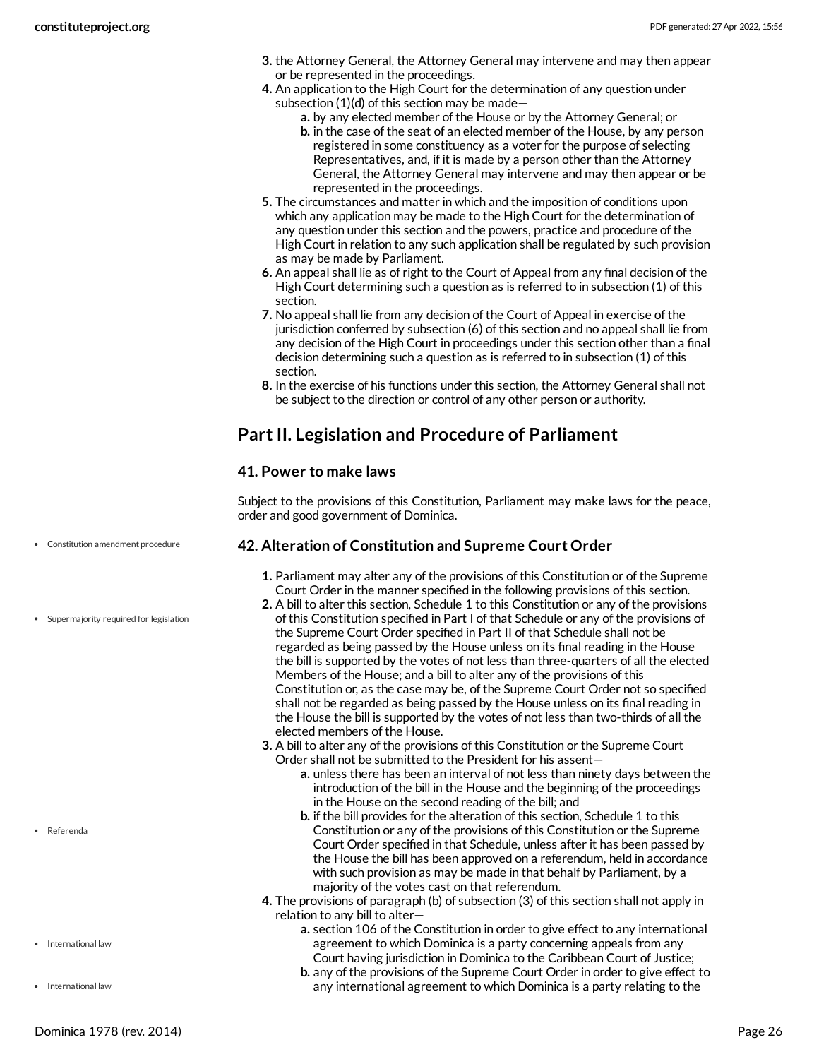3. the Attorney General, the Attorney General may intervene and may then appear or be represented in the proceedings.
4. An application to the High Court for the determination of any question under subsection (1)(d) of this section may be made—
    a. by any elected member of the House or by the Attorney General; or
    b. in the case of the seat of an elected member of the House, by any person registered in some constituency as a voter for the purpose of selecting Representatives, and, if it is made by a person other than the Attorney General, the Attorney General may intervene and may then appear or be represented in the proceedings.
5. The circumstances and matter in which and the imposition of conditions upon which any application may be made to the High Court for the determination of any question under this section and the powers, practice and procedure of the High Court in relation to any such application shall be regulated by such provision as may be made by Parliament.
6. An appeal shall lie as of right to the Court of Appeal from any final decision of the High Court determining such a question as is referred to in subsection (1) of this section.
7. No appeal shall lie from any decision of the Court of Appeal in exercise of the jurisdiction conferred by subsection (6) of this section and no appeal shall lie from any decision of the High Court in proceedings under this section other than a final decision determining such a question as is referred to in subsection (1) of this section.
8. In the exercise of his functions under this section, the Attorney General shall not be subject to the direction or control of any other person or authority.

## Part II. Legislation and Procedure of Parliament

### 41. Power to make laws

Subject to the provisions of this Constitution, Parliament may make laws for the peace, order and good government of Dominica.

### 42. Alteration of Constitution and Supreme Court Order

1. Parliament may alter any of the provisions of this Constitution or of the Supreme Court Order in the manner specified in the following provisions of this section.
2. A bill to alter this section, Schedule 1 to this Constitution or any of the provisions of this Constitution specified in Part I of that Schedule or any of the provisions of the Supreme Court Order specified in Part II of that Schedule shall not be regarded as being passed by the House unless on its final reading in the House the bill is supported by the votes of not less than three-quarters of all the elected Members of the House; and a bill to alter any of the provisions of this Constitution or, as the case may be, of the Supreme Court Order not so specified shall not be regarded as being passed by the House unless on its final reading in the House the bill is supported by the votes of not less than two-thirds of all the elected members of the House.
3. A bill to alter any of the provisions of this Constitution or the Supreme Court Order shall not be submitted to the President for his assent—
    a. unless there has been an interval of not less than ninety days between the introduction of the bill in the House and the beginning of the proceedings in the House on the second reading of the bill; and
    b. if the bill provides for the alteration of this section, Schedule 1 to this Constitution or any of the provisions of this Constitution or the Supreme Court Order specified in that Schedule, unless after it has been passed by the House the bill has been approved on a referendum, held in accordance with such provision as may be made in that behalf by Parliament, by a majority of the votes cast on that referendum.
4. The provisions of paragraph (b) of subsection (3) of this section shall not apply in relation to any bill to alter—
    a. section 106 of the Constitution in order to give effect to any international agreement to which Dominica is a party concerning appeals from any Court having jurisdiction in Dominica to the Caribbean Court of Justice;
    b. any of the provisions of the Supreme Court Order in order to give effect to any international agreement to which Dominica is a party relating to the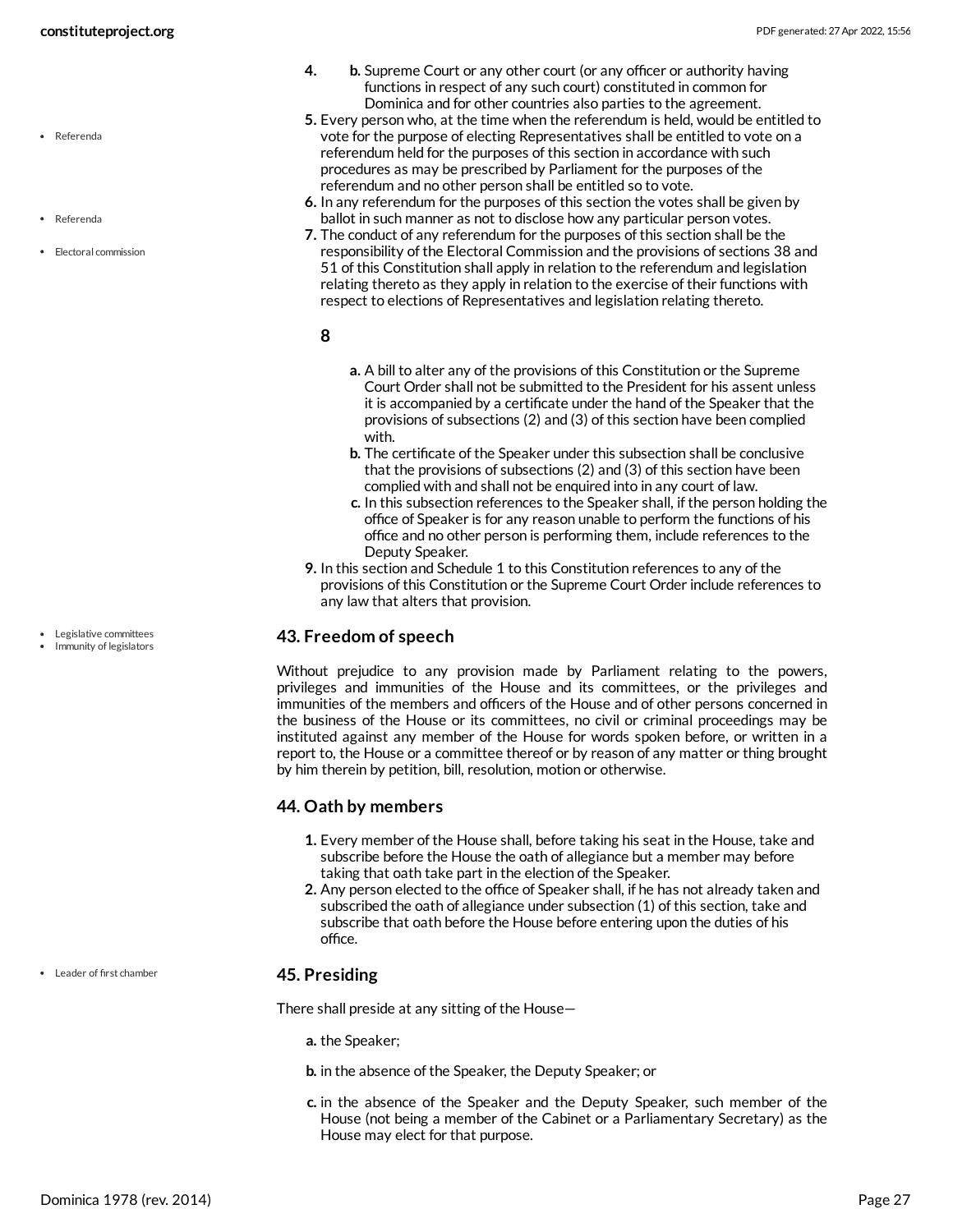4. b. Supreme Court or any other court (or any officer or authority having functions in respect of any such court) constituted in common for Dominica and for other countries also parties to the agreement.

5. Every person who, at the time when the referendum is held, would be entitled to vote for the purpose of electing Representatives shall be entitled to vote on a referendum held for the purposes of this section in accordance with such procedures as may be prescribed by Parliament for the purposes of the referendum and no other person shall be entitled so to vote.
6. In any referendum for the purposes of this section the votes shall be given by ballot in such manner as not to disclose how any particular person votes.
7. The conduct of any referendum for the purposes of this section shall be the responsibility of the Electoral Commission and the provisions of sections 38 and 51 of this Constitution shall apply in relation to the referendum and legislation relating thereto as they apply in relation to the exercise of their functions with respect to elections of Representatives and legislation relating thereto.

**8**

a. A bill to alter any of the provisions of this Constitution or the Supreme Court Order shall not be submitted to the President for his assent unless it is accompanied by a certificate under the hand of the Speaker that the provisions of subsections (2) and (3) of this section have been complied with.
b. The certificate of the Speaker under this subsection shall be conclusive that the provisions of subsections (2) and (3) of this section have been complied with and shall not be enquired into in any court of law.
c. In this subsection references to the Speaker shall, if the person holding the office of Speaker is for any reason unable to perform the functions of his office and no other person is performing them, include references to the Deputy Speaker.

9. In this section and Schedule 1 to this Constitution references to any of the provisions of this Constitution or the Supreme Court Order include references to any law that alters that provision.

### 43. Freedom of speech

Without prejudice to any provision made by Parliament relating to the powers, privileges and immunities of the House and its committees, or the privileges and immunities of the members and officers of the House and of other persons concerned in the business of the House or its committees, no civil or criminal proceedings may be instituted against any member of the House for words spoken before, or written in a report to, the House or a committee thereof or by reason of any matter or thing brought by him therein by petition, bill, resolution, motion or otherwise.

### 44. Oath by members

1. Every member of the House shall, before taking his seat in the House, take and subscribe before the House the oath of allegiance but a member may before taking that oath take part in the election of the Speaker.
2. Any person elected to the office of Speaker shall, if he has not already taken and subscribed the oath of allegiance under subsection (1) of this section, take and subscribe that oath before the House before entering upon the duties of his office.

### 45. Presiding

There shall preside at any sitting of the House—

a. the Speaker;

b. in the absence of the Speaker, the Deputy Speaker; or

c. in the absence of the Speaker and the Deputy Speaker, such member of the House (not being a member of the Cabinet or a Parliamentary Secretary) as the House may elect for that purpose.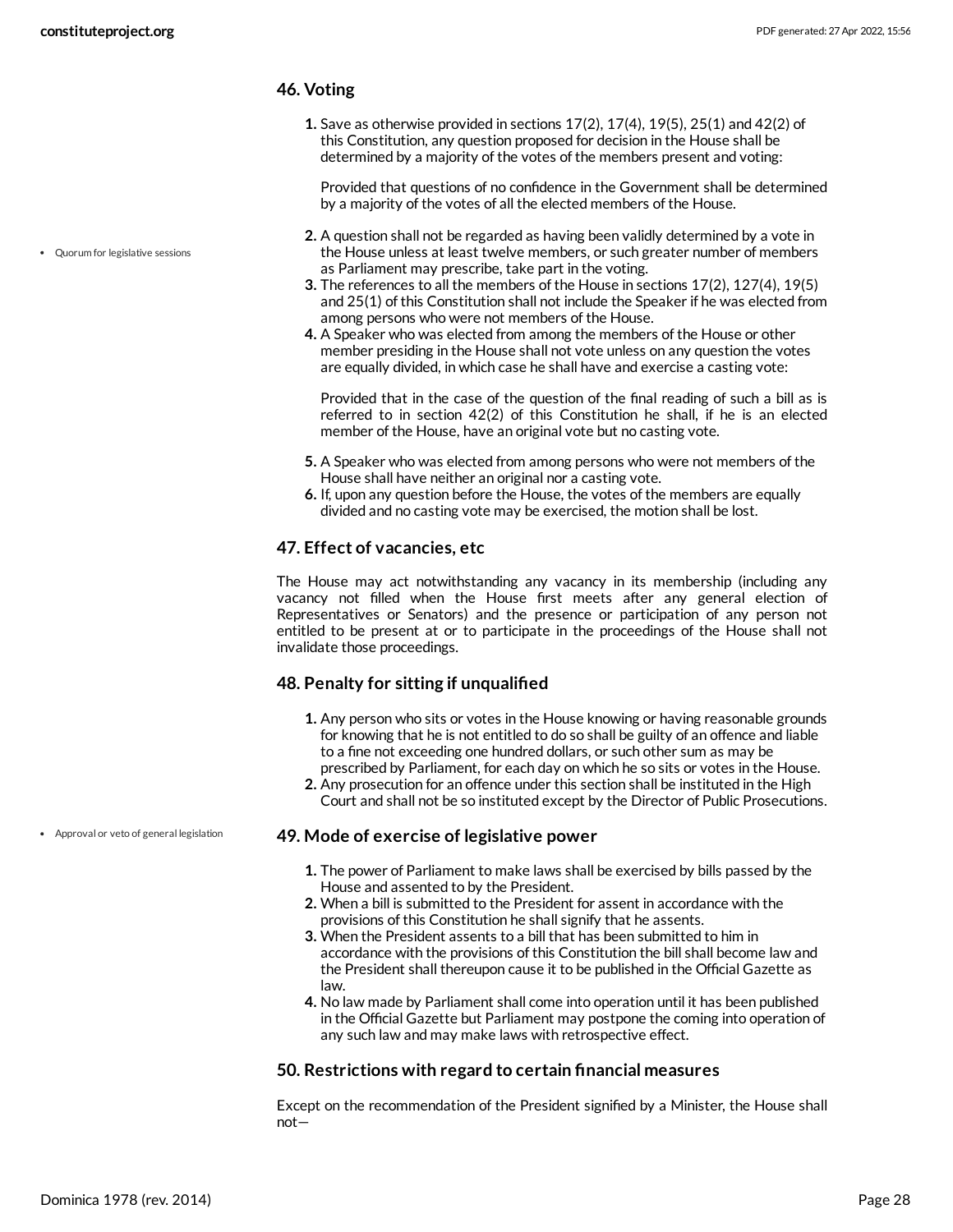### 46. Voting

1. Save as otherwise provided in sections 17(2), 17(4), 19(5), 25(1) and 42(2) of this Constitution, any question proposed for decision in the House shall be determined by a majority of the votes of the members present and voting:

   Provided that questions of no confidence in the Government shall be determined by a majority of the votes of all the elected members of the House.

2. A question shall not be regarded as having been validly determined by a vote in the House unless at least twelve members, or such greater number of members as Parliament may prescribe, take part in the voting.
3. The references to all the members of the House in sections 17(2), 127(4), 19(5) and 25(1) of this Constitution shall not include the Speaker if he was elected from among persons who were not members of the House.
4. A Speaker who was elected from among the members of the House or other member presiding in the House shall not vote unless on any question the votes are equally divided, in which case he shall have and exercise a casting vote:

   Provided that in the case of the question of the final reading of such a bill as is referred to in section 42(2) of this Constitution he shall, if he is an elected member of the House, have an original vote but no casting vote.

5. A Speaker who was elected from among persons who were not members of the House shall have neither an original nor a casting vote.
6. If, upon any question before the House, the votes of the members are equally divided and no casting vote may be exercised, the motion shall be lost.

- Quorum for legislative sessions

### 47. Effect of vacancies, etc

The House may act notwithstanding any vacancy in its membership (including any vacancy not filled when the House first meets after any general election of Representatives or Senators) and the presence or participation of any person not entitled to be present at or to participate in the proceedings of the House shall not invalidate those proceedings.

### 48. Penalty for sitting if unqualified

1. Any person who sits or votes in the House knowing or having reasonable grounds for knowing that he is not entitled to do so shall be guilty of an offence and liable to a fine not exceeding one hundred dollars, or such other sum as may be prescribed by Parliament, for each day on which he so sits or votes in the House.
2. Any prosecution for an offence under this section shall be instituted in the High Court and shall not be so instituted except by the Director of Public Prosecutions.

- Approval or veto of general legislation

### 49. Mode of exercise of legislative power

1. The power of Parliament to make laws shall be exercised by bills passed by the House and assented to by the President.
2. When a bill is submitted to the President for assent in accordance with the provisions of this Constitution he shall signify that he assents.
3. When the President assents to a bill that has been submitted to him in accordance with the provisions of this Constitution the bill shall become law and the President shall thereupon cause it to be published in the Official Gazette as law.
4. No law made by Parliament shall come into operation until it has been published in the Official Gazette but Parliament may postpone the coming into operation of any such law and may make laws with retrospective effect.

### 50. Restrictions with regard to certain financial measures

Except on the recommendation of the President signified by a Minister, the House shall not—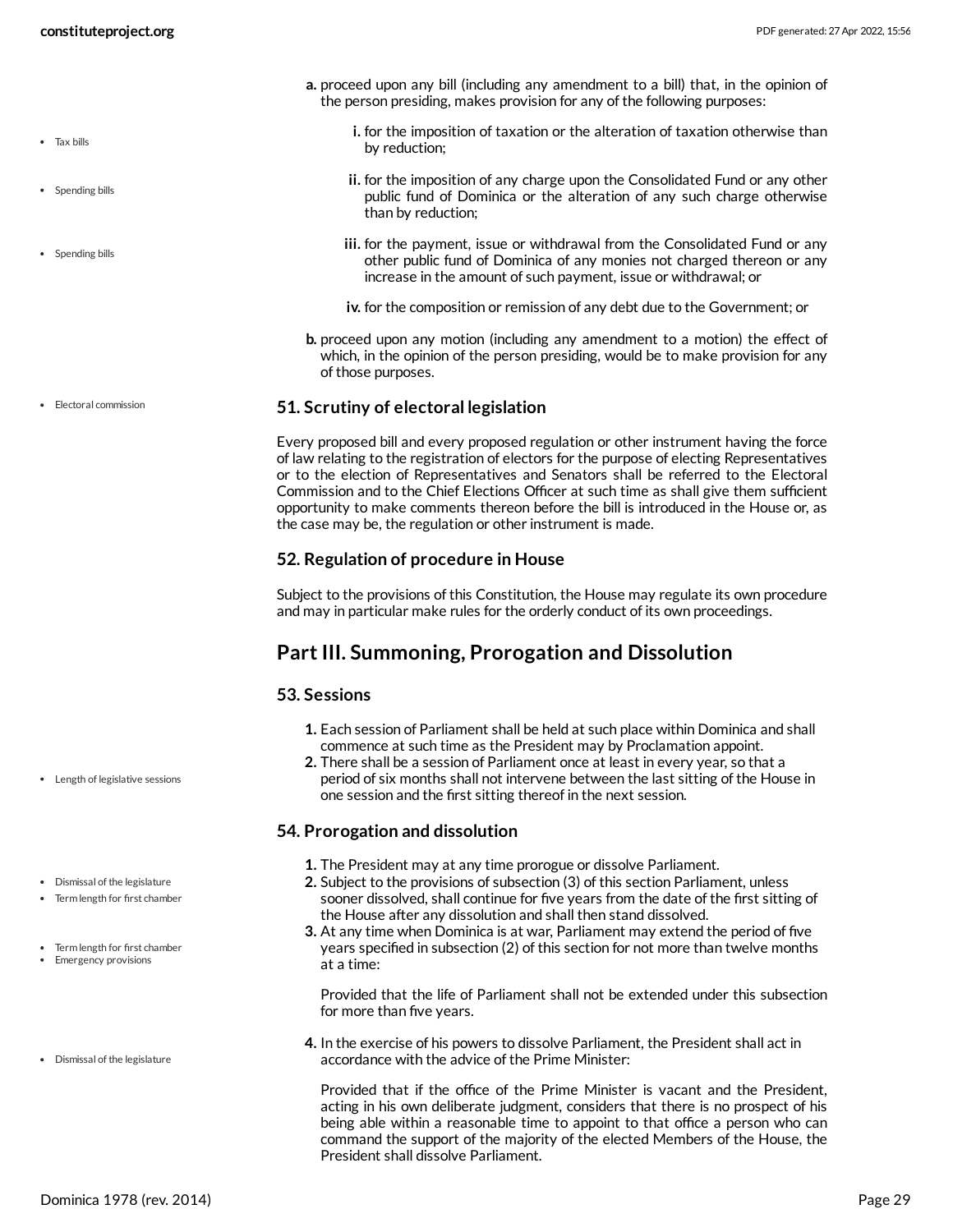a. proceed upon any bill (including any amendment to a bill) that, in the opinion of the person presiding, makes provision for any of the following purposes:

    i. for the imposition of taxation or the alteration of taxation otherwise than by reduction;

    ii. for the imposition of any charge upon the Consolidated Fund or any other public fund of Dominica or the alteration of any such charge otherwise than by reduction;

    iii. for the payment, issue or withdrawal from the Consolidated Fund or any other public fund of Dominica of any monies not charged thereon or any increase in the amount of such payment, issue or withdrawal; or

    iv. for the composition or remission of any debt due to the Government; or

b. proceed upon any motion (including any amendment to a motion) the effect of which, in the opinion of the person presiding, would be to make provision for any of those purposes.

### 51. Scrutiny of electoral legislation

Every proposed bill and every proposed regulation or other instrument having the force of law relating to the registration of electors for the purpose of electing Representatives or to the election of Representatives and Senators shall be referred to the Electoral Commission and to the Chief Elections Officer at such time as shall give them sufficient opportunity to make comments thereon before the bill is introduced in the House or, as the case may be, the regulation or other instrument is made.

### 52. Regulation of procedure in House

Subject to the provisions of this Constitution, the House may regulate its own procedure and may in particular make rules for the orderly conduct of its own proceedings.

## Part III. Summoning, Prorogation and Dissolution

### 53. Sessions

1. Each session of Parliament shall be held at such place within Dominica and shall commence at such time as the President may by Proclamation appoint.
2. There shall be a session of Parliament once at least in every year, so that a period of six months shall not intervene between the last sitting of the House in one session and the first sitting thereof in the next session.

### 54. Prorogation and dissolution

1. The President may at any time prorogue or dissolve Parliament.
2. Subject to the provisions of subsection (3) of this section Parliament, unless sooner dissolved, shall continue for five years from the date of the first sitting of the House after any dissolution and shall then stand dissolved.
3. At any time when Dominica is at war, Parliament may extend the period of five years specified in subsection (2) of this section for not more than twelve months at a time:

    Provided that the life of Parliament shall not be extended under this subsection for more than five years.

4. In the exercise of his powers to dissolve Parliament, the President shall act in accordance with the advice of the Prime Minister:

    Provided that if the office of the Prime Minister is vacant and the President, acting in his own deliberate judgment, considers that there is no prospect of his being able within a reasonable time to appoint to that office a person who can command the support of the majority of the elected Members of the House, the President shall dissolve Parliament.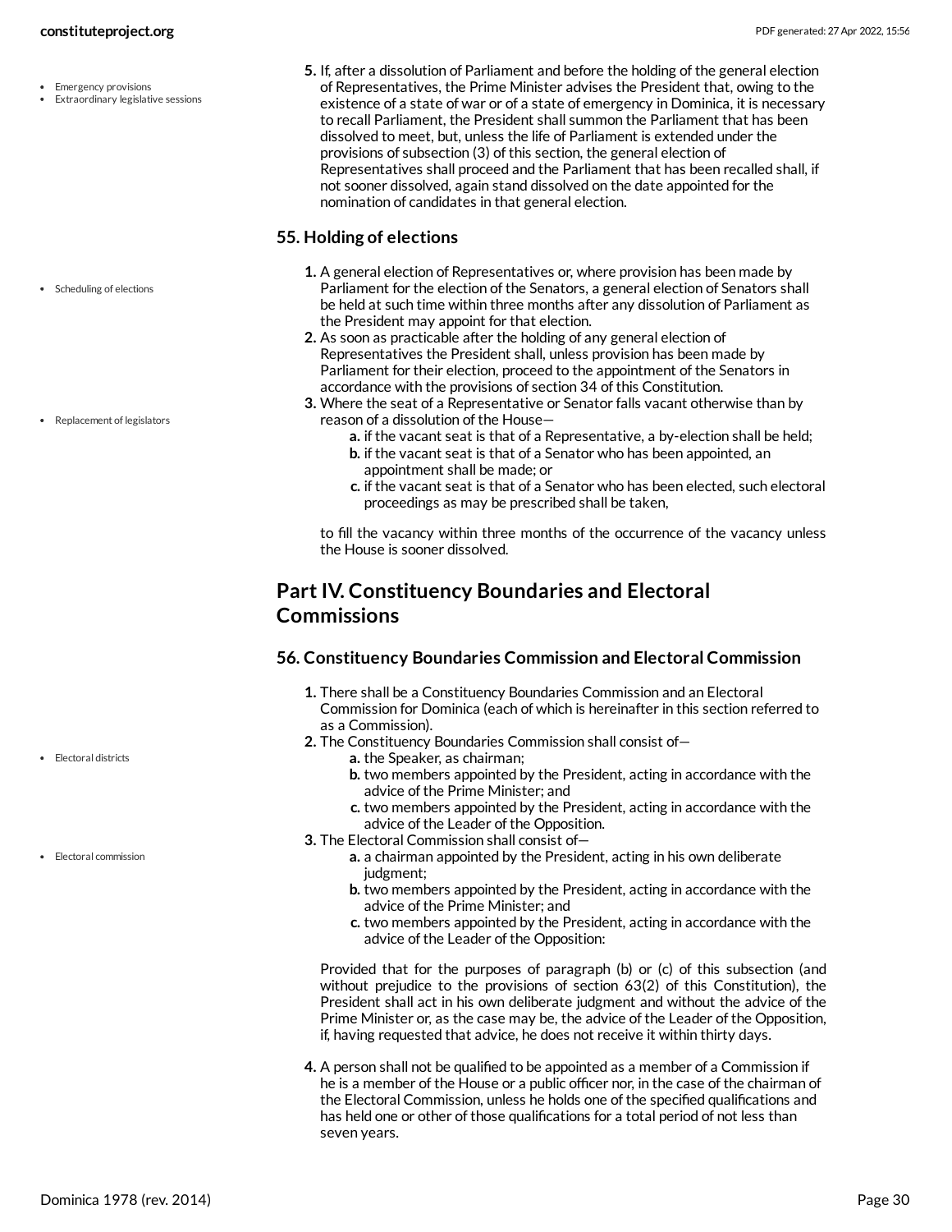5. If, after a dissolution of Parliament and before the holding of the general election of Representatives, the Prime Minister advises the President that, owing to the existence of a state of war or of a state of emergency in Dominica, it is necessary to recall Parliament, the President shall summon the Parliament that has been dissolved to meet, but, unless the life of Parliament is extended under the provisions of subsection (3) of this section, the general election of Representatives shall proceed and the Parliament that has been recalled shall, if not sooner dissolved, again stand dissolved on the date appointed for the nomination of candidates in that general election.

### 55. Holding of elections

1. A general election of Representatives or, where provision has been made by Parliament for the election of the Senators, a general election of Senators shall be held at such time within three months after any dissolution of Parliament as the President may appoint for that election.
2. As soon as practicable after the holding of any general election of Representatives the President shall, unless provision has been made by Parliament for their election, proceed to the appointment of the Senators in accordance with the provisions of section 34 of this Constitution.
3. Where the seat of a Representative or Senator falls vacant otherwise than by reason of a dissolution of the House—
    a. if the vacant seat is that of a Representative, a by-election shall be held;
    b. if the vacant seat is that of a Senator who has been appointed, an appointment shall be made; or
    c. if the vacant seat is that of a Senator who has been elected, such electoral proceedings as may be prescribed shall be taken,

   to fill the vacancy within three months of the occurrence of the vacancy unless the House is sooner dissolved.

## Part IV. Constituency Boundaries and Electoral Commissions

### 56. Constituency Boundaries Commission and Electoral Commission

1. There shall be a Constituency Boundaries Commission and an Electoral Commission for Dominica (each of which is hereinafter in this section referred to as a Commission).
2. The Constituency Boundaries Commission shall consist of—
    a. the Speaker, as chairman;
    b. two members appointed by the President, acting in accordance with the advice of the Prime Minister; and
    c. two members appointed by the President, acting in accordance with the advice of the Leader of the Opposition.
3. The Electoral Commission shall consist of—
    a. a chairman appointed by the President, acting in his own deliberate judgment;
    b. two members appointed by the President, acting in accordance with the advice of the Prime Minister; and
    c. two members appointed by the President, acting in accordance with the advice of the Leader of the Opposition:

   Provided that for the purposes of paragraph (b) or (c) of this subsection (and without prejudice to the provisions of section 63(2) of this Constitution), the President shall act in his own deliberate judgment and without the advice of the Prime Minister or, as the case may be, the advice of the Leader of the Opposition, if, having requested that advice, he does not receive it within thirty days.

4. A person shall not be qualified to be appointed as a member of a Commission if he is a member of the House or a public officer nor, in the case of the chairman of the Electoral Commission, unless he holds one of the specified qualifications and has held one or other of those qualifications for a total period of not less than seven years.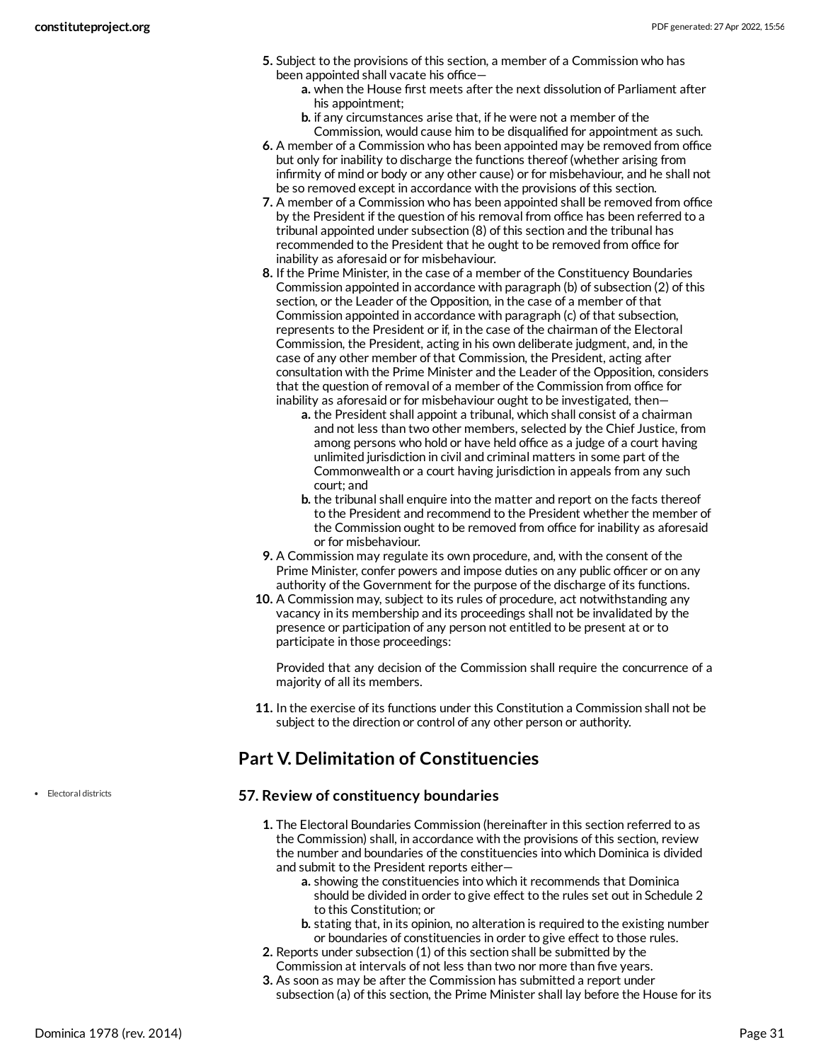5. Subject to the provisions of this section, a member of a Commission who has been appointed shall vacate his office—
    a. when the House first meets after the next dissolution of Parliament after his appointment;
    b. if any circumstances arise that, if he were not a member of the Commission, would cause him to be disqualified for appointment as such.
6. A member of a Commission who has been appointed may be removed from office but only for inability to discharge the functions thereof (whether arising from infirmity of mind or body or any other cause) or for misbehaviour, and he shall not be so removed except in accordance with the provisions of this section.
7. A member of a Commission who has been appointed shall be removed from office by the President if the question of his removal from office has been referred to a tribunal appointed under subsection (8) of this section and the tribunal has recommended to the President that he ought to be removed from office for inability as aforesaid or for misbehaviour.
8. If the Prime Minister, in the case of a member of the Constituency Boundaries Commission appointed in accordance with paragraph (b) of subsection (2) of this section, or the Leader of the Opposition, in the case of a member of that Commission appointed in accordance with paragraph (c) of that subsection, represents to the President or if, in the case of the chairman of the Electoral Commission, the President, acting in his own deliberate judgment, and, in the case of any other member of that Commission, the President, acting after consultation with the Prime Minister and the Leader of the Opposition, considers that the question of removal of a member of the Commission from office for inability as aforesaid or for misbehaviour ought to be investigated, then—
    a. the President shall appoint a tribunal, which shall consist of a chairman and not less than two other members, selected by the Chief Justice, from among persons who hold or have held office as a judge of a court having unlimited jurisdiction in civil and criminal matters in some part of the Commonwealth or a court having jurisdiction in appeals from any such court; and
    b. the tribunal shall enquire into the matter and report on the facts thereof to the President and recommend to the President whether the member of the Commission ought to be removed from office for inability as aforesaid or for misbehaviour.
9. A Commission may regulate its own procedure, and, with the consent of the Prime Minister, confer powers and impose duties on any public officer or on any authority of the Government for the purpose of the discharge of its functions.
10. A Commission may, subject to its rules of procedure, act notwithstanding any vacancy in its membership and its proceedings shall not be invalidated by the presence or participation of any person not entitled to be present at or to participate in those proceedings:

    Provided that any decision of the Commission shall require the concurrence of a majority of all its members.

11. In the exercise of its functions under this Constitution a Commission shall not be subject to the direction or control of any other person or authority.

## Part V. Delimitation of Constituencies

- Electoral districts

### 57. Review of constituency boundaries

1. The Electoral Boundaries Commission (hereinafter in this section referred to as the Commission) shall, in accordance with the provisions of this section, review the number and boundaries of the constituencies into which Dominica is divided and submit to the President reports either—
    a. showing the constituencies into which it recommends that Dominica should be divided in order to give effect to the rules set out in Schedule 2 to this Constitution; or
    b. stating that, in its opinion, no alteration is required to the existing number or boundaries of constituencies in order to give effect to those rules.
2. Reports under subsection (1) of this section shall be submitted by the Commission at intervals of not less than two nor more than five years.
3. As soon as may be after the Commission has submitted a report under subsection (a) of this section, the Prime Minister shall lay before the House for its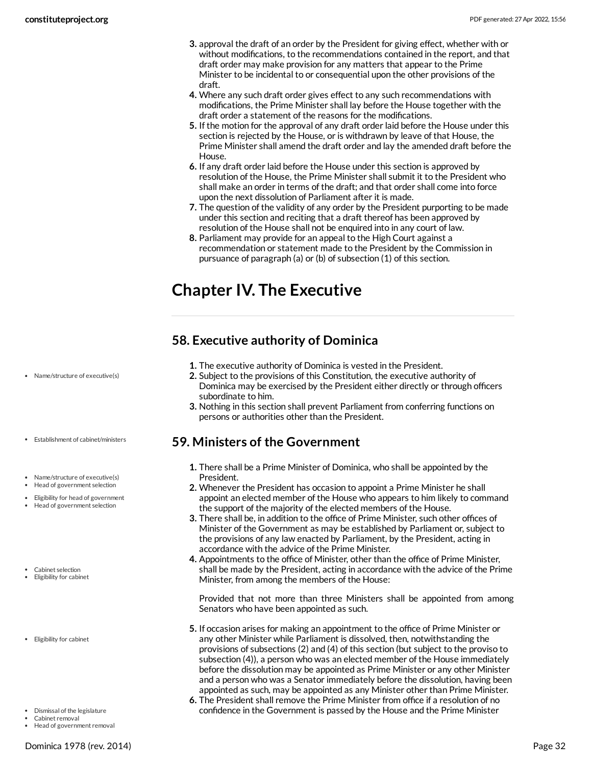3. approval the draft of an order by the President for giving effect, whether with or without modifications, to the recommendations contained in the report, and that draft order may make provision for any matters that appear to the Prime Minister to be incidental to or consequential upon the other provisions of the draft.
4. Where any such draft order gives effect to any such recommendations with modifications, the Prime Minister shall lay before the House together with the draft order a statement of the reasons for the modifications.
5. If the motion for the approval of any draft order laid before the House under this section is rejected by the House, or is withdrawn by leave of that House, the Prime Minister shall amend the draft order and lay the amended draft before the House.
6. If any draft order laid before the House under this section is approved by resolution of the House, the Prime Minister shall submit it to the President who shall make an order in terms of the draft; and that order shall come into force upon the next dissolution of Parliament after it is made.
7. The question of the validity of any order by the President purporting to be made under this section and reciting that a draft thereof has been approved by resolution of the House shall not be enquired into in any court of law.
8. Parliament may provide for an appeal to the High Court against a recommendation or statement made to the President by the Commission in pursuance of paragraph (a) or (b) of subsection (1) of this section.

# Chapter IV. The Executive

## 58. Executive authority of Dominica

- Name/structure of executive(s)

1. The executive authority of Dominica is vested in the President.
2. Subject to the provisions of this Constitution, the executive authority of Dominica may be exercised by the President either directly or through officers subordinate to him.
3. Nothing in this section shall prevent Parliament from conferring functions on persons or authorities other than the President.

## 59. Ministers of the Government

- Establishment of cabinet/ministers
- Name/structure of executive(s)
- Head of government selection
- Eligibility for head of government
- Head of government selection

1. There shall be a Prime Minister of Dominica, who shall be appointed by the President.
2. Whenever the President has occasion to appoint a Prime Minister he shall appoint an elected member of the House who appears to him likely to command the support of the majority of the elected members of the House.
3. There shall be, in addition to the office of Prime Minister, such other offices of Minister of the Government as may be established by Parliament or, subject to the provisions of any law enacted by Parliament, by the President, acting in accordance with the advice of the Prime Minister.

- Cabinet selection
- Eligibility for cabinet

4. Appointments to the office of Minister, other than the office of Prime Minister, shall be made by the President, acting in accordance with the advice of the Prime Minister, from among the members of the House:

   Provided that not more than three Ministers shall be appointed from among Senators who have been appointed as such.

- Eligibility for cabinet

5. If occasion arises for making an appointment to the office of Prime Minister or any other Minister while Parliament is dissolved, then, notwithstanding the provisions of subsections (2) and (4) of this section (but subject to the proviso to subsection (4)), a person who was an elected member of the House immediately before the dissolution may be appointed as Prime Minister or any other Minister and a person who was a Senator immediately before the dissolution, having been appointed as such, may be appointed as any Minister other than Prime Minister.

- Dismissal of the legislature
- Cabinet removal
- Head of government removal

6. The President shall remove the Prime Minister from office if a resolution of no confidence in the Government is passed by the House and the Prime Minister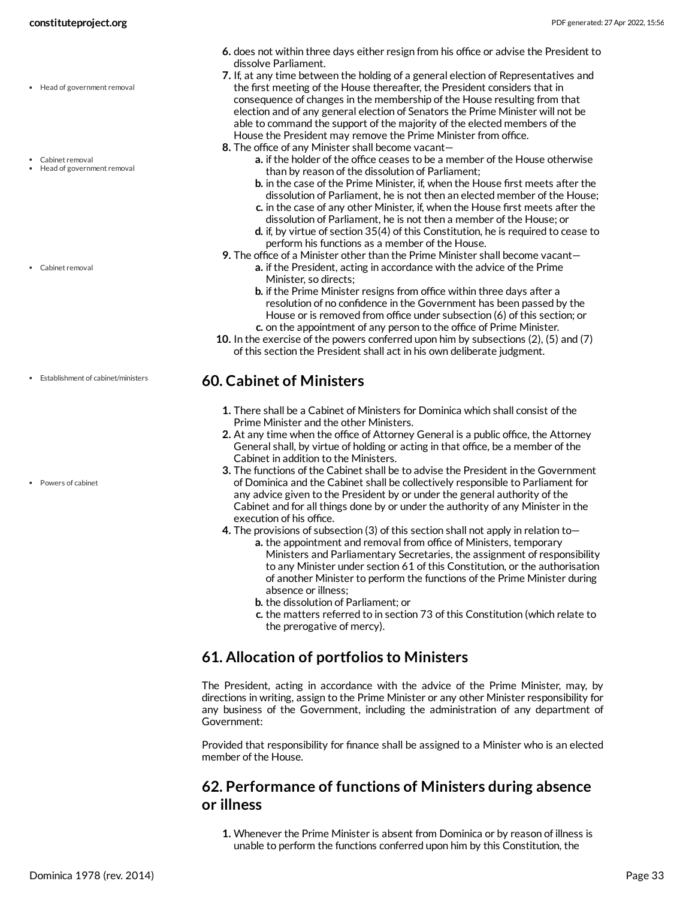6. does not within three days either resign from his office or advise the President to dissolve Parliament.
7. If, at any time between the holding of a general election of Representatives and the first meeting of the House thereafter, the President considers that in consequence of changes in the membership of the House resulting from that election and of any general election of Senators the Prime Minister will not be able to command the support of the majority of the elected members of the House the President may remove the Prime Minister from office.
8. The office of any Minister shall become vacant—
   a. if the holder of the office ceases to be a member of the House otherwise than by reason of the dissolution of Parliament;
   b. in the case of the Prime Minister, if, when the House first meets after the dissolution of Parliament, he is not then an elected member of the House;
   c. in the case of any other Minister, if, when the House first meets after the dissolution of Parliament, he is not then a member of the House; or
   d. if, by virtue of section 35(4) of this Constitution, he is required to cease to perform his functions as a member of the House.
9. The office of a Minister other than the Prime Minister shall become vacant—
   a. if the President, acting in accordance with the advice of the Prime Minister, so directs;
   b. if the Prime Minister resigns from office within three days after a resolution of no confidence in the Government has been passed by the House or is removed from office under subsection (6) of this section; or
   c. on the appointment of any person to the office of Prime Minister.
10. In the exercise of the powers conferred upon him by subsections (2), (5) and (7) of this section the President shall act in his own deliberate judgment.

## 60. Cabinet of Ministers

1. There shall be a Cabinet of Ministers for Dominica which shall consist of the Prime Minister and the other Ministers.
2. At any time when the office of Attorney General is a public office, the Attorney General shall, by virtue of holding or acting in that office, be a member of the Cabinet in addition to the Ministers.
3. The functions of the Cabinet shall be to advise the President in the Government of Dominica and the Cabinet shall be collectively responsible to Parliament for any advice given to the President by or under the general authority of the Cabinet and for all things done by or under the authority of any Minister in the execution of his office.
4. The provisions of subsection (3) of this section shall not apply in relation to—
   a. the appointment and removal from office of Ministers, temporary Ministers and Parliamentary Secretaries, the assignment of responsibility to any Minister under section 61 of this Constitution, or the authorisation of another Minister to perform the functions of the Prime Minister during absence or illness;
   b. the dissolution of Parliament; or
   c. the matters referred to in section 73 of this Constitution (which relate to the prerogative of mercy).

## 61. Allocation of portfolios to Ministers

The President, acting in accordance with the advice of the Prime Minister, may, by directions in writing, assign to the Prime Minister or any other Minister responsibility for any business of the Government, including the administration of any department of Government:

Provided that responsibility for finance shall be assigned to a Minister who is an elected member of the House.

## 62. Performance of functions of Ministers during absence or illness

1. Whenever the Prime Minister is absent from Dominica or by reason of illness is unable to perform the functions conferred upon him by this Constitution, the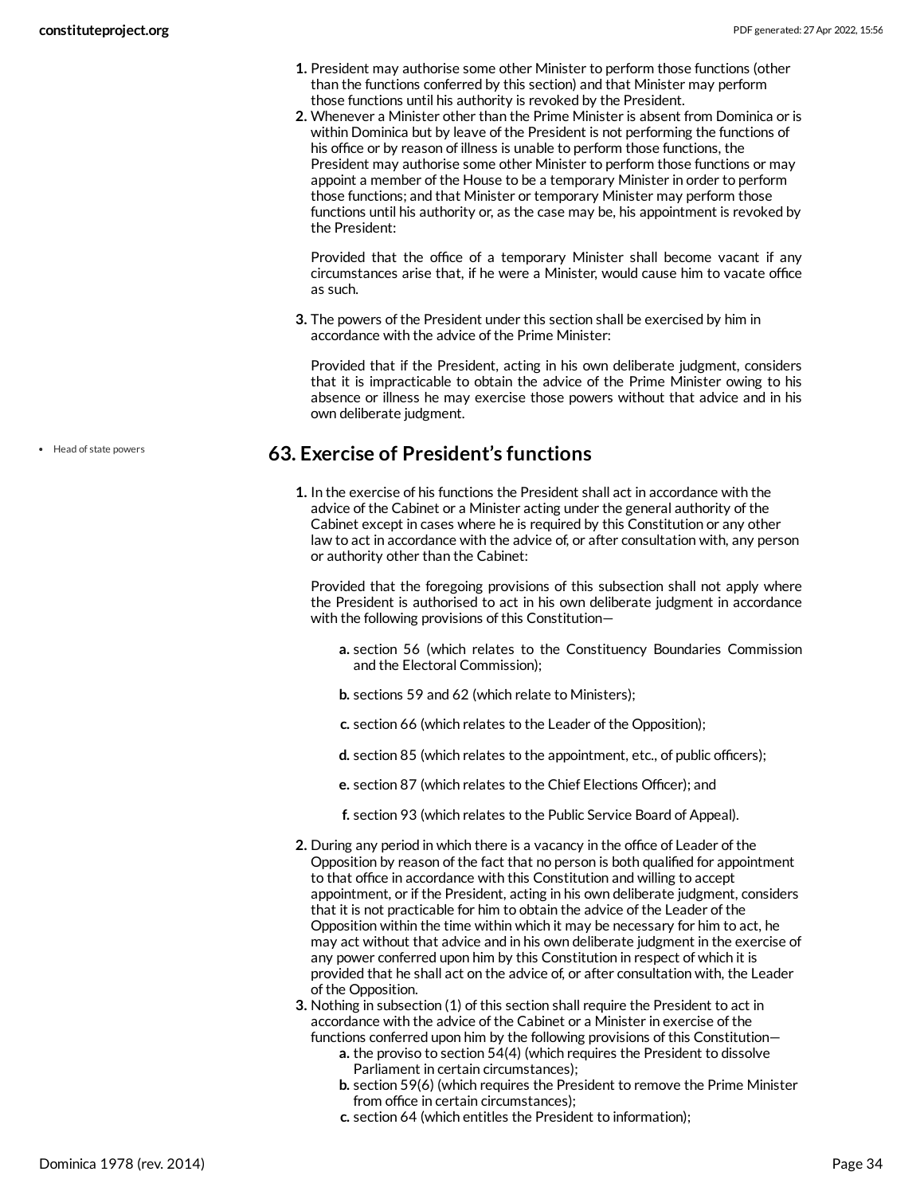1. President may authorise some other Minister to perform those functions (other than the functions conferred by this section) and that Minister may perform those functions until his authority is revoked by the President.
2. Whenever a Minister other than the Prime Minister is absent from Dominica or is within Dominica but by leave of the President is not performing the functions of his office or by reason of illness is unable to perform those functions, the President may authorise some other Minister to perform those functions or may appoint a member of the House to be a temporary Minister in order to perform those functions; and that Minister or temporary Minister may perform those functions until his authority or, as the case may be, his appointment is revoked by the President:

   Provided that the office of a temporary Minister shall become vacant if any circumstances arise that, if he were a Minister, would cause him to vacate office as such.

3. The powers of the President under this section shall be exercised by him in accordance with the advice of the Prime Minister:

   Provided that if the President, acting in his own deliberate judgment, considers that it is impracticable to obtain the advice of the Prime Minister owing to his absence or illness he may exercise those powers without that advice and in his own deliberate judgment.

- Head of state powers

## 63. Exercise of President's functions

1. In the exercise of his functions the President shall act in accordance with the advice of the Cabinet or a Minister acting under the general authority of the Cabinet except in cases where he is required by this Constitution or any other law to act in accordance with the advice of, or after consultation with, any person or authority other than the Cabinet:

   Provided that the foregoing provisions of this subsection shall not apply where the President is authorised to act in his own deliberate judgment in accordance with the following provisions of this Constitution—

   a. section 56 (which relates to the Constituency Boundaries Commission and the Electoral Commission);

   b. sections 59 and 62 (which relate to Ministers);

   c. section 66 (which relates to the Leader of the Opposition);

   d. section 85 (which relates to the appointment, etc., of public officers);

   e. section 87 (which relates to the Chief Elections Officer); and

   f. section 93 (which relates to the Public Service Board of Appeal).

2. During any period in which there is a vacancy in the office of Leader of the Opposition by reason of the fact that no person is both qualified for appointment to that office in accordance with this Constitution and willing to accept appointment, or if the President, acting in his own deliberate judgment, considers that it is not practicable for him to obtain the advice of the Leader of the Opposition within the time within which it may be necessary for him to act, he may act without that advice and in his own deliberate judgment in the exercise of any power conferred upon him by this Constitution in respect of which it is provided that he shall act on the advice of, or after consultation with, the Leader of the Opposition.
3. Nothing in subsection (1) of this section shall require the President to act in accordance with the advice of the Cabinet or a Minister in exercise of the functions conferred upon him by the following provisions of this Constitution—
   a. the proviso to section 54(4) (which requires the President to dissolve Parliament in certain circumstances);
   b. section 59(6) (which requires the President to remove the Prime Minister from office in certain circumstances);
   c. section 64 (which entitles the President to information);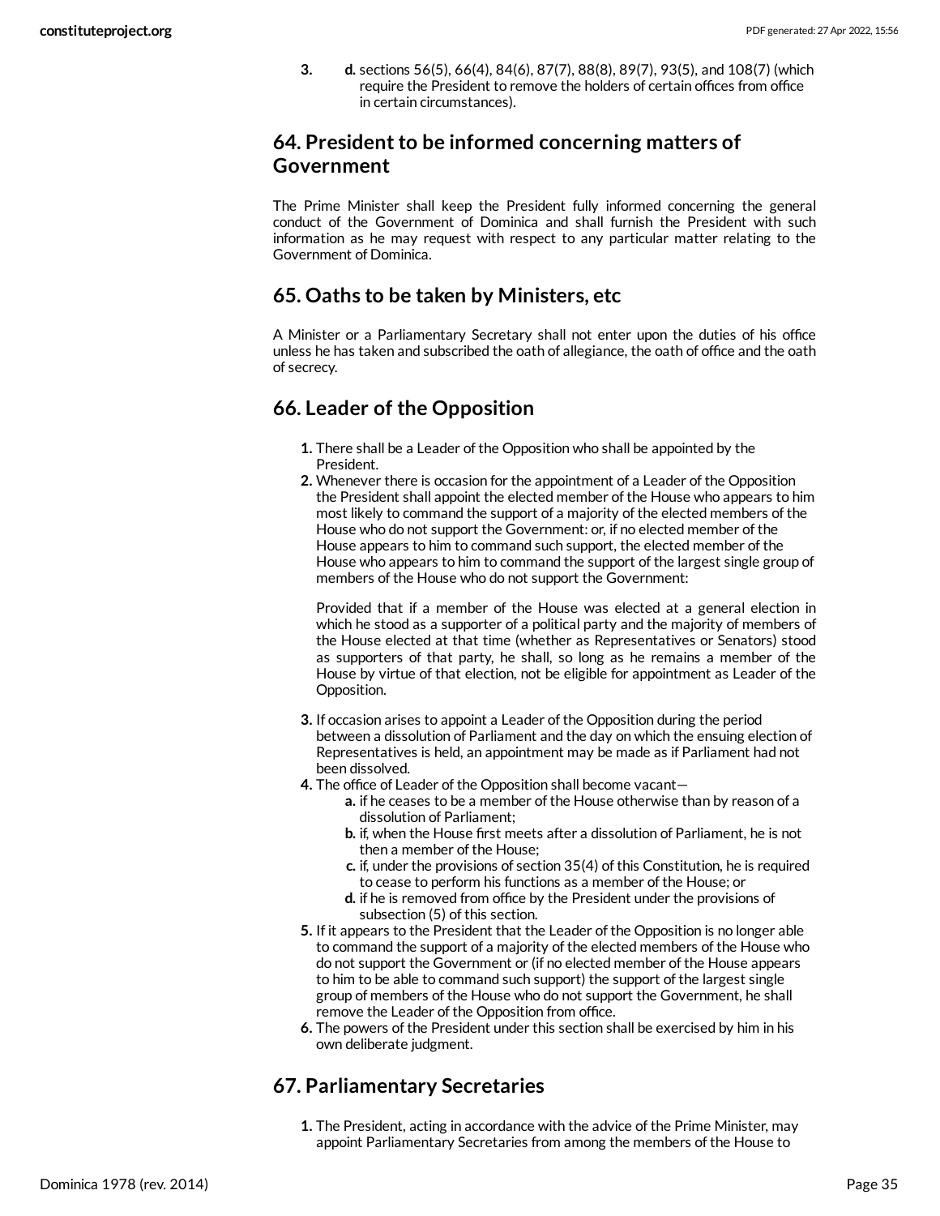3. d. sections 56(5), 66(4), 84(6), 87(7), 88(8), 89(7), 93(5), and 108(7) (which require the President to remove the holders of certain offices from office in certain circumstances).

## 64. President to be informed concerning matters of Government

The Prime Minister shall keep the President fully informed concerning the general conduct of the Government of Dominica and shall furnish the President with such information as he may request with respect to any particular matter relating to the Government of Dominica.

## 65. Oaths to be taken by Ministers, etc

A Minister or a Parliamentary Secretary shall not enter upon the duties of his office unless he has taken and subscribed the oath of allegiance, the oath of office and the oath of secrecy.

## 66. Leader of the Opposition

1. There shall be a Leader of the Opposition who shall be appointed by the President.
2. Whenever there is occasion for the appointment of a Leader of the Opposition the President shall appoint the elected member of the House who appears to him most likely to command the support of a majority of the elected members of the House who do not support the Government: or, if no elected member of the House appears to him to command such support, the elected member of the House who appears to him to command the support of the largest single group of members of the House who do not support the Government:

   Provided that if a member of the House was elected at a general election in which he stood as a supporter of a political party and the majority of members of the House elected at that time (whether as Representatives or Senators) stood as supporters of that party, he shall, so long as he remains a member of the House by virtue of that election, not be eligible for appointment as Leader of the Opposition.
3. If occasion arises to appoint a Leader of the Opposition during the period between a dissolution of Parliament and the day on which the ensuing election of Representatives is held, an appointment may be made as if Parliament had not been dissolved.
4. The office of Leader of the Opposition shall become vacant—
   a. if he ceases to be a member of the House otherwise than by reason of a dissolution of Parliament;
   b. if, when the House first meets after a dissolution of Parliament, he is not then a member of the House;
   c. if, under the provisions of section 35(4) of this Constitution, he is required to cease to perform his functions as a member of the House; or
   d. if he is removed from office by the President under the provisions of subsection (5) of this section.
5. If it appears to the President that the Leader of the Opposition is no longer able to command the support of a majority of the elected members of the House who do not support the Government or (if no elected member of the House appears to him to be able to command such support) the support of the largest single group of members of the House who do not support the Government, he shall remove the Leader of the Opposition from office.
6. The powers of the President under this section shall be exercised by him in his own deliberate judgment.

## 67. Parliamentary Secretaries

1. The President, acting in accordance with the advice of the Prime Minister, may appoint Parliamentary Secretaries from among the members of the House to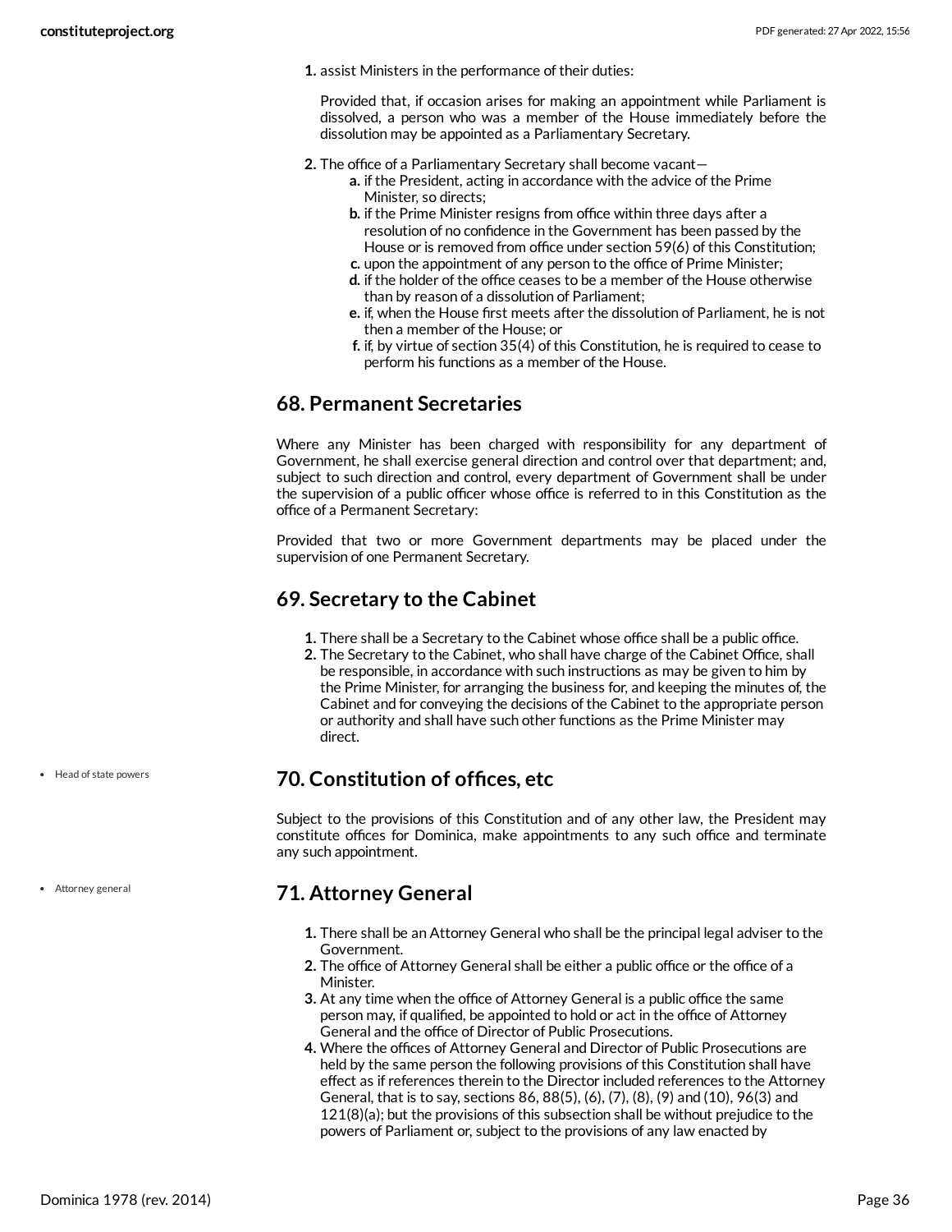1. assist Ministers in the performance of their duties:

   Provided that, if occasion arises for making an appointment while Parliament is dissolved, a person who was a member of the House immediately before the dissolution may be appointed as a Parliamentary Secretary.

2. The office of a Parliamentary Secretary shall become vacant—
   a. if the President, acting in accordance with the advice of the Prime Minister, so directs;
   b. if the Prime Minister resigns from office within three days after a resolution of no confidence in the Government has been passed by the House or is removed from office under section 59(6) of this Constitution;
   c. upon the appointment of any person to the office of Prime Minister;
   d. if the holder of the office ceases to be a member of the House otherwise than by reason of a dissolution of Parliament;
   e. if, when the House first meets after the dissolution of Parliament, he is not then a member of the House; or
   f. if, by virtue of section 35(4) of this Constitution, he is required to cease to perform his functions as a member of the House.

## 68. Permanent Secretaries

Where any Minister has been charged with responsibility for any department of Government, he shall exercise general direction and control over that department; and, subject to such direction and control, every department of Government shall be under the supervision of a public officer whose office is referred to in this Constitution as the office of a Permanent Secretary:

Provided that two or more Government departments may be placed under the supervision of one Permanent Secretary.

## 69. Secretary to the Cabinet

1. There shall be a Secretary to the Cabinet whose office shall be a public office.
2. The Secretary to the Cabinet, who shall have charge of the Cabinet Office, shall be responsible, in accordance with such instructions as may be given to him by the Prime Minister, for arranging the business for, and keeping the minutes of, the Cabinet and for conveying the decisions of the Cabinet to the appropriate person or authority and shall have such other functions as the Prime Minister may direct.

- Head of state powers

## 70. Constitution of offices, etc

Subject to the provisions of this Constitution and of any other law, the President may constitute offices for Dominica, make appointments to any such office and terminate any such appointment.

- Attorney general

## 71. Attorney General

1. There shall be an Attorney General who shall be the principal legal adviser to the Government.
2. The office of Attorney General shall be either a public office or the office of a Minister.
3. At any time when the office of Attorney General is a public office the same person may, if qualified, be appointed to hold or act in the office of Attorney General and the office of Director of Public Prosecutions.
4. Where the offices of Attorney General and Director of Public Prosecutions are held by the same person the following provisions of this Constitution shall have effect as if references therein to the Director included references to the Attorney General, that is to say, sections 86, 88(5), (6), (7), (8), (9) and (10), 96(3) and 121(8)(a); but the provisions of this subsection shall be without prejudice to the powers of Parliament or, subject to the provisions of any law enacted by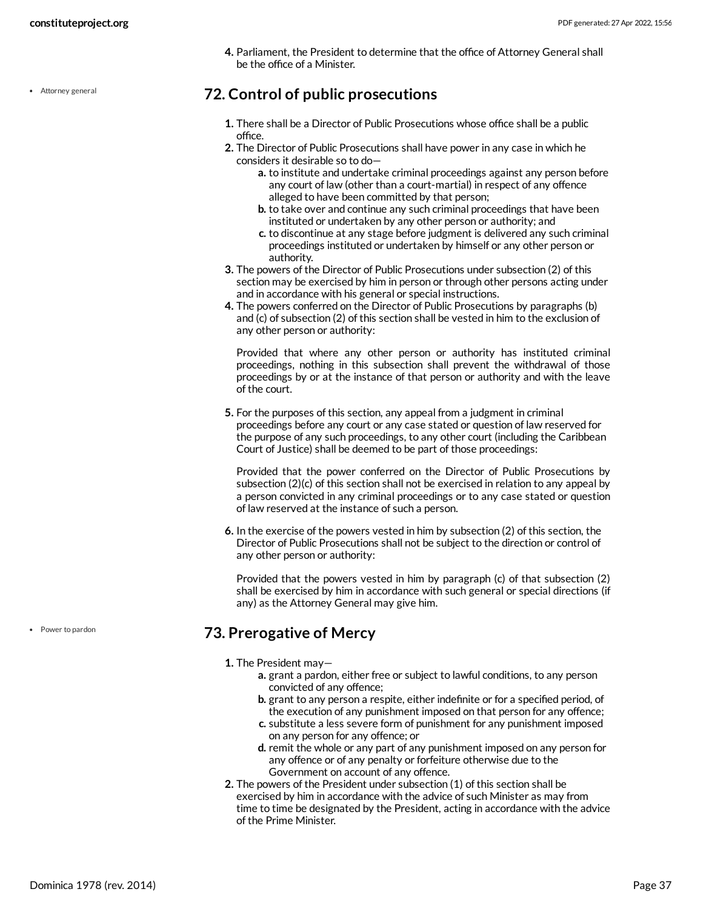4. Parliament, the President to determine that the office of Attorney General shall be the office of a Minister.

- Attorney general

## 72. Control of public prosecutions

1. There shall be a Director of Public Prosecutions whose office shall be a public office.
2. The Director of Public Prosecutions shall have power in any case in which he considers it desirable so to do—
   a. to institute and undertake criminal proceedings against any person before any court of law (other than a court-martial) in respect of any offence alleged to have been committed by that person;
   b. to take over and continue any such criminal proceedings that have been instituted or undertaken by any other person or authority; and
   c. to discontinue at any stage before judgment is delivered any such criminal proceedings instituted or undertaken by himself or any other person or authority.
3. The powers of the Director of Public Prosecutions under subsection (2) of this section may be exercised by him in person or through other persons acting under and in accordance with his general or special instructions.
4. The powers conferred on the Director of Public Prosecutions by paragraphs (b) and (c) of subsection (2) of this section shall be vested in him to the exclusion of any other person or authority:

   Provided that where any other person or authority has instituted criminal proceedings, nothing in this subsection shall prevent the withdrawal of those proceedings by or at the instance of that person or authority and with the leave of the court.

5. For the purposes of this section, any appeal from a judgment in criminal proceedings before any court or any case stated or question of law reserved for the purpose of any such proceedings, to any other court (including the Caribbean Court of Justice) shall be deemed to be part of those proceedings:

   Provided that the power conferred on the Director of Public Prosecutions by subsection (2)(c) of this section shall not be exercised in relation to any appeal by a person convicted in any criminal proceedings or to any case stated or question of law reserved at the instance of such a person.

6. In the exercise of the powers vested in him by subsection (2) of this section, the Director of Public Prosecutions shall not be subject to the direction or control of any other person or authority:

   Provided that the powers vested in him by paragraph (c) of that subsection (2) shall be exercised by him in accordance with such general or special directions (if any) as the Attorney General may give him.

- Power to pardon

## 73. Prerogative of Mercy

1. The President may—
   a. grant a pardon, either free or subject to lawful conditions, to any person convicted of any offence;
   b. grant to any person a respite, either indefinite or for a specified period, of the execution of any punishment imposed on that person for any offence;
   c. substitute a less severe form of punishment for any punishment imposed on any person for any offence; or
   d. remit the whole or any part of any punishment imposed on any person for any offence or of any penalty or forfeiture otherwise due to the Government on account of any offence.
2. The powers of the President under subsection (1) of this section shall be exercised by him in accordance with the advice of such Minister as may from time to time be designated by the President, acting in accordance with the advice of the Prime Minister.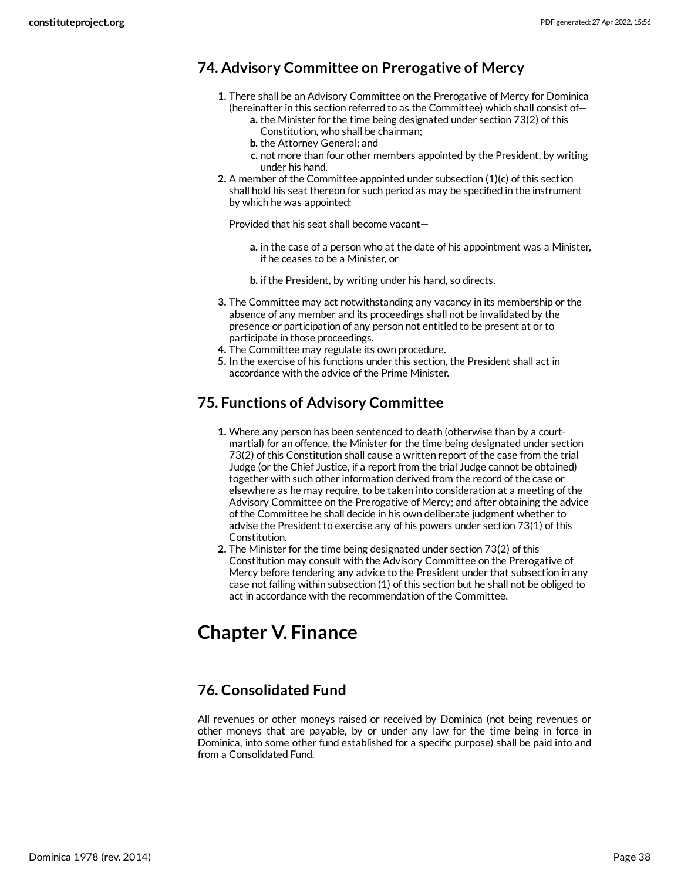## 74. Advisory Committee on Prerogative of Mercy

1. There shall be an Advisory Committee on the Prerogative of Mercy for Dominica (hereinafter in this section referred to as the Committee) which shall consist of—
   a. the Minister for the time being designated under section 73(2) of this Constitution, who shall be chairman;
   b. the Attorney General; and
   c. not more than four other members appointed by the President, by writing under his hand.
2. A member of the Committee appointed under subsection (1)(c) of this section shall hold his seat thereon for such period as may be specified in the instrument by which he was appointed:

   Provided that his seat shall become vacant—

   a. in the case of a person who at the date of his appointment was a Minister, if he ceases to be a Minister, or
   b. if the President, by writing under his hand, so directs.
3. The Committee may act notwithstanding any vacancy in its membership or the absence of any member and its proceedings shall not be invalidated by the presence or participation of any person not entitled to be present at or to participate in those proceedings.
4. The Committee may regulate its own procedure.
5. In the exercise of his functions under this section, the President shall act in accordance with the advice of the Prime Minister.

## 75. Functions of Advisory Committee

1. Where any person has been sentenced to death (otherwise than by a court-martial) for an offence, the Minister for the time being designated under section 73(2) of this Constitution shall cause a written report of the case from the trial Judge (or the Chief Justice, if a report from the trial Judge cannot be obtained) together with such other information derived from the record of the case or elsewhere as he may require, to be taken into consideration at a meeting of the Advisory Committee on the Prerogative of Mercy; and after obtaining the advice of the Committee he shall decide in his own deliberate judgment whether to advise the President to exercise any of his powers under section 73(1) of this Constitution.
2. The Minister for the time being designated under section 73(2) of this Constitution may consult with the Advisory Committee on the Prerogative of Mercy before tendering any advice to the President under that subsection in any case not falling within subsection (1) of this section but he shall not be obliged to act in accordance with the recommendation of the Committee.

# Chapter V. Finance

## 76. Consolidated Fund

All revenues or other moneys raised or received by Dominica (not being revenues or other moneys that are payable, by or under any law for the time being in force in Dominica, into some other fund established for a specific purpose) shall be paid into and from a Consolidated Fund.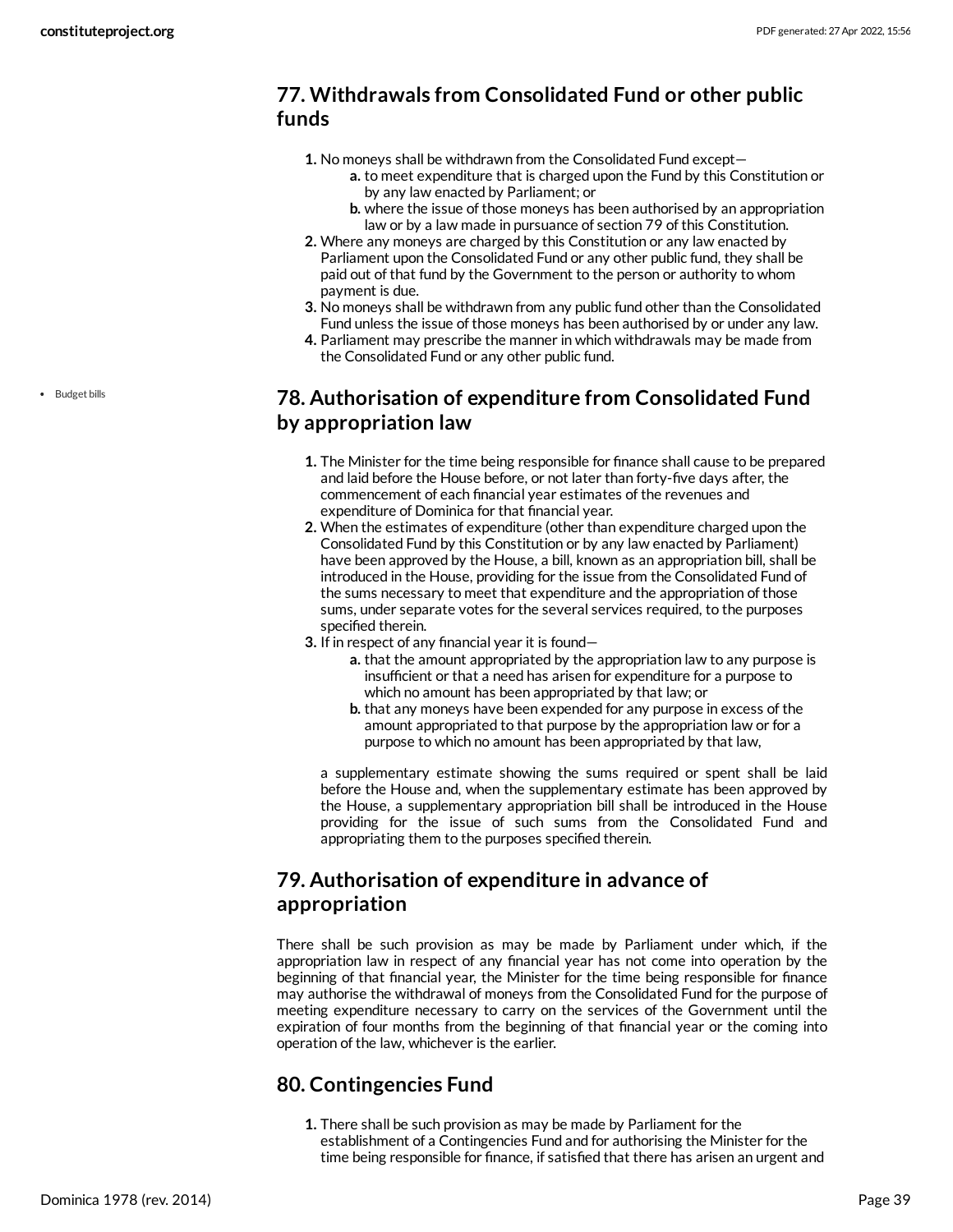## 77. Withdrawals from Consolidated Fund or other public funds

1. No moneys shall be withdrawn from the Consolidated Fund except—
   a. to meet expenditure that is charged upon the Fund by this Constitution or by any law enacted by Parliament; or
   b. where the issue of those moneys has been authorised by an appropriation law or by a law made in pursuance of section 79 of this Constitution.
2. Where any moneys are charged by this Constitution or any law enacted by Parliament upon the Consolidated Fund or any other public fund, they shall be paid out of that fund by the Government to the person or authority to whom payment is due.
3. No moneys shall be withdrawn from any public fund other than the Consolidated Fund unless the issue of those moneys has been authorised by or under any law.
4. Parliament may prescribe the manner in which withdrawals may be made from the Consolidated Fund or any other public fund.

- Budget bills

## 78. Authorisation of expenditure from Consolidated Fund by appropriation law

1. The Minister for the time being responsible for finance shall cause to be prepared and laid before the House before, or not later than forty-five days after, the commencement of each financial year estimates of the revenues and expenditure of Dominica for that financial year.
2. When the estimates of expenditure (other than expenditure charged upon the Consolidated Fund by this Constitution or by any law enacted by Parliament) have been approved by the House, a bill, known as an appropriation bill, shall be introduced in the House, providing for the issue from the Consolidated Fund of the sums necessary to meet that expenditure and the appropriation of those sums, under separate votes for the several services required, to the purposes specified therein.
3. If in respect of any financial year it is found—
   a. that the amount appropriated by the appropriation law to any purpose is insufficient or that a need has arisen for expenditure for a purpose to which no amount has been appropriated by that law; or
   b. that any moneys have been expended for any purpose in excess of the amount appropriated to that purpose by the appropriation law or for a purpose to which no amount has been appropriated by that law,

   a supplementary estimate showing the sums required or spent shall be laid before the House and, when the supplementary estimate has been approved by the House, a supplementary appropriation bill shall be introduced in the House providing for the issue of such sums from the Consolidated Fund and appropriating them to the purposes specified therein.

## 79. Authorisation of expenditure in advance of appropriation

There shall be such provision as may be made by Parliament under which, if the appropriation law in respect of any financial year has not come into operation by the beginning of that financial year, the Minister for the time being responsible for finance may authorise the withdrawal of moneys from the Consolidated Fund for the purpose of meeting expenditure necessary to carry on the services of the Government until the expiration of four months from the beginning of that financial year or the coming into operation of the law, whichever is the earlier.

## 80. Contingencies Fund

1. There shall be such provision as may be made by Parliament for the establishment of a Contingencies Fund and for authorising the Minister for the time being responsible for finance, if satisfied that there has arisen an urgent and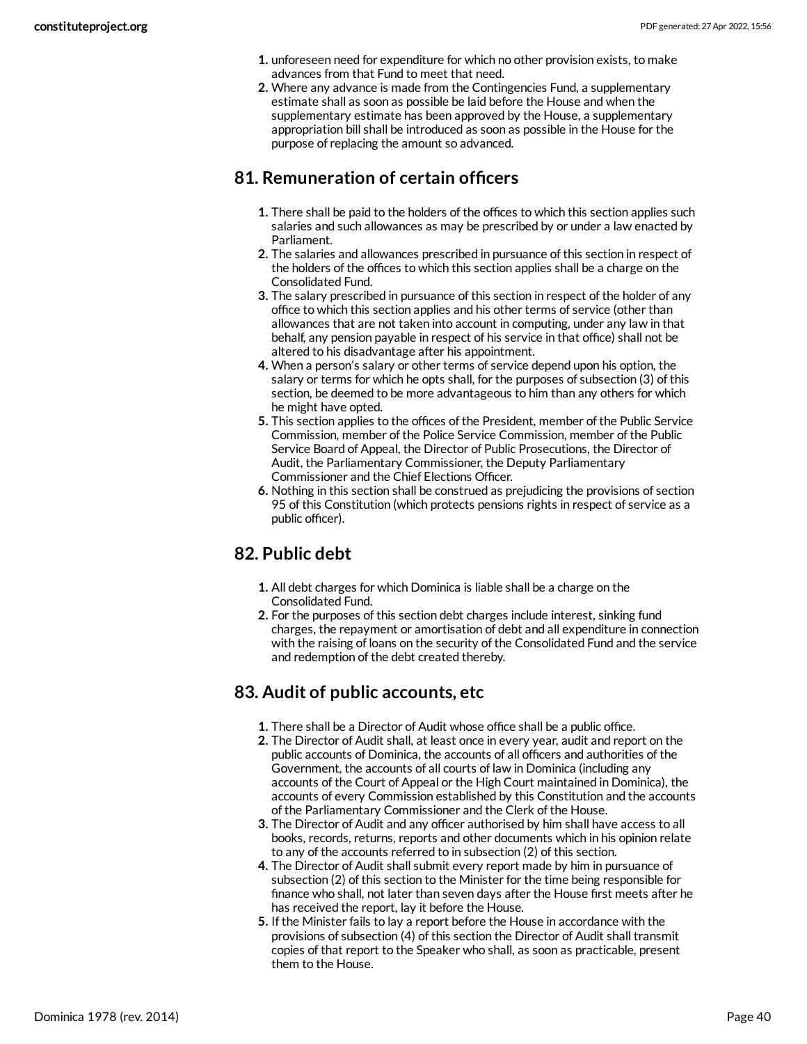1. unforeseen need for expenditure for which no other provision exists, to make advances from that Fund to meet that need.
2. Where any advance is made from the Contingencies Fund, a supplementary estimate shall as soon as possible be laid before the House and when the supplementary estimate has been approved by the House, a supplementary appropriation bill shall be introduced as soon as possible in the House for the purpose of replacing the amount so advanced.

## 81. Remuneration of certain officers

1. There shall be paid to the holders of the offices to which this section applies such salaries and such allowances as may be prescribed by or under a law enacted by Parliament.
2. The salaries and allowances prescribed in pursuance of this section in respect of the holders of the offices to which this section applies shall be a charge on the Consolidated Fund.
3. The salary prescribed in pursuance of this section in respect of the holder of any office to which this section applies and his other terms of service (other than allowances that are not taken into account in computing, under any law in that behalf, any pension payable in respect of his service in that office) shall not be altered to his disadvantage after his appointment.
4. When a person's salary or other terms of service depend upon his option, the salary or terms for which he opts shall, for the purposes of subsection (3) of this section, be deemed to be more advantageous to him than any others for which he might have opted.
5. This section applies to the offices of the President, member of the Public Service Commission, member of the Police Service Commission, member of the Public Service Board of Appeal, the Director of Public Prosecutions, the Director of Audit, the Parliamentary Commissioner, the Deputy Parliamentary Commissioner and the Chief Elections Officer.
6. Nothing in this section shall be construed as prejudicing the provisions of section 95 of this Constitution (which protects pensions rights in respect of service as a public officer).

## 82. Public debt

1. All debt charges for which Dominica is liable shall be a charge on the Consolidated Fund.
2. For the purposes of this section debt charges include interest, sinking fund charges, the repayment or amortisation of debt and all expenditure in connection with the raising of loans on the security of the Consolidated Fund and the service and redemption of the debt created thereby.

## 83. Audit of public accounts, etc

1. There shall be a Director of Audit whose office shall be a public office.
2. The Director of Audit shall, at least once in every year, audit and report on the public accounts of Dominica, the accounts of all officers and authorities of the Government, the accounts of all courts of law in Dominica (including any accounts of the Court of Appeal or the High Court maintained in Dominica), the accounts of every Commission established by this Constitution and the accounts of the Parliamentary Commissioner and the Clerk of the House.
3. The Director of Audit and any officer authorised by him shall have access to all books, records, returns, reports and other documents which in his opinion relate to any of the accounts referred to in subsection (2) of this section.
4. The Director of Audit shall submit every report made by him in pursuance of subsection (2) of this section to the Minister for the time being responsible for finance who shall, not later than seven days after the House first meets after he has received the report, lay it before the House.
5. If the Minister fails to lay a report before the House in accordance with the provisions of subsection (4) of this section the Director of Audit shall transmit copies of that report to the Speaker who shall, as soon as practicable, present them to the House.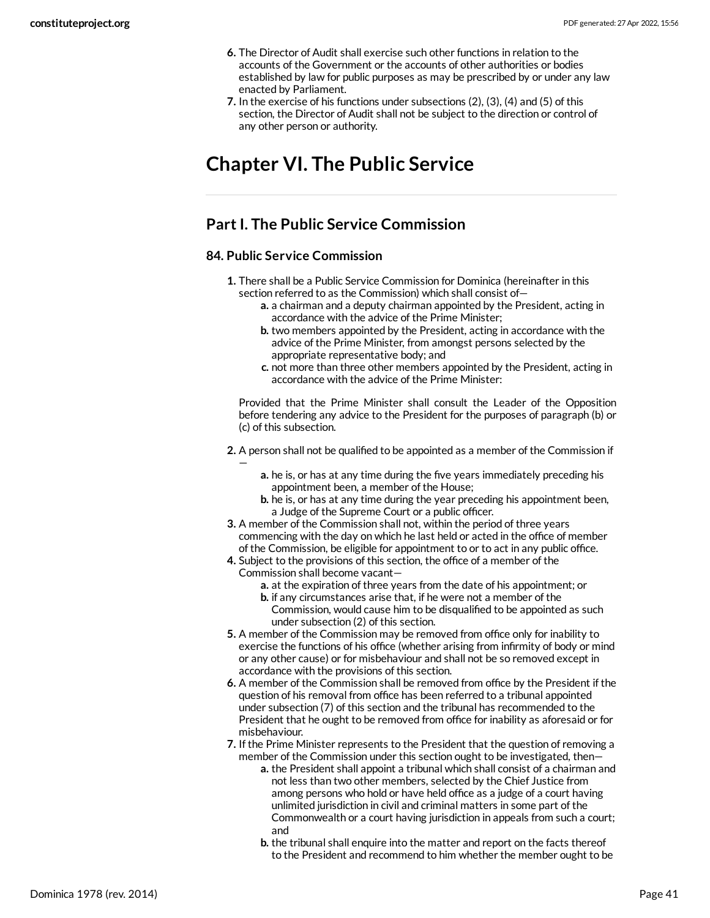6. The Director of Audit shall exercise such other functions in relation to the accounts of the Government or the accounts of other authorities or bodies established by law for public purposes as may be prescribed by or under any law enacted by Parliament.
7. In the exercise of his functions under subsections (2), (3), (4) and (5) of this section, the Director of Audit shall not be subject to the direction or control of any other person or authority.

# Chapter VI. The Public Service

## Part I. The Public Service Commission

### 84. Public Service Commission

1. There shall be a Public Service Commission for Dominica (hereinafter in this section referred to as the Commission) which shall consist of—
   a. a chairman and a deputy chairman appointed by the President, acting in accordance with the advice of the Prime Minister;
   b. two members appointed by the President, acting in accordance with the advice of the Prime Minister, from amongst persons selected by the appropriate representative body; and
   c. not more than three other members appointed by the President, acting in accordance with the advice of the Prime Minister:

   Provided that the Prime Minister shall consult the Leader of the Opposition before tendering any advice to the President for the purposes of paragraph (b) or (c) of this subsection.

2. A person shall not be qualified to be appointed as a member of the Commission if —
   a. he is, or has at any time during the five years immediately preceding his appointment been, a member of the House;
   b. he is, or has at any time during the year preceding his appointment been, a Judge of the Supreme Court or a public officer.
3. A member of the Commission shall not, within the period of three years commencing with the day on which he last held or acted in the office of member of the Commission, be eligible for appointment to or to act in any public office.
4. Subject to the provisions of this section, the office of a member of the Commission shall become vacant—
   a. at the expiration of three years from the date of his appointment; or
   b. if any circumstances arise that, if he were not a member of the Commission, would cause him to be disqualified to be appointed as such under subsection (2) of this section.
5. A member of the Commission may be removed from office only for inability to exercise the functions of his office (whether arising from infirmity of body or mind or any other cause) or for misbehaviour and shall not be so removed except in accordance with the provisions of this section.
6. A member of the Commission shall be removed from office by the President if the question of his removal from office has been referred to a tribunal appointed under subsection (7) of this section and the tribunal has recommended to the President that he ought to be removed from office for inability as aforesaid or for misbehaviour.
7. If the Prime Minister represents to the President that the question of removing a member of the Commission under this section ought to be investigated, then—
   a. the President shall appoint a tribunal which shall consist of a chairman and not less than two other members, selected by the Chief Justice from among persons who hold or have held office as a judge of a court having unlimited jurisdiction in civil and criminal matters in some part of the Commonwealth or a court having jurisdiction in appeals from such a court; and
   b. the tribunal shall enquire into the matter and report on the facts thereof to the President and recommend to him whether the member ought to be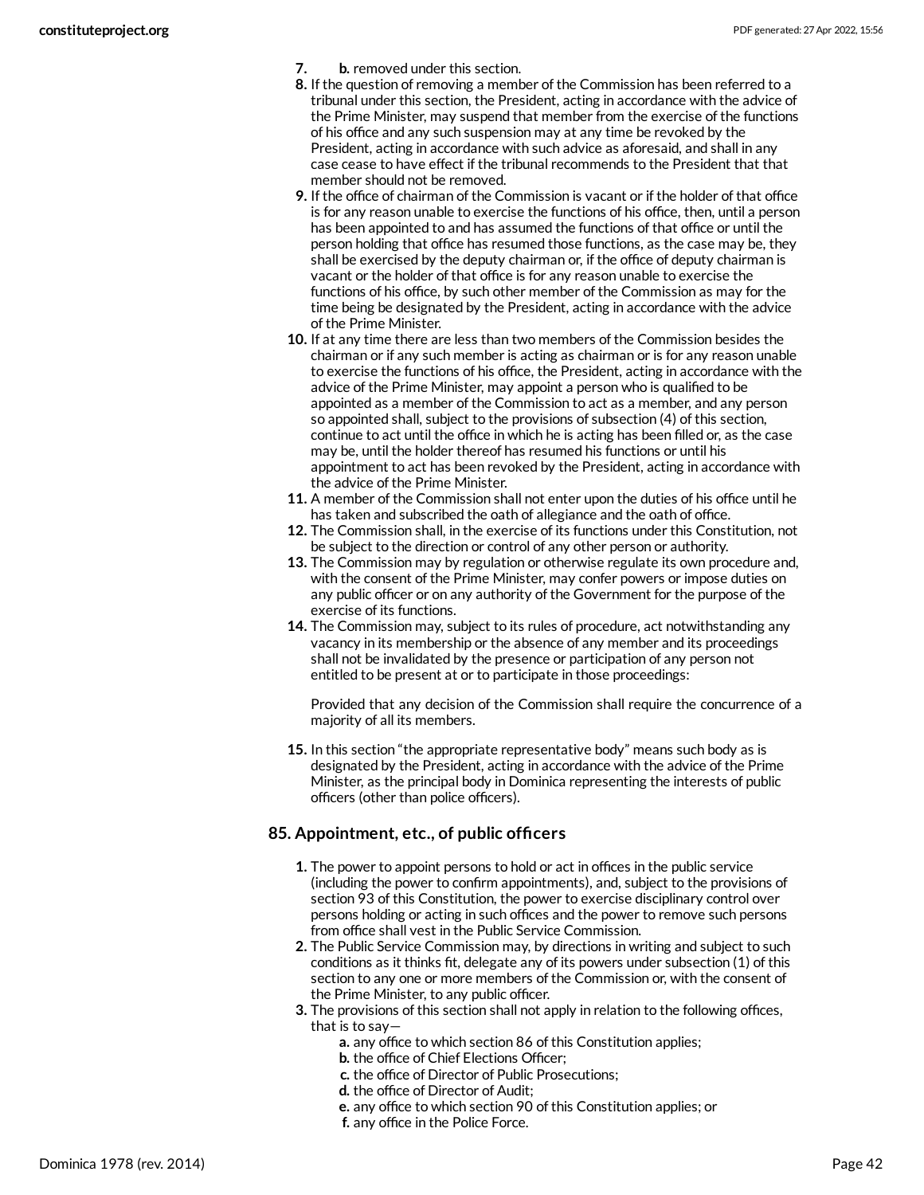7. **b.** removed under this section.
8. If the question of removing a member of the Commission has been referred to a tribunal under this section, the President, acting in accordance with the advice of the Prime Minister, may suspend that member from the exercise of the functions of his office and any such suspension may at any time be revoked by the President, acting in accordance with such advice as aforesaid, and shall in any case cease to have effect if the tribunal recommends to the President that that member should not be removed.
9. If the office of chairman of the Commission is vacant or if the holder of that office is for any reason unable to exercise the functions of his office, then, until a person has been appointed to and has assumed the functions of that office or until the person holding that office has resumed those functions, as the case may be, they shall be exercised by the deputy chairman or, if the office of deputy chairman is vacant or the holder of that office is for any reason unable to exercise the functions of his office, by such other member of the Commission as may for the time being be designated by the President, acting in accordance with the advice of the Prime Minister.
10. If at any time there are less than two members of the Commission besides the chairman or if any such member is acting as chairman or is for any reason unable to exercise the functions of his office, the President, acting in accordance with the advice of the Prime Minister, may appoint a person who is qualified to be appointed as a member of the Commission to act as a member, and any person so appointed shall, subject to the provisions of subsection (4) of this section, continue to act until the office in which he is acting has been filled or, as the case may be, until the holder thereof has resumed his functions or until his appointment to act has been revoked by the President, acting in accordance with the advice of the Prime Minister.
11. A member of the Commission shall not enter upon the duties of his office until he has taken and subscribed the oath of allegiance and the oath of office.
12. The Commission shall, in the exercise of its functions under this Constitution, not be subject to the direction or control of any other person or authority.
13. The Commission may by regulation or otherwise regulate its own procedure and, with the consent of the Prime Minister, may confer powers or impose duties on any public officer or on any authority of the Government for the purpose of the exercise of its functions.
14. The Commission may, subject to its rules of procedure, act notwithstanding any vacancy in its membership or the absence of any member and its proceedings shall not be invalidated by the presence or participation of any person not entitled to be present at or to participate in those proceedings:

    Provided that any decision of the Commission shall require the concurrence of a majority of all its members.

15. In this section "the appropriate representative body" means such body as is designated by the President, acting in accordance with the advice of the Prime Minister, as the principal body in Dominica representing the interests of public officers (other than police officers).

### 85. Appointment, etc., of public officers

1. The power to appoint persons to hold or act in offices in the public service (including the power to confirm appointments), and, subject to the provisions of section 93 of this Constitution, the power to exercise disciplinary control over persons holding or acting in such offices and the power to remove such persons from office shall vest in the Public Service Commission.
2. The Public Service Commission may, by directions in writing and subject to such conditions as it thinks fit, delegate any of its powers under subsection (1) of this section to any one or more members of the Commission or, with the consent of the Prime Minister, to any public officer.
3. The provisions of this section shall not apply in relation to the following offices, that is to say—
    - **a.** any office to which section 86 of this Constitution applies;
    - **b.** the office of Chief Elections Officer;
    - **c.** the office of Director of Public Prosecutions;
    - **d.** the office of Director of Audit;
    - **e.** any office to which section 90 of this Constitution applies; or
    - **f.** any office in the Police Force.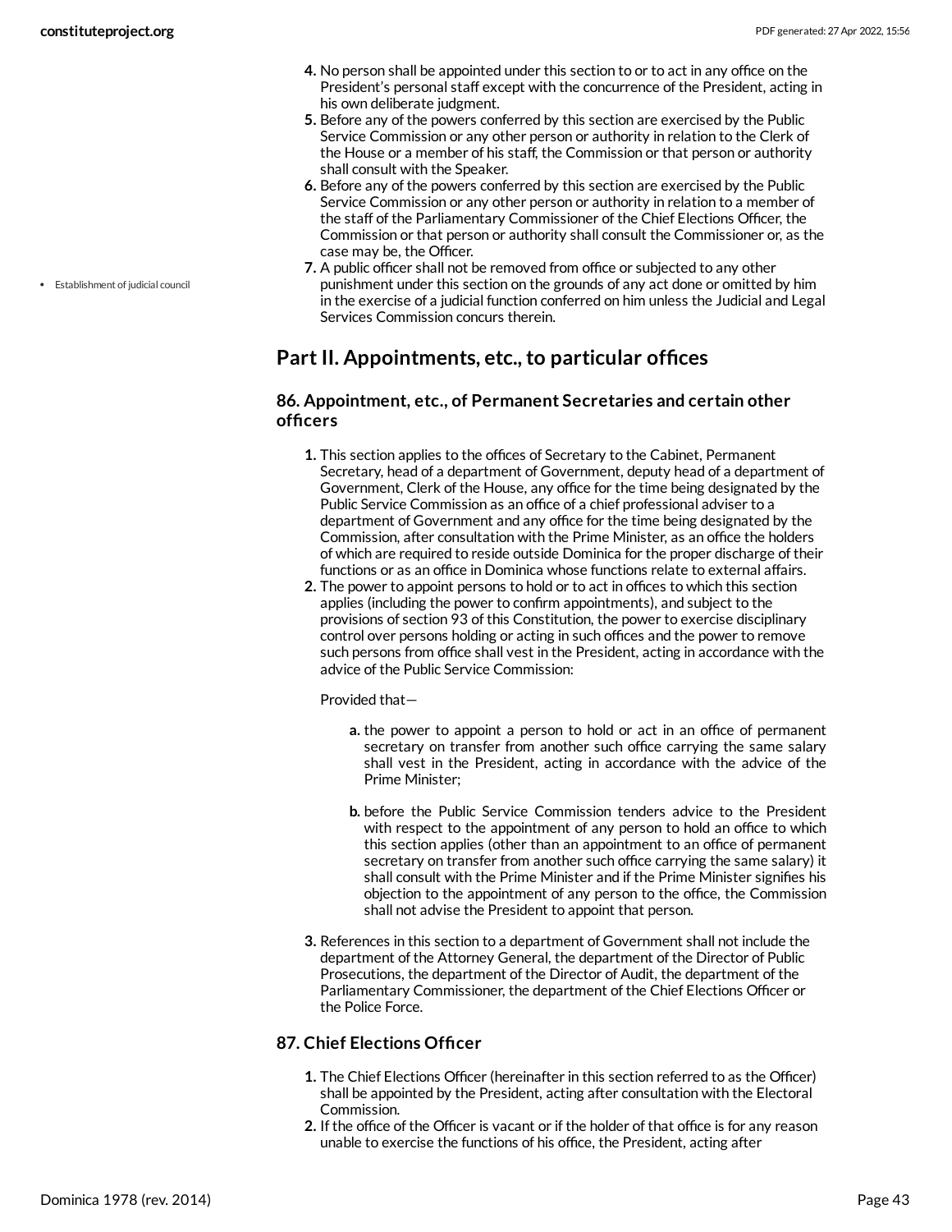4. No person shall be appointed under this section to or to act in any office on the President's personal staff except with the concurrence of the President, acting in his own deliberate judgment.
5. Before any of the powers conferred by this section are exercised by the Public Service Commission or any other person or authority in relation to the Clerk of the House or a member of his staff, the Commission or that person or authority shall consult with the Speaker.
6. Before any of the powers conferred by this section are exercised by the Public Service Commission or any other person or authority in relation to a member of the staff of the Parliamentary Commissioner of the Chief Elections Officer, the Commission or that person or authority shall consult the Commissioner or, as the case may be, the Officer.
7. A public officer shall not be removed from office or subjected to any other punishment under this section on the grounds of any act done or omitted by him in the exercise of a judicial function conferred on him unless the Judicial and Legal Services Commission concurs therein.

- Establishment of judicial council

## Part II. Appointments, etc., to particular offices

### 86. Appointment, etc., of Permanent Secretaries and certain other officers

1. This section applies to the offices of Secretary to the Cabinet, Permanent Secretary, head of a department of Government, deputy head of a department of Government, Clerk of the House, any office for the time being designated by the Public Service Commission as an office of a chief professional adviser to a department of Government and any office for the time being designated by the Commission, after consultation with the Prime Minister, as an office the holders of which are required to reside outside Dominica for the proper discharge of their functions or as an office in Dominica whose functions relate to external affairs.
2. The power to appoint persons to hold or to act in offices to which this section applies (including the power to confirm appointments), and subject to the provisions of section 93 of this Constitution, the power to exercise disciplinary control over persons holding or acting in such offices and the power to remove such persons from office shall vest in the President, acting in accordance with the advice of the Public Service Commission:

   Provided that—

   a. the power to appoint a person to hold or act in an office of permanent secretary on transfer from another such office carrying the same salary shall vest in the President, acting in accordance with the advice of the Prime Minister;

   b. before the Public Service Commission tenders advice to the President with respect to the appointment of any person to hold an office to which this section applies (other than an appointment to an office of permanent secretary on transfer from another such office carrying the same salary) it shall consult with the Prime Minister and if the Prime Minister signifies his objection to the appointment of any person to the office, the Commission shall not advise the President to appoint that person.

3. References in this section to a department of Government shall not include the department of the Attorney General, the department of the Director of Public Prosecutions, the department of the Director of Audit, the department of the Parliamentary Commissioner, the department of the Chief Elections Officer or the Police Force.

### 87. Chief Elections Officer

1. The Chief Elections Officer (hereinafter in this section referred to as the Officer) shall be appointed by the President, acting after consultation with the Electoral Commission.
2. If the office of the Officer is vacant or if the holder of that office is for any reason unable to exercise the functions of his office, the President, acting after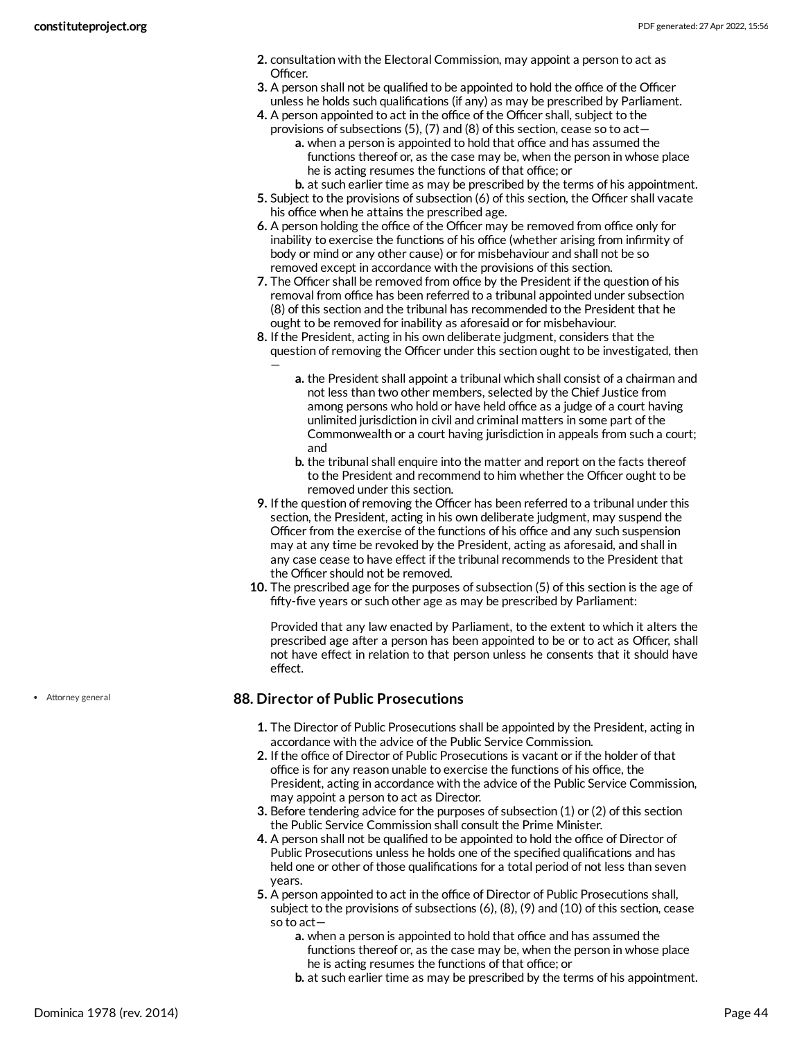2. consultation with the Electoral Commission, may appoint a person to act as Officer.
3. A person shall not be qualified to be appointed to hold the office of the Officer unless he holds such qualifications (if any) as may be prescribed by Parliament.
4. A person appointed to act in the office of the Officer shall, subject to the provisions of subsections (5), (7) and (8) of this section, cease so to act—
   a. when a person is appointed to hold that office and has assumed the functions thereof or, as the case may be, when the person in whose place he is acting resumes the functions of that office; or
   b. at such earlier time as may be prescribed by the terms of his appointment.
5. Subject to the provisions of subsection (6) of this section, the Officer shall vacate his office when he attains the prescribed age.
6. A person holding the office of the Officer may be removed from office only for inability to exercise the functions of his office (whether arising from infirmity of body or mind or any other cause) or for misbehaviour and shall not be so removed except in accordance with the provisions of this section.
7. The Officer shall be removed from office by the President if the question of his removal from office has been referred to a tribunal appointed under subsection (8) of this section and the tribunal has recommended to the President that he ought to be removed for inability as aforesaid or for misbehaviour.
8. If the President, acting in his own deliberate judgment, considers that the question of removing the Officer under this section ought to be investigated, then —
   a. the President shall appoint a tribunal which shall consist of a chairman and not less than two other members, selected by the Chief Justice from among persons who hold or have held office as a judge of a court having unlimited jurisdiction in civil and criminal matters in some part of the Commonwealth or a court having jurisdiction in appeals from such a court; and
   b. the tribunal shall enquire into the matter and report on the facts thereof to the President and recommend to him whether the Officer ought to be removed under this section.
9. If the question of removing the Officer has been referred to a tribunal under this section, the President, acting in his own deliberate judgment, may suspend the Officer from the exercise of the functions of his office and any such suspension may at any time be revoked by the President, acting as aforesaid, and shall in any case cease to have effect if the tribunal recommends to the President that the Officer should not be removed.
10. The prescribed age for the purposes of subsection (5) of this section is the age of fifty-five years or such other age as may be prescribed by Parliament:

    Provided that any law enacted by Parliament, to the extent to which it alters the prescribed age after a person has been appointed to be or to act as Officer, shall not have effect in relation to that person unless he consents that it should have effect.

- Attorney general

### 88. Director of Public Prosecutions

1. The Director of Public Prosecutions shall be appointed by the President, acting in accordance with the advice of the Public Service Commission.
2. If the office of Director of Public Prosecutions is vacant or if the holder of that office is for any reason unable to exercise the functions of his office, the President, acting in accordance with the advice of the Public Service Commission, may appoint a person to act as Director.
3. Before tendering advice for the purposes of subsection (1) or (2) of this section the Public Service Commission shall consult the Prime Minister.
4. A person shall not be qualified to be appointed to hold the office of Director of Public Prosecutions unless he holds one of the specified qualifications and has held one or other of those qualifications for a total period of not less than seven years.
5. A person appointed to act in the office of Director of Public Prosecutions shall, subject to the provisions of subsections (6), (8), (9) and (10) of this section, cease so to act—
   a. when a person is appointed to hold that office and has assumed the functions thereof or, as the case may be, when the person in whose place he is acting resumes the functions of that office; or
   b. at such earlier time as may be prescribed by the terms of his appointment.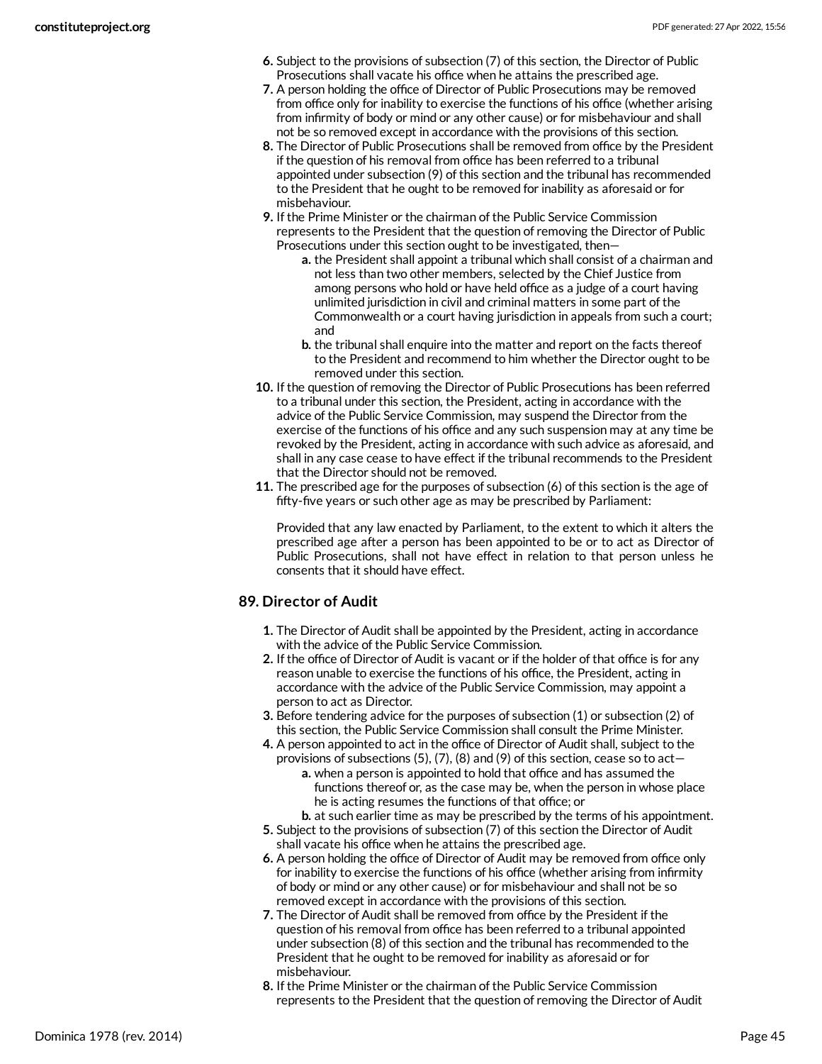6. Subject to the provisions of subsection (7) of this section, the Director of Public Prosecutions shall vacate his office when he attains the prescribed age.
7. A person holding the office of Director of Public Prosecutions may be removed from office only for inability to exercise the functions of his office (whether arising from infirmity of body or mind or any other cause) or for misbehaviour and shall not be so removed except in accordance with the provisions of this section.
8. The Director of Public Prosecutions shall be removed from office by the President if the question of his removal from office has been referred to a tribunal appointed under subsection (9) of this section and the tribunal has recommended to the President that he ought to be removed for inability as aforesaid or for misbehaviour.
9. If the Prime Minister or the chairman of the Public Service Commission represents to the President that the question of removing the Director of Public Prosecutions under this section ought to be investigated, then—
   a. the President shall appoint a tribunal which shall consist of a chairman and not less than two other members, selected by the Chief Justice from among persons who hold or have held office as a judge of a court having unlimited jurisdiction in civil and criminal matters in some part of the Commonwealth or a court having jurisdiction in appeals from such a court; and
   b. the tribunal shall enquire into the matter and report on the facts thereof to the President and recommend to him whether the Director ought to be removed under this section.
10. If the question of removing the Director of Public Prosecutions has been referred to a tribunal under this section, the President, acting in accordance with the advice of the Public Service Commission, may suspend the Director from the exercise of the functions of his office and any such suspension may at any time be revoked by the President, acting in accordance with such advice as aforesaid, and shall in any case cease to have effect if the tribunal recommends to the President that the Director should not be removed.
11. The prescribed age for the purposes of subsection (6) of this section is the age of fifty-five years or such other age as may be prescribed by Parliament:

    Provided that any law enacted by Parliament, to the extent to which it alters the prescribed age after a person has been appointed to be or to act as Director of Public Prosecutions, shall not have effect in relation to that person unless he consents that it should have effect.

### 89. Director of Audit

1. The Director of Audit shall be appointed by the President, acting in accordance with the advice of the Public Service Commission.
2. If the office of Director of Audit is vacant or if the holder of that office is for any reason unable to exercise the functions of his office, the President, acting in accordance with the advice of the Public Service Commission, may appoint a person to act as Director.
3. Before tendering advice for the purposes of subsection (1) or subsection (2) of this section, the Public Service Commission shall consult the Prime Minister.
4. A person appointed to act in the office of Director of Audit shall, subject to the provisions of subsections (5), (7), (8) and (9) of this section, cease so to act—
   a. when a person is appointed to hold that office and has assumed the functions thereof or, as the case may be, when the person in whose place he is acting resumes the functions of that office; or
   b. at such earlier time as may be prescribed by the terms of his appointment.
5. Subject to the provisions of subsection (7) of this section the Director of Audit shall vacate his office when he attains the prescribed age.
6. A person holding the office of Director of Audit may be removed from office only for inability to exercise the functions of his office (whether arising from infirmity of body or mind or any other cause) or for misbehaviour and shall not be so removed except in accordance with the provisions of this section.
7. The Director of Audit shall be removed from office by the President if the question of his removal from office has been referred to a tribunal appointed under subsection (8) of this section and the tribunal has recommended to the President that he ought to be removed for inability as aforesaid or for misbehaviour.
8. If the Prime Minister or the chairman of the Public Service Commission represents to the President that the question of removing the Director of Audit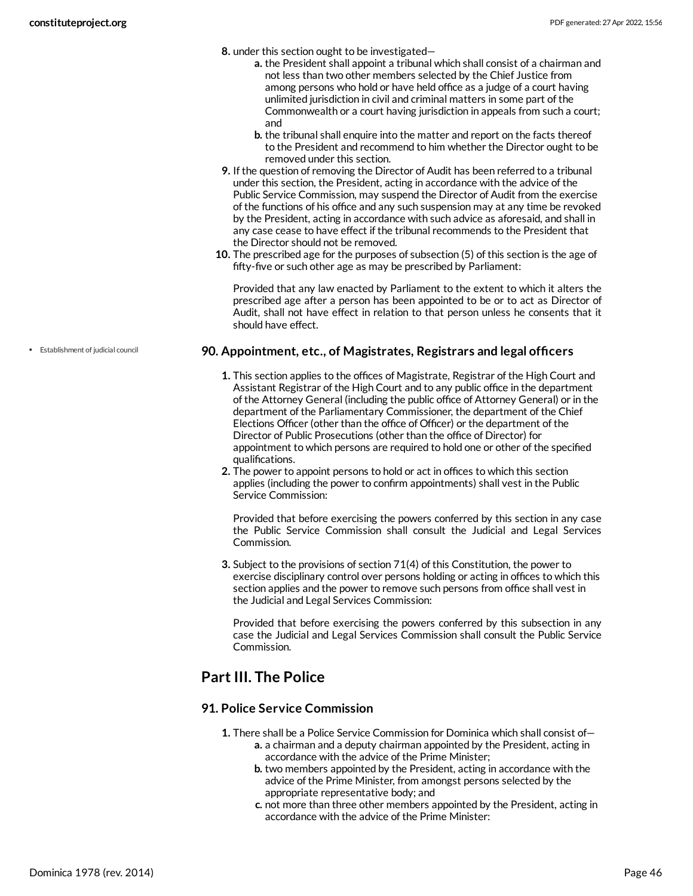8. under this section ought to be investigated—
    a. the President shall appoint a tribunal which shall consist of a chairman and not less than two other members selected by the Chief Justice from among persons who hold or have held office as a judge of a court having unlimited jurisdiction in civil and criminal matters in some part of the Commonwealth or a court having jurisdiction in appeals from such a court; and
    b. the tribunal shall enquire into the matter and report on the facts thereof to the President and recommend to him whether the Director ought to be removed under this section.
9. If the question of removing the Director of Audit has been referred to a tribunal under this section, the President, acting in accordance with the advice of the Public Service Commission, may suspend the Director of Audit from the exercise of the functions of his office and any such suspension may at any time be revoked by the President, acting in accordance with such advice as aforesaid, and shall in any case cease to have effect if the tribunal recommends to the President that the Director should not be removed.
10. The prescribed age for the purposes of subsection (5) of this section is the age of fifty-five or such other age as may be prescribed by Parliament:

    Provided that any law enacted by Parliament to the extent to which it alters the prescribed age after a person has been appointed to be or to act as Director of Audit, shall not have effect in relation to that person unless he consents that it should have effect.

- Establishment of judicial council

### 90. Appointment, etc., of Magistrates, Registrars and legal officers

1. This section applies to the offices of Magistrate, Registrar of the High Court and Assistant Registrar of the High Court and to any public office in the department of the Attorney General (including the public office of Attorney General) or in the department of the Parliamentary Commissioner, the department of the Chief Elections Officer (other than the office of Officer) or the department of the Director of Public Prosecutions (other than the office of Director) for appointment to which persons are required to hold one or other of the specified qualifications.
2. The power to appoint persons to hold or act in offices to which this section applies (including the power to confirm appointments) shall vest in the Public Service Commission:

    Provided that before exercising the powers conferred by this section in any case the Public Service Commission shall consult the Judicial and Legal Services Commission.

3. Subject to the provisions of section 71(4) of this Constitution, the power to exercise disciplinary control over persons holding or acting in offices to which this section applies and the power to remove such persons from office shall vest in the Judicial and Legal Services Commission:

    Provided that before exercising the powers conferred by this subsection in any case the Judicial and Legal Services Commission shall consult the Public Service Commission.

## Part III. The Police

### 91. Police Service Commission

1. There shall be a Police Service Commission for Dominica which shall consist of—
    a. a chairman and a deputy chairman appointed by the President, acting in accordance with the advice of the Prime Minister;
    b. two members appointed by the President, acting in accordance with the advice of the Prime Minister, from amongst persons selected by the appropriate representative body; and
    c. not more than three other members appointed by the President, acting in accordance with the advice of the Prime Minister: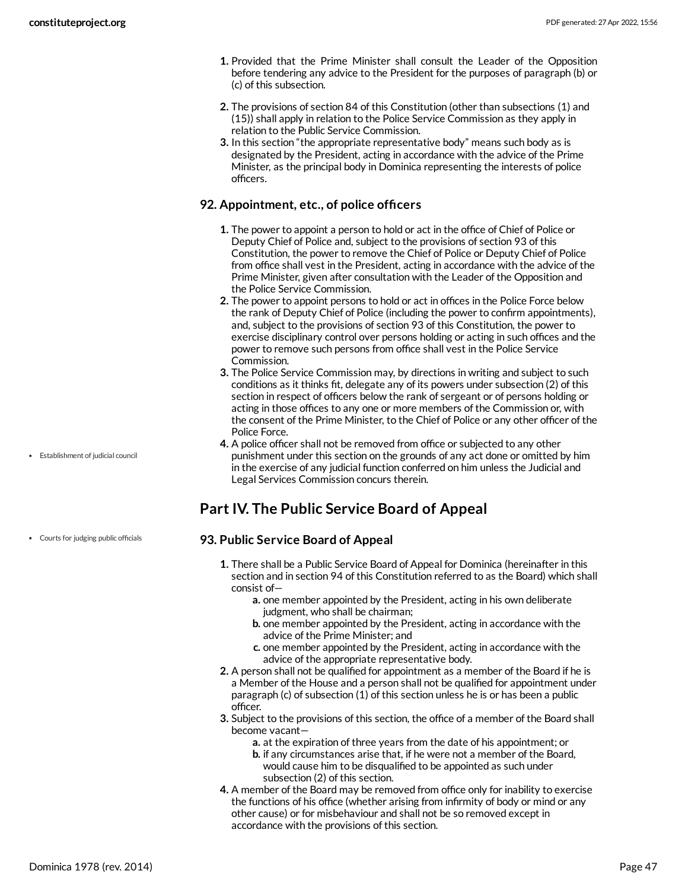1. Provided that the Prime Minister shall consult the Leader of the Opposition before tendering any advice to the President for the purposes of paragraph (b) or (c) of this subsection.

2. The provisions of section 84 of this Constitution (other than subsections (1) and (15)) shall apply in relation to the Police Service Commission as they apply in relation to the Public Service Commission.
3. In this section "the appropriate representative body" means such body as is designated by the President, acting in accordance with the advice of the Prime Minister, as the principal body in Dominica representing the interests of police officers.

### 92. Appointment, etc., of police officers

1. The power to appoint a person to hold or act in the office of Chief of Police or Deputy Chief of Police and, subject to the provisions of section 93 of this Constitution, the power to remove the Chief of Police or Deputy Chief of Police from office shall vest in the President, acting in accordance with the advice of the Prime Minister, given after consultation with the Leader of the Opposition and the Police Service Commission.
2. The power to appoint persons to hold or act in offices in the Police Force below the rank of Deputy Chief of Police (including the power to confirm appointments), and, subject to the provisions of section 93 of this Constitution, the power to exercise disciplinary control over persons holding or acting in such offices and the power to remove such persons from office shall vest in the Police Service Commission.
3. The Police Service Commission may, by directions in writing and subject to such conditions as it thinks fit, delegate any of its powers under subsection (2) of this section in respect of officers below the rank of sergeant or of persons holding or acting in those offices to any one or more members of the Commission or, with the consent of the Prime Minister, to the Chief of Police or any other officer of the Police Force.
4. A police officer shall not be removed from office or subjected to any other punishment under this section on the grounds of any act done or omitted by him in the exercise of any judicial function conferred on him unless the Judicial and Legal Services Commission concurs therein.

- Establishment of judicial council

## Part IV. The Public Service Board of Appeal

- Courts for judging public officials

### 93. Public Service Board of Appeal

1. There shall be a Public Service Board of Appeal for Dominica (hereinafter in this section and in section 94 of this Constitution referred to as the Board) which shall consist of—
   a. one member appointed by the President, acting in his own deliberate judgment, who shall be chairman;
   b. one member appointed by the President, acting in accordance with the advice of the Prime Minister; and
   c. one member appointed by the President, acting in accordance with the advice of the appropriate representative body.
2. A person shall not be qualified for appointment as a member of the Board if he is a Member of the House and a person shall not be qualified for appointment under paragraph (c) of subsection (1) of this section unless he is or has been a public officer.
3. Subject to the provisions of this section, the office of a member of the Board shall become vacant—
   a. at the expiration of three years from the date of his appointment; or
   b. if any circumstances arise that, if he were not a member of the Board, would cause him to be disqualified to be appointed as such under subsection (2) of this section.
4. A member of the Board may be removed from office only for inability to exercise the functions of his office (whether arising from infirmity of body or mind or any other cause) or for misbehaviour and shall not be so removed except in accordance with the provisions of this section.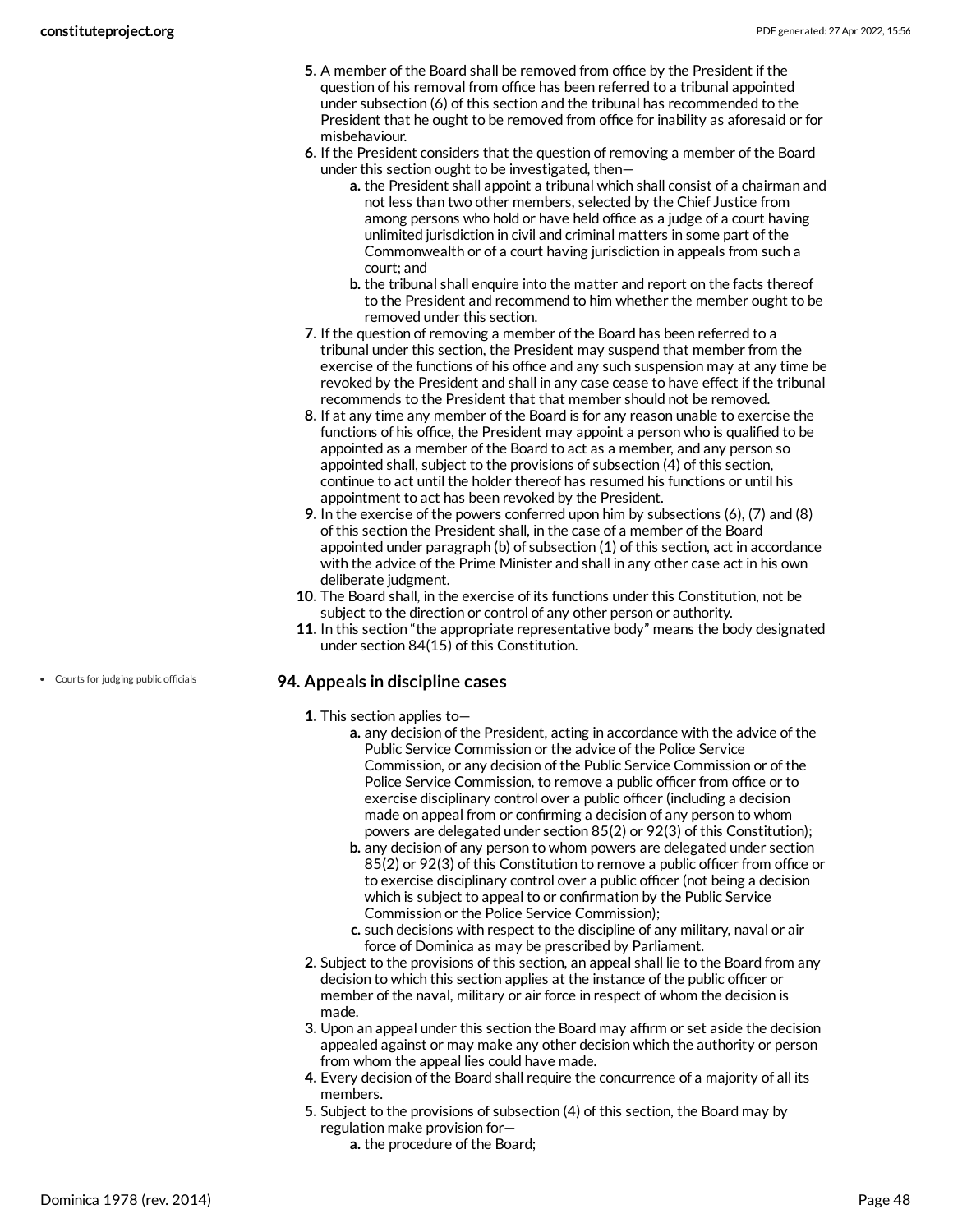5. A member of the Board shall be removed from office by the President if the question of his removal from office has been referred to a tribunal appointed under subsection (6) of this section and the tribunal has recommended to the President that he ought to be removed from office for inability as aforesaid or for misbehaviour.
6. If the President considers that the question of removing a member of the Board under this section ought to be investigated, then—
   a. the President shall appoint a tribunal which shall consist of a chairman and not less than two other members, selected by the Chief Justice from among persons who hold or have held office as a judge of a court having unlimited jurisdiction in civil and criminal matters in some part of the Commonwealth or of a court having jurisdiction in appeals from such a court; and
   b. the tribunal shall enquire into the matter and report on the facts thereof to the President and recommend to him whether the member ought to be removed under this section.
7. If the question of removing a member of the Board has been referred to a tribunal under this section, the President may suspend that member from the exercise of the functions of his office and any such suspension may at any time be revoked by the President and shall in any case cease to have effect if the tribunal recommends to the President that that member should not be removed.
8. If at any time any member of the Board is for any reason unable to exercise the functions of his office, the President may appoint a person who is qualified to be appointed as a member of the Board to act as a member, and any person so appointed shall, subject to the provisions of subsection (4) of this section, continue to act until the holder thereof has resumed his functions or until his appointment to act has been revoked by the President.
9. In the exercise of the powers conferred upon him by subsections (6), (7) and (8) of this section the President shall, in the case of a member of the Board appointed under paragraph (b) of subsection (1) of this section, act in accordance with the advice of the Prime Minister and shall in any other case act in his own deliberate judgment.
10. The Board shall, in the exercise of its functions under this Constitution, not be subject to the direction or control of any other person or authority.
11. In this section "the appropriate representative body" means the body designated under section 84(15) of this Constitution.

- Courts for judging public officials

### 94. Appeals in discipline cases

1. This section applies to—
   a. any decision of the President, acting in accordance with the advice of the Public Service Commission or the advice of the Police Service Commission, or any decision of the Public Service Commission or of the Police Service Commission, to remove a public officer from office or to exercise disciplinary control over a public officer (including a decision made on appeal from or confirming a decision of any person to whom powers are delegated under section 85(2) or 92(3) of this Constitution);
   b. any decision of any person to whom powers are delegated under section 85(2) or 92(3) of this Constitution to remove a public officer from office or to exercise disciplinary control over a public officer (not being a decision which is subject to appeal to or confirmation by the Public Service Commission or the Police Service Commission);
   c. such decisions with respect to the discipline of any military, naval or air force of Dominica as may be prescribed by Parliament.
2. Subject to the provisions of this section, an appeal shall lie to the Board from any decision to which this section applies at the instance of the public officer or member of the naval, military or air force in respect of whom the decision is made.
3. Upon an appeal under this section the Board may affirm or set aside the decision appealed against or may make any other decision which the authority or person from whom the appeal lies could have made.
4. Every decision of the Board shall require the concurrence of a majority of all its members.
5. Subject to the provisions of subsection (4) of this section, the Board may by regulation make provision for—
   a. the procedure of the Board;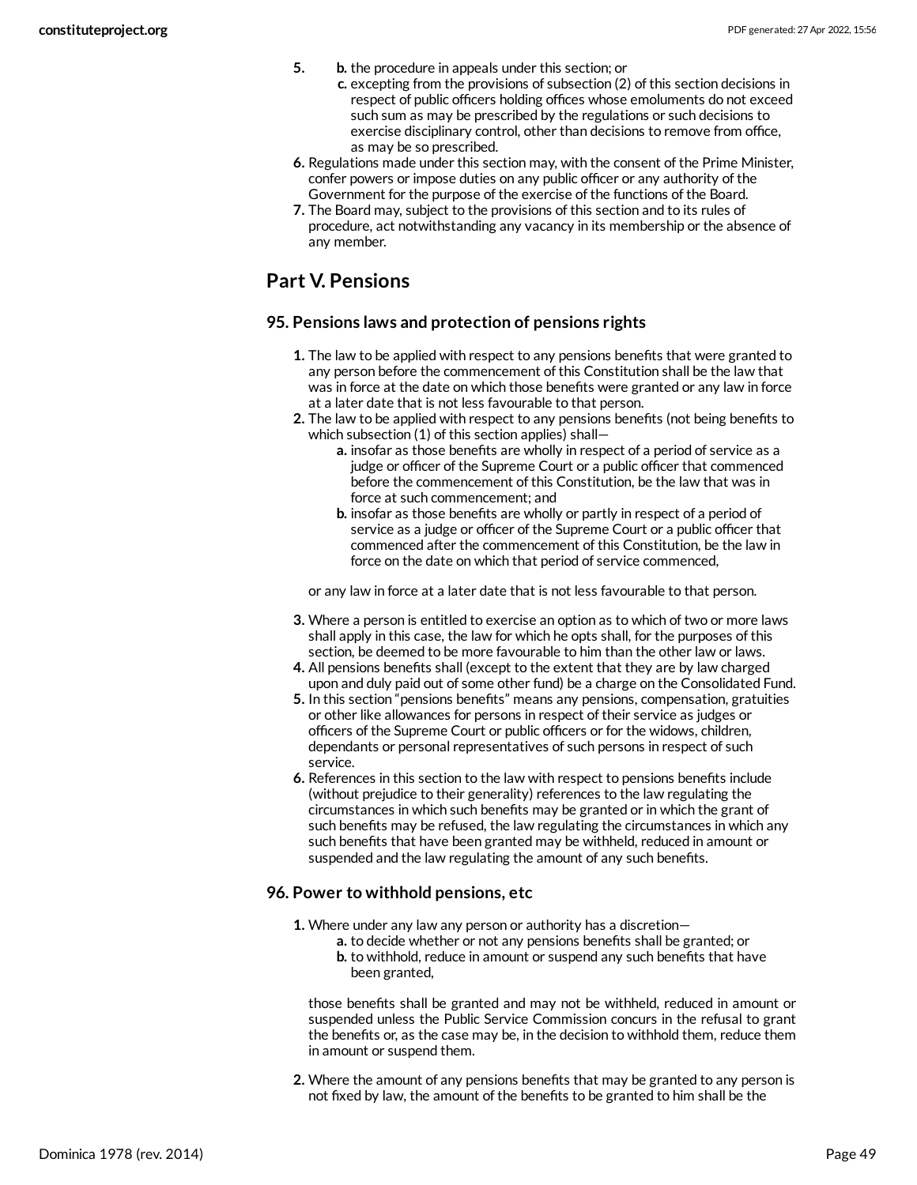5. 
   b. the procedure in appeals under this section; or
   c. excepting from the provisions of subsection (2) of this section decisions in respect of public officers holding offices whose emoluments do not exceed such sum as may be prescribed by the regulations or such decisions to exercise disciplinary control, other than decisions to remove from office, as may be so prescribed.
6. Regulations made under this section may, with the consent of the Prime Minister, confer powers or impose duties on any public officer or any authority of the Government for the purpose of the exercise of the functions of the Board.
7. The Board may, subject to the provisions of this section and to its rules of procedure, act notwithstanding any vacancy in its membership or the absence of any member.

## Part V. Pensions

### 95. Pensions laws and protection of pensions rights

1. The law to be applied with respect to any pensions benefits that were granted to any person before the commencement of this Constitution shall be the law that was in force at the date on which those benefits were granted or any law in force at a later date that is not less favourable to that person.
2. The law to be applied with respect to any pensions benefits (not being benefits to which subsection (1) of this section applies) shall—
   a. insofar as those benefits are wholly in respect of a period of service as a judge or officer of the Supreme Court or a public officer that commenced before the commencement of this Constitution, be the law that was in force at such commencement; and
   b. insofar as those benefits are wholly or partly in respect of a period of service as a judge or officer of the Supreme Court or a public officer that commenced after the commencement of this Constitution, be the law in force on the date on which that period of service commenced,

   or any law in force at a later date that is not less favourable to that person.
3. Where a person is entitled to exercise an option as to which of two or more laws shall apply in this case, the law for which he opts shall, for the purposes of this section, be deemed to be more favourable to him than the other law or laws.
4. All pensions benefits shall (except to the extent that they are by law charged upon and duly paid out of some other fund) be a charge on the Consolidated Fund.
5. In this section "pensions benefits" means any pensions, compensation, gratuities or other like allowances for persons in respect of their service as judges or officers of the Supreme Court or public officers or for the widows, children, dependants or personal representatives of such persons in respect of such service.
6. References in this section to the law with respect to pensions benefits include (without prejudice to their generality) references to the law regulating the circumstances in which such benefits may be granted or in which the grant of such benefits may be refused, the law regulating the circumstances in which any such benefits that have been granted may be withheld, reduced in amount or suspended and the law regulating the amount of any such benefits.

### 96. Power to withhold pensions, etc

1. Where under any law any person or authority has a discretion—
   a. to decide whether or not any pensions benefits shall be granted; or
   b. to withhold, reduce in amount or suspend any such benefits that have been granted,

   those benefits shall be granted and may not be withheld, reduced in amount or suspended unless the Public Service Commission concurs in the refusal to grant the benefits or, as the case may be, in the decision to withhold them, reduce them in amount or suspend them.
2. Where the amount of any pensions benefits that may be granted to any person is not fixed by law, the amount of the benefits to be granted to him shall be the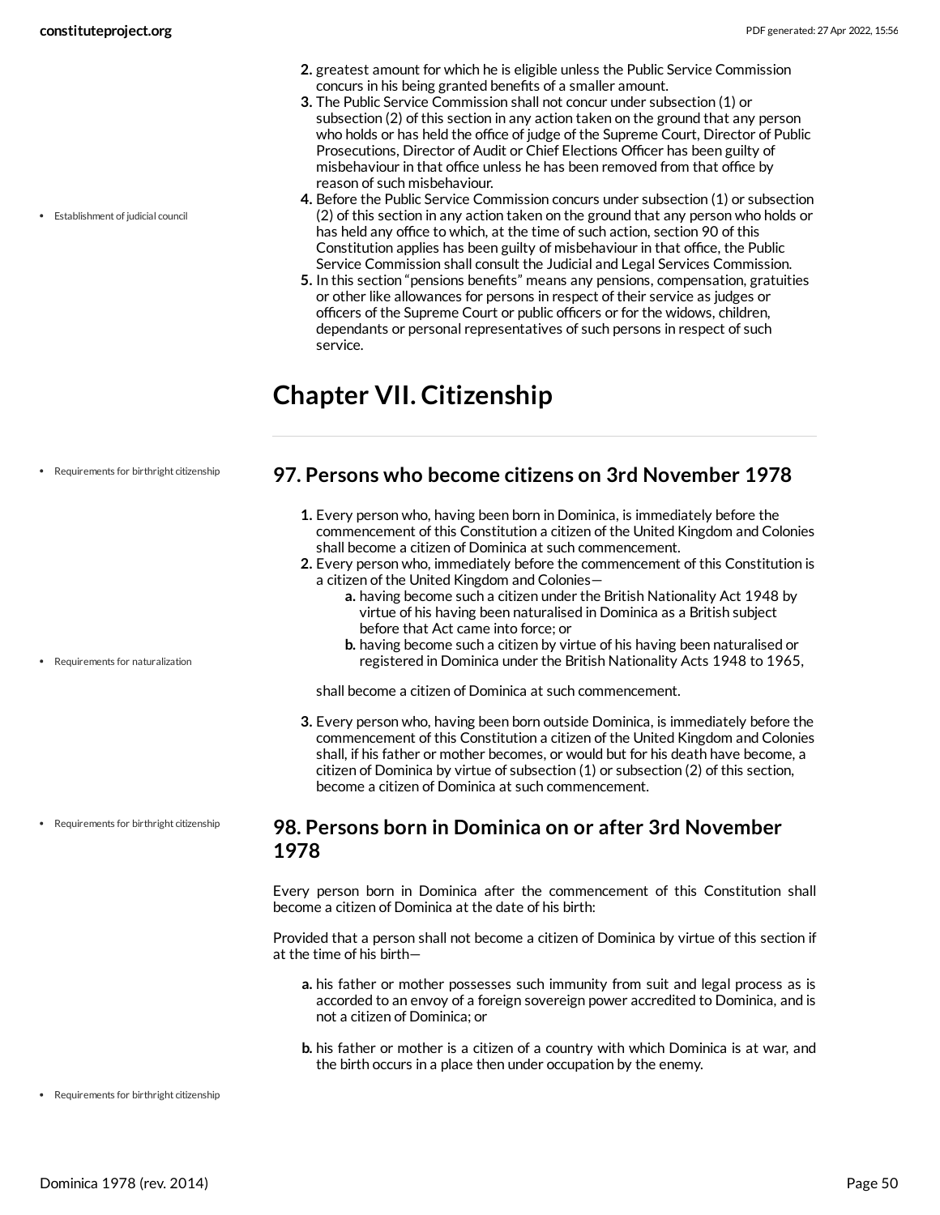2. greatest amount for which he is eligible unless the Public Service Commission concurs in his being granted benefits of a smaller amount.
3. The Public Service Commission shall not concur under subsection (1) or subsection (2) of this section in any action taken on the ground that any person who holds or has held the office of judge of the Supreme Court, Director of Public Prosecutions, Director of Audit or Chief Elections Officer has been guilty of misbehaviour in that office unless he has been removed from that office by reason of such misbehaviour.
4. Before the Public Service Commission concurs under subsection (1) or subsection (2) of this section in any action taken on the ground that any person who holds or has held any office to which, at the time of such action, section 90 of this Constitution applies has been guilty of misbehaviour in that office, the Public Service Commission shall consult the Judicial and Legal Services Commission.
5. In this section "pensions benefits" means any pensions, compensation, gratuities or other like allowances for persons in respect of their service as judges or officers of the Supreme Court or public officers or for the widows, children, dependants or personal representatives of such persons in respect of such service.

- Establishment of judicial council

# Chapter VII. Citizenship

- Requirements for birthright citizenship

## 97. Persons who become citizens on 3rd November 1978

1. Every person who, having been born in Dominica, is immediately before the commencement of this Constitution a citizen of the United Kingdom and Colonies shall become a citizen of Dominica at such commencement.
2. Every person who, immediately before the commencement of this Constitution is a citizen of the United Kingdom and Colonies—
    a. having become such a citizen under the British Nationality Act 1948 by virtue of his having been naturalised in Dominica as a British subject before that Act came into force; or
    b. having become such a citizen by virtue of his having been naturalised or registered in Dominica under the British Nationality Acts 1948 to 1965,

    shall become a citizen of Dominica at such commencement.
3. Every person who, having been born outside Dominica, is immediately before the commencement of this Constitution a citizen of the United Kingdom and Colonies shall, if his father or mother becomes, or would but for his death have become, a citizen of Dominica by virtue of subsection (1) or subsection (2) of this section, become a citizen of Dominica at such commencement.

- Requirements for naturalization

- Requirements for birthright citizenship

## 98. Persons born in Dominica on or after 3rd November 1978

Every person born in Dominica after the commencement of this Constitution shall become a citizen of Dominica at the date of his birth:

Provided that a person shall not become a citizen of Dominica by virtue of this section if at the time of his birth—

a. his father or mother possesses such immunity from suit and legal process as is accorded to an envoy of a foreign sovereign power accredited to Dominica, and is not a citizen of Dominica; or

b. his father or mother is a citizen of a country with which Dominica is at war, and the birth occurs in a place then under occupation by the enemy.

- Requirements for birthright citizenship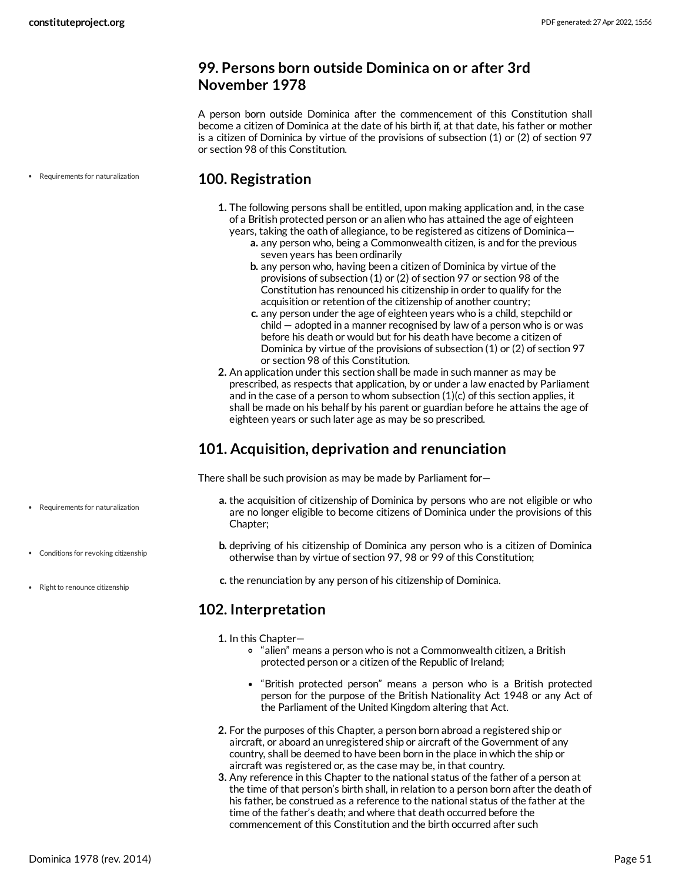## 99. Persons born outside Dominica on or after 3rd November 1978

A person born outside Dominica after the commencement of this Constitution shall become a citizen of Dominica at the date of his birth if, at that date, his father or mother is a citizen of Dominica by virtue of the provisions of subsection (1) or (2) of section 97 or section 98 of this Constitution.

- Requirements for naturalization

## 100. Registration

1. The following persons shall be entitled, upon making application and, in the case of a British protected person or an alien who has attained the age of eighteen years, taking the oath of allegiance, to be registered as citizens of Dominica—
   a. any person who, being a Commonwealth citizen, is and for the previous seven years has been ordinarily
   b. any person who, having been a citizen of Dominica by virtue of the provisions of subsection (1) or (2) of section 97 or section 98 of the Constitution has renounced his citizenship in order to qualify for the acquisition or retention of the citizenship of another country;
   c. any person under the age of eighteen years who is a child, stepchild or child — adopted in a manner recognised by law of a person who is or was before his death or would but for his death have become a citizen of Dominica by virtue of the provisions of subsection (1) or (2) of section 97 or section 98 of this Constitution.
2. An application under this section shall be made in such manner as may be prescribed, as respects that application, by or under a law enacted by Parliament and in the case of a person to whom subsection (1)(c) of this section applies, it shall be made on his behalf by his parent or guardian before he attains the age of eighteen years or such later age as may be so prescribed.

## 101. Acquisition, deprivation and renunciation

There shall be such provision as may be made by Parliament for—

- Requirements for naturalization

a. the acquisition of citizenship of Dominica by persons who are not eligible or who are no longer eligible to become citizens of Dominica under the provisions of this Chapter;

- Conditions for revoking citizenship

b. depriving of his citizenship of Dominica any person who is a citizen of Dominica otherwise than by virtue of section 97, 98 or 99 of this Constitution;

- Right to renounce citizenship

c. the renunciation by any person of his citizenship of Dominica.

## 102. Interpretation

1. In this Chapter—
   - "alien" means a person who is not a Commonwealth citizen, a British protected person or a citizen of the Republic of Ireland;
   - "British protected person" means a person who is a British protected person for the purpose of the British Nationality Act 1948 or any Act of the Parliament of the United Kingdom altering that Act.
2. For the purposes of this Chapter, a person born abroad a registered ship or aircraft, or aboard an unregistered ship or aircraft of the Government of any country, shall be deemed to have been born in the place in which the ship or aircraft was registered or, as the case may be, in that country.
3. Any reference in this Chapter to the national status of the father of a person at the time of that person's birth shall, in relation to a person born after the death of his father, be construed as a reference to the national status of the father at the time of the father's death; and where that death occurred before the commencement of this Constitution and the birth occurred after such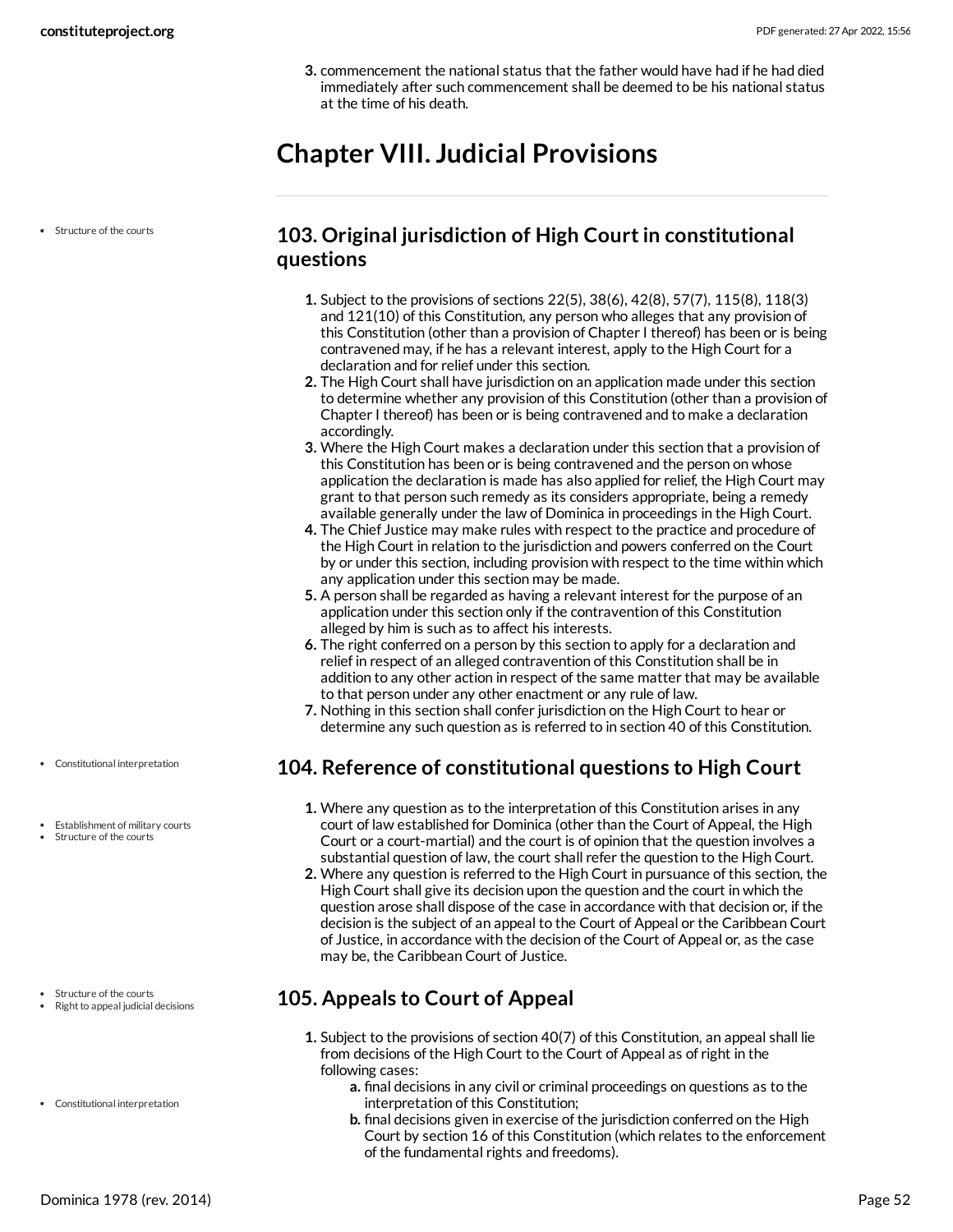3. commencement the national status that the father would have had if he had died immediately after such commencement shall be deemed to be his national status at the time of his death.

# Chapter VIII. Judicial Provisions

- Structure of the courts

## 103. Original jurisdiction of High Court in constitutional questions

1. Subject to the provisions of sections 22(5), 38(6), 42(8), 57(7), 115(8), 118(3) and 121(10) of this Constitution, any person who alleges that any provision of this Constitution (other than a provision of Chapter I thereof) has been or is being contravened may, if he has a relevant interest, apply to the High Court for a declaration and for relief under this section.
2. The High Court shall have jurisdiction on an application made under this section to determine whether any provision of this Constitution (other than a provision of Chapter I thereof) has been or is being contravened and to make a declaration accordingly.
3. Where the High Court makes a declaration under this section that a provision of this Constitution has been or is being contravened and the person on whose application the declaration is made has also applied for relief, the High Court may grant to that person such remedy as its considers appropriate, being a remedy available generally under the law of Dominica in proceedings in the High Court.
4. The Chief Justice may make rules with respect to the practice and procedure of the High Court in relation to the jurisdiction and powers conferred on the Court by or under this section, including provision with respect to the time within which any application under this section may be made.
5. A person shall be regarded as having a relevant interest for the purpose of an application under this section only if the contravention of this Constitution alleged by him is such as to affect his interests.
6. The right conferred on a person by this section to apply for a declaration and relief in respect of an alleged contravention of this Constitution shall be in addition to any other action in respect of the same matter that may be available to that person under any other enactment or any rule of law.
7. Nothing in this section shall confer jurisdiction on the High Court to hear or determine any such question as is referred to in section 40 of this Constitution.

- Constitutional interpretation

## 104. Reference of constitutional questions to High Court

- Establishment of military courts
- Structure of the courts

1. Where any question as to the interpretation of this Constitution arises in any court of law established for Dominica (other than the Court of Appeal, the High Court or a court-martial) and the court is of opinion that the question involves a substantial question of law, the court shall refer the question to the High Court.
2. Where any question is referred to the High Court in pursuance of this section, the High Court shall give its decision upon the question and the court in which the question arose shall dispose of the case in accordance with that decision or, if the decision is the subject of an appeal to the Court of Appeal or the Caribbean Court of Justice, in accordance with the decision of the Court of Appeal or, as the case may be, the Caribbean Court of Justice.

- Structure of the courts
- Right to appeal judicial decisions

## 105. Appeals to Court of Appeal

1. Subject to the provisions of section 40(7) of this Constitution, an appeal shall lie from decisions of the High Court to the Court of Appeal as of right in the following cases:
   - a. final decisions in any civil or criminal proceedings on questions as to the interpretation of this Constitution;
   - b. final decisions given in exercise of the jurisdiction conferred on the High Court by section 16 of this Constitution (which relates to the enforcement of the fundamental rights and freedoms).

- Constitutional interpretation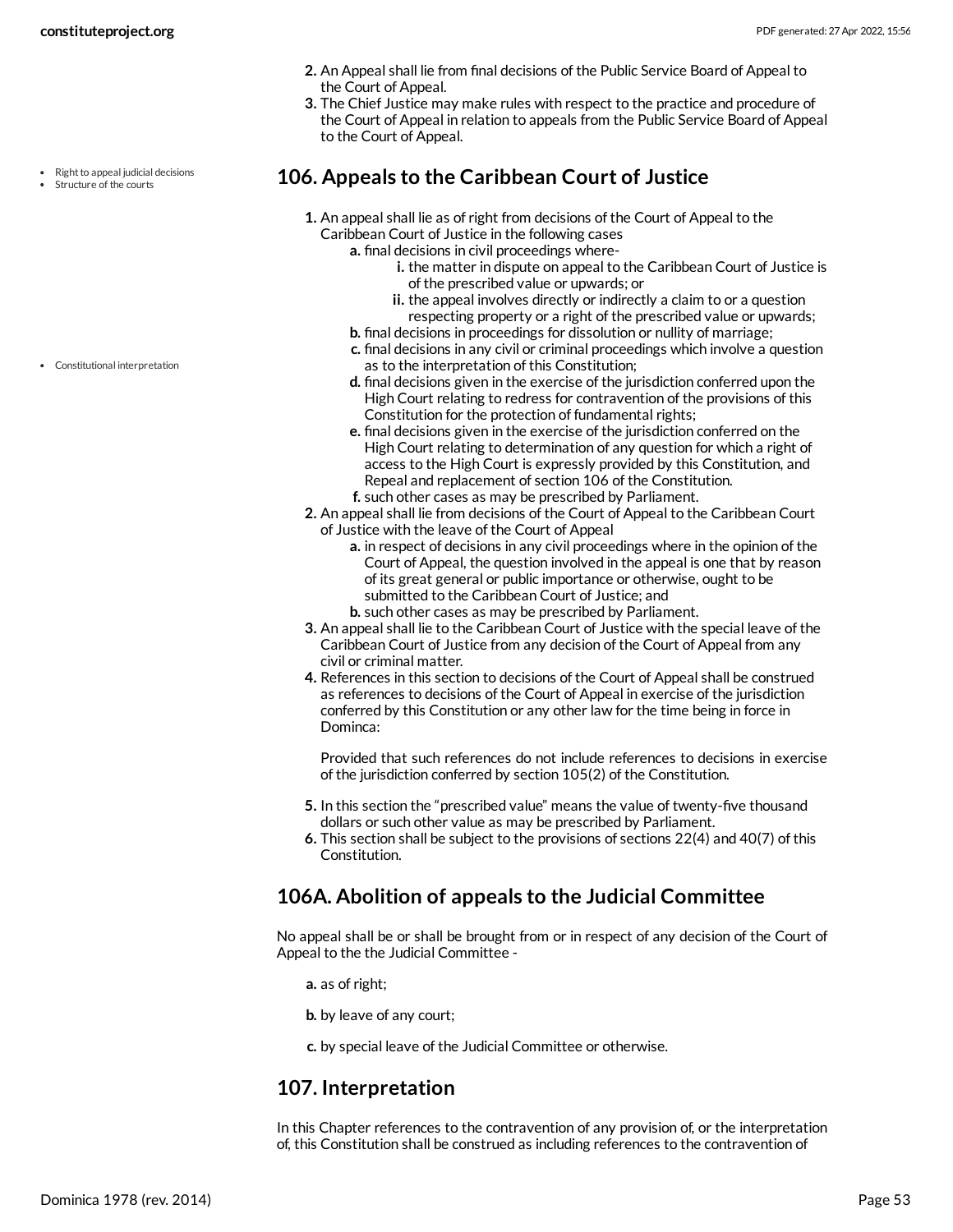2. An Appeal shall lie from final decisions of the Public Service Board of Appeal to the Court of Appeal.
3. The Chief Justice may make rules with respect to the practice and procedure of the Court of Appeal in relation to appeals from the Public Service Board of Appeal to the Court of Appeal.

- Right to appeal judicial decisions
- Structure of the courts

## 106. Appeals to the Caribbean Court of Justice

1. An appeal shall lie as of right from decisions of the Court of Appeal to the Caribbean Court of Justice in the following cases
   a. final decisions in civil proceedings where-
      i. the matter in dispute on appeal to the Caribbean Court of Justice is of the prescribed value or upwards; or
      ii. the appeal involves directly or indirectly a claim to or a question respecting property or a right of the prescribed value or upwards;
   b. final decisions in proceedings for dissolution or nullity of marriage;
   c. final decisions in any civil or criminal proceedings which involve a question as to the interpretation of this Constitution;
   d. final decisions given in the exercise of the jurisdiction conferred upon the High Court relating to redress for contravention of the provisions of this Constitution for the protection of fundamental rights;
   e. final decisions given in the exercise of the jurisdiction conferred on the High Court relating to determination of any question for which a right of access to the High Court is expressly provided by this Constitution, and Repeal and replacement of section 106 of the Constitution.
   f. such other cases as may be prescribed by Parliament.

- Constitutional interpretation

2. An appeal shall lie from decisions of the Court of Appeal to the Caribbean Court of Justice with the leave of the Court of Appeal
   a. in respect of decisions in any civil proceedings where in the opinion of the Court of Appeal, the question involved in the appeal is one that by reason of its great general or public importance or otherwise, ought to be submitted to the Caribbean Court of Justice; and
   b. such other cases as may be prescribed by Parliament.
3. An appeal shall lie to the Caribbean Court of Justice with the special leave of the Caribbean Court of Justice from any decision of the Court of Appeal from any civil or criminal matter.
4. References in this section to decisions of the Court of Appeal shall be construed as references to decisions of the Court of Appeal in exercise of the jurisdiction conferred by this Constitution or any other law for the time being in force in Dominca:

   Provided that such references do not include references to decisions in exercise of the jurisdiction conferred by section 105(2) of the Constitution.

5. In this section the "prescribed value" means the value of twenty-five thousand dollars or such other value as may be prescribed by Parliament.
6. This section shall be subject to the provisions of sections 22(4) and 40(7) of this Constitution.

## 106A. Abolition of appeals to the Judicial Committee

No appeal shall be or shall be brought from or in respect of any decision of the Court of Appeal to the the Judicial Committee -

a. as of right;

b. by leave of any court;

c. by special leave of the Judicial Committee or otherwise.

## 107. Interpretation

In this Chapter references to the contravention of any provision of, or the interpretation of, this Constitution shall be construed as including references to the contravention of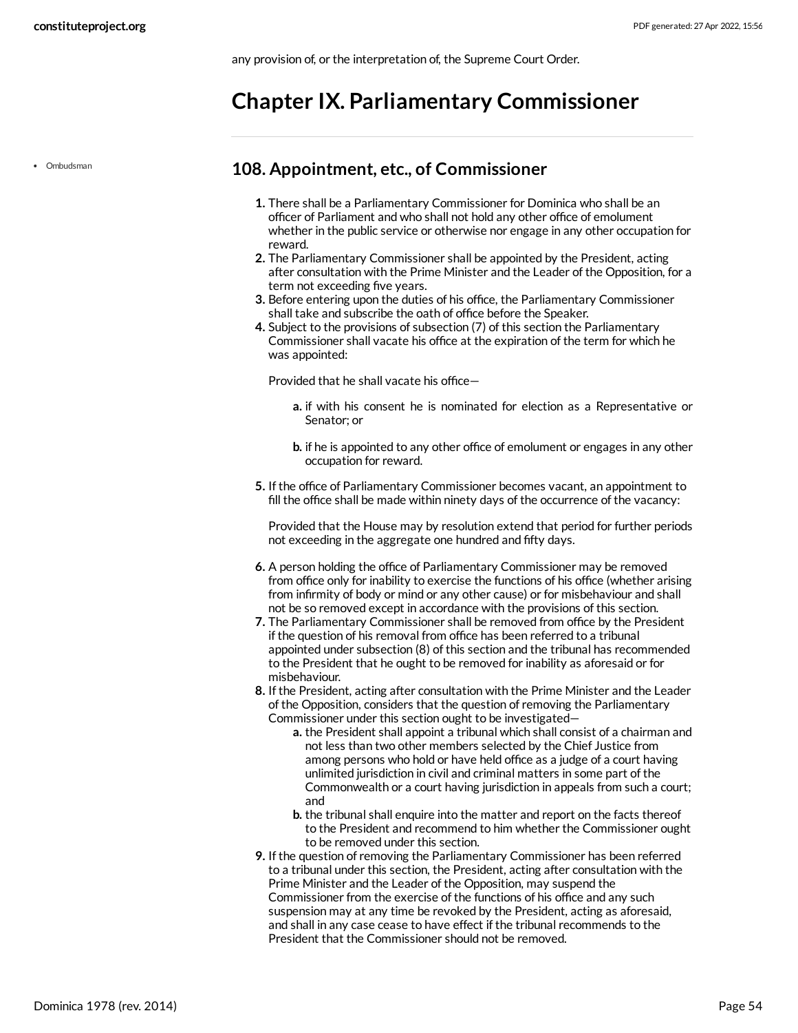any provision of, or the interpretation of, the Supreme Court Order.

# Chapter IX. Parliamentary Commissioner

- Ombudsman

## 108. Appointment, etc., of Commissioner

1. There shall be a Parliamentary Commissioner for Dominica who shall be an officer of Parliament and who shall not hold any other office of emolument whether in the public service or otherwise nor engage in any other occupation for reward.
2. The Parliamentary Commissioner shall be appointed by the President, acting after consultation with the Prime Minister and the Leader of the Opposition, for a term not exceeding five years.
3. Before entering upon the duties of his office, the Parliamentary Commissioner shall take and subscribe the oath of office before the Speaker.
4. Subject to the provisions of subsection (7) of this section the Parliamentary Commissioner shall vacate his office at the expiration of the term for which he was appointed:

   Provided that he shall vacate his office—

   a. if with his consent he is nominated for election as a Representative or Senator; or

   b. if he is appointed to any other office of emolument or engages in any other occupation for reward.

5. If the office of Parliamentary Commissioner becomes vacant, an appointment to fill the office shall be made within ninety days of the occurrence of the vacancy:

   Provided that the House may by resolution extend that period for further periods not exceeding in the aggregate one hundred and fifty days.

6. A person holding the office of Parliamentary Commissioner may be removed from office only for inability to exercise the functions of his office (whether arising from infirmity of body or mind or any other cause) or for misbehaviour and shall not be so removed except in accordance with the provisions of this section.
7. The Parliamentary Commissioner shall be removed from office by the President if the question of his removal from office has been referred to a tribunal appointed under subsection (8) of this section and the tribunal has recommended to the President that he ought to be removed for inability as aforesaid or for misbehaviour.
8. If the President, acting after consultation with the Prime Minister and the Leader of the Opposition, considers that the question of removing the Parliamentary Commissioner under this section ought to be investigated—
   a. the President shall appoint a tribunal which shall consist of a chairman and not less than two other members selected by the Chief Justice from among persons who hold or have held office as a judge of a court having unlimited jurisdiction in civil and criminal matters in some part of the Commonwealth or a court having jurisdiction in appeals from such a court; and
   b. the tribunal shall enquire into the matter and report on the facts thereof to the President and recommend to him whether the Commissioner ought to be removed under this section.
9. If the question of removing the Parliamentary Commissioner has been referred to a tribunal under this section, the President, acting after consultation with the Prime Minister and the Leader of the Opposition, may suspend the Commissioner from the exercise of the functions of his office and any such suspension may at any time be revoked by the President, acting as aforesaid, and shall in any case cease to have effect if the tribunal recommends to the President that the Commissioner should not be removed.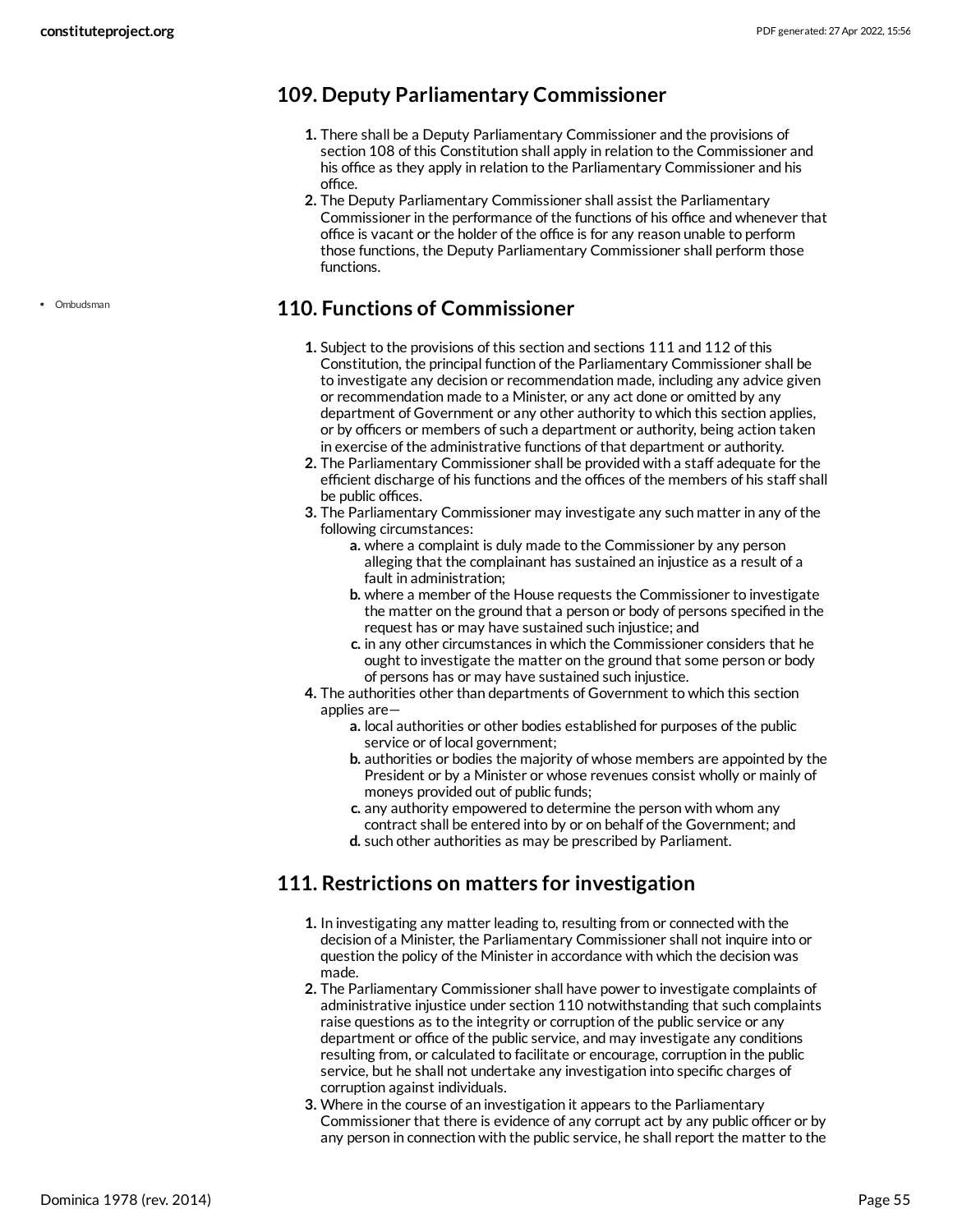## 109. Deputy Parliamentary Commissioner

1. There shall be a Deputy Parliamentary Commissioner and the provisions of section 108 of this Constitution shall apply in relation to the Commissioner and his office as they apply in relation to the Parliamentary Commissioner and his office.
2. The Deputy Parliamentary Commissioner shall assist the Parliamentary Commissioner in the performance of the functions of his office and whenever that office is vacant or the holder of the office is for any reason unable to perform those functions, the Deputy Parliamentary Commissioner shall perform those functions.

- Ombudsman

## 110. Functions of Commissioner

1. Subject to the provisions of this section and sections 111 and 112 of this Constitution, the principal function of the Parliamentary Commissioner shall be to investigate any decision or recommendation made, including any advice given or recommendation made to a Minister, or any act done or omitted by any department of Government or any other authority to which this section applies, or by officers or members of such a department or authority, being action taken in exercise of the administrative functions of that department or authority.
2. The Parliamentary Commissioner shall be provided with a staff adequate for the efficient discharge of his functions and the offices of the members of his staff shall be public offices.
3. The Parliamentary Commissioner may investigate any such matter in any of the following circumstances:
   a. where a complaint is duly made to the Commissioner by any person alleging that the complainant has sustained an injustice as a result of a fault in administration;
   b. where a member of the House requests the Commissioner to investigate the matter on the ground that a person or body of persons specified in the request has or may have sustained such injustice; and
   c. in any other circumstances in which the Commissioner considers that he ought to investigate the matter on the ground that some person or body of persons has or may have sustained such injustice.
4. The authorities other than departments of Government to which this section applies are—
   a. local authorities or other bodies established for purposes of the public service or of local government;
   b. authorities or bodies the majority of whose members are appointed by the President or by a Minister or whose revenues consist wholly or mainly of moneys provided out of public funds;
   c. any authority empowered to determine the person with whom any contract shall be entered into by or on behalf of the Government; and
   d. such other authorities as may be prescribed by Parliament.

## 111. Restrictions on matters for investigation

1. In investigating any matter leading to, resulting from or connected with the decision of a Minister, the Parliamentary Commissioner shall not inquire into or question the policy of the Minister in accordance with which the decision was made.
2. The Parliamentary Commissioner shall have power to investigate complaints of administrative injustice under section 110 notwithstanding that such complaints raise questions as to the integrity or corruption of the public service or any department or office of the public service, and may investigate any conditions resulting from, or calculated to facilitate or encourage, corruption in the public service, but he shall not undertake any investigation into specific charges of corruption against individuals.
3. Where in the course of an investigation it appears to the Parliamentary Commissioner that there is evidence of any corrupt act by any public officer or by any person in connection with the public service, he shall report the matter to the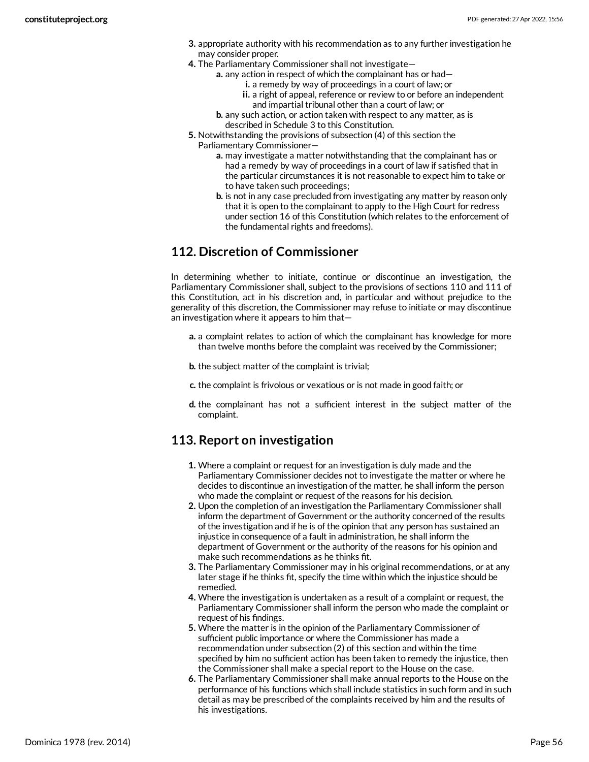3. appropriate authority with his recommendation as to any further investigation he may consider proper.
4. The Parliamentary Commissioner shall not investigate—
   a. any action in respect of which the complainant has or had—
      i. a remedy by way of proceedings in a court of law; or
      ii. a right of appeal, reference or review to or before an independent and impartial tribunal other than a court of law; or
   b. any such action, or action taken with respect to any matter, as is described in Schedule 3 to this Constitution.
5. Notwithstanding the provisions of subsection (4) of this section the Parliamentary Commissioner—
   a. may investigate a matter notwithstanding that the complainant has or had a remedy by way of proceedings in a court of law if satisfied that in the particular circumstances it is not reasonable to expect him to take or to have taken such proceedings;
   b. is not in any case precluded from investigating any matter by reason only that it is open to the complainant to apply to the High Court for redress under section 16 of this Constitution (which relates to the enforcement of the fundamental rights and freedoms).

## 112. Discretion of Commissioner

In determining whether to initiate, continue or discontinue an investigation, the Parliamentary Commissioner shall, subject to the provisions of sections 110 and 111 of this Constitution, act in his discretion and, in particular and without prejudice to the generality of this discretion, the Commissioner may refuse to initiate or may discontinue an investigation where it appears to him that—

a. a complaint relates to action of which the complainant has knowledge for more than twelve months before the complaint was received by the Commissioner;

b. the subject matter of the complaint is trivial;

c. the complaint is frivolous or vexatious or is not made in good faith; or

d. the complainant has not a sufficient interest in the subject matter of the complaint.

## 113. Report on investigation

1. Where a complaint or request for an investigation is duly made and the Parliamentary Commissioner decides not to investigate the matter or where he decides to discontinue an investigation of the matter, he shall inform the person who made the complaint or request of the reasons for his decision.
2. Upon the completion of an investigation the Parliamentary Commissioner shall inform the department of Government or the authority concerned of the results of the investigation and if he is of the opinion that any person has sustained an injustice in consequence of a fault in administration, he shall inform the department of Government or the authority of the reasons for his opinion and make such recommendations as he thinks fit.
3. The Parliamentary Commissioner may in his original recommendations, or at any later stage if he thinks fit, specify the time within which the injustice should be remedied.
4. Where the investigation is undertaken as a result of a complaint or request, the Parliamentary Commissioner shall inform the person who made the complaint or request of his findings.
5. Where the matter is in the opinion of the Parliamentary Commissioner of sufficient public importance or where the Commissioner has made a recommendation under subsection (2) of this section and within the time specified by him no sufficient action has been taken to remedy the injustice, then the Commissioner shall make a special report to the House on the case.
6. The Parliamentary Commissioner shall make annual reports to the House on the performance of his functions which shall include statistics in such form and in such detail as may be prescribed of the complaints received by him and the results of his investigations.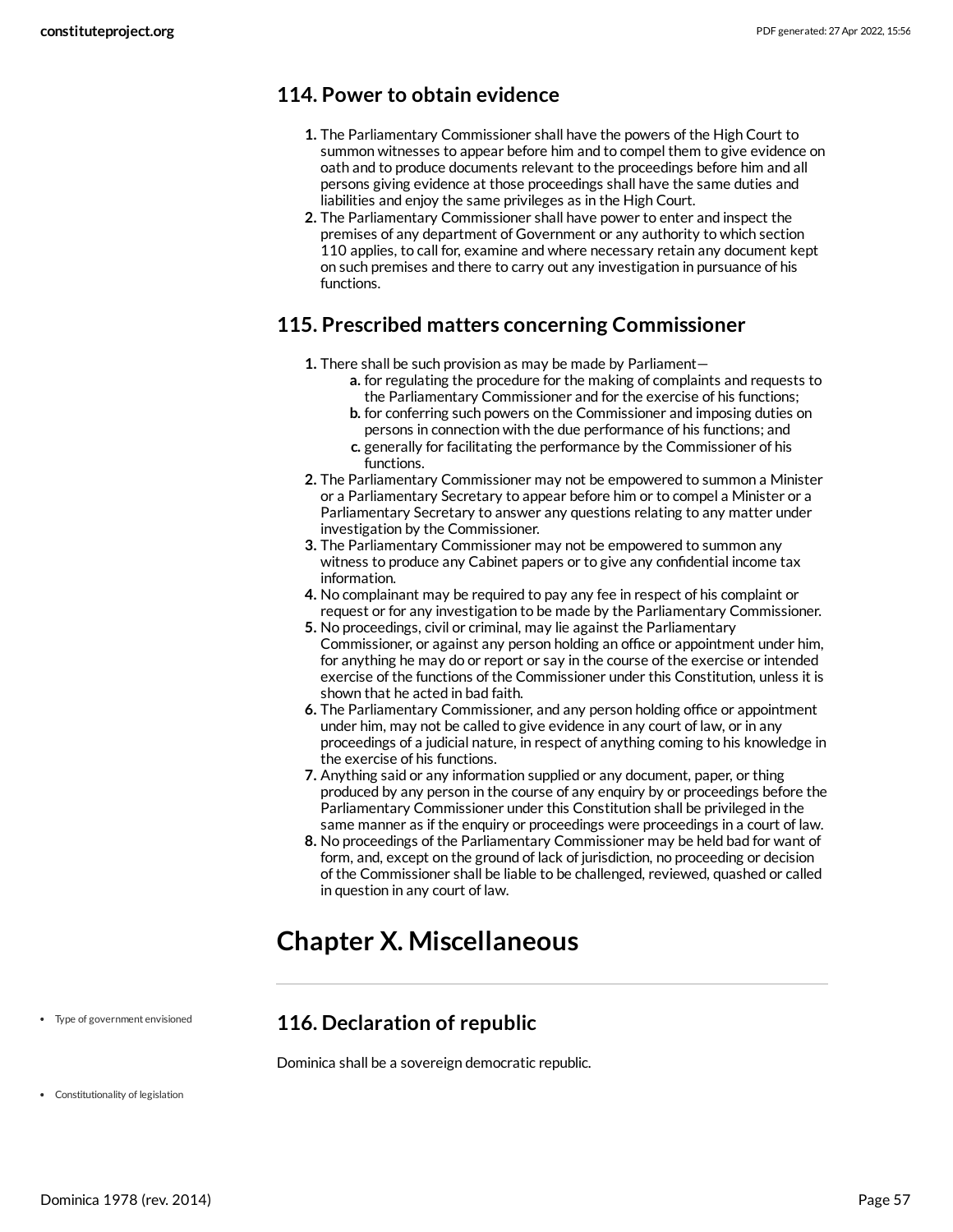## 114. Power to obtain evidence

1. The Parliamentary Commissioner shall have the powers of the High Court to summon witnesses to appear before him and to compel them to give evidence on oath and to produce documents relevant to the proceedings before him and all persons giving evidence at those proceedings shall have the same duties and liabilities and enjoy the same privileges as in the High Court.
2. The Parliamentary Commissioner shall have power to enter and inspect the premises of any department of Government or any authority to which section 110 applies, to call for, examine and where necessary retain any document kept on such premises and there to carry out any investigation in pursuance of his functions.

## 115. Prescribed matters concerning Commissioner

1. There shall be such provision as may be made by Parliament—
   a. for regulating the procedure for the making of complaints and requests to the Parliamentary Commissioner and for the exercise of his functions;
   b. for conferring such powers on the Commissioner and imposing duties on persons in connection with the due performance of his functions; and
   c. generally for facilitating the performance by the Commissioner of his functions.
2. The Parliamentary Commissioner may not be empowered to summon a Minister or a Parliamentary Secretary to appear before him or to compel a Minister or a Parliamentary Secretary to answer any questions relating to any matter under investigation by the Commissioner.
3. The Parliamentary Commissioner may not be empowered to summon any witness to produce any Cabinet papers or to give any confidential income tax information.
4. No complainant may be required to pay any fee in respect of his complaint or request or for any investigation to be made by the Parliamentary Commissioner.
5. No proceedings, civil or criminal, may lie against the Parliamentary Commissioner, or against any person holding an office or appointment under him, for anything he may do or report or say in the course of the exercise or intended exercise of the functions of the Commissioner under this Constitution, unless it is shown that he acted in bad faith.
6. The Parliamentary Commissioner, and any person holding office or appointment under him, may not be called to give evidence in any court of law, or in any proceedings of a judicial nature, in respect of anything coming to his knowledge in the exercise of his functions.
7. Anything said or any information supplied or any document, paper, or thing produced by any person in the course of any enquiry by or proceedings before the Parliamentary Commissioner under this Constitution shall be privileged in the same manner as if the enquiry or proceedings were proceedings in a court of law.
8. No proceedings of the Parliamentary Commissioner may be held bad for want of form, and, except on the ground of lack of jurisdiction, no proceeding or decision of the Commissioner shall be liable to be challenged, reviewed, quashed or called in question in any court of law.

# Chapter X. Miscellaneous

- Type of government envisioned

## 116. Declaration of republic

Dominica shall be a sovereign democratic republic.

- Constitutionality of legislation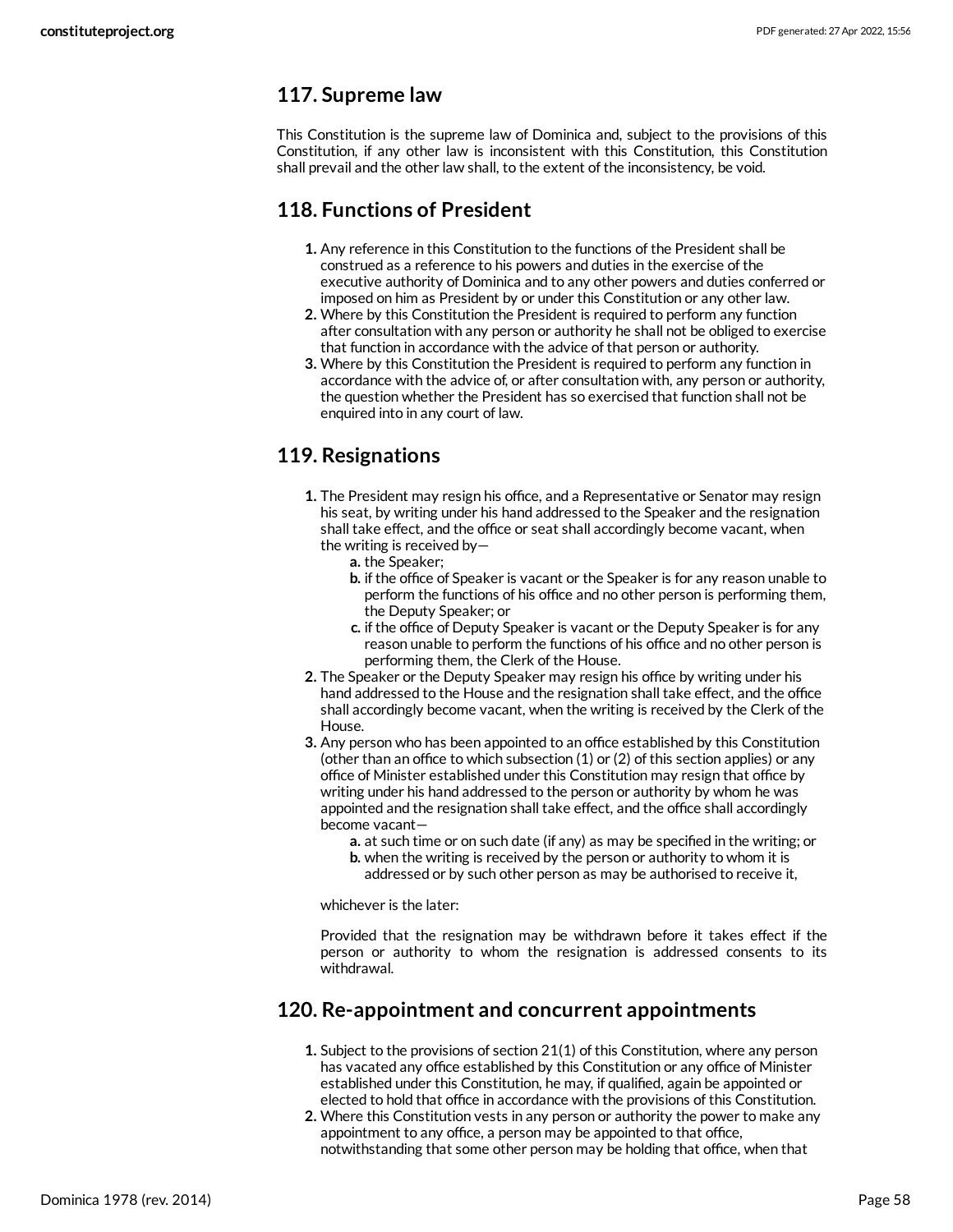## 117. Supreme law

This Constitution is the supreme law of Dominica and, subject to the provisions of this Constitution, if any other law is inconsistent with this Constitution, this Constitution shall prevail and the other law shall, to the extent of the inconsistency, be void.

## 118. Functions of President

1. Any reference in this Constitution to the functions of the President shall be construed as a reference to his powers and duties in the exercise of the executive authority of Dominica and to any other powers and duties conferred or imposed on him as President by or under this Constitution or any other law.
2. Where by this Constitution the President is required to perform any function after consultation with any person or authority he shall not be obliged to exercise that function in accordance with the advice of that person or authority.
3. Where by this Constitution the President is required to perform any function in accordance with the advice of, or after consultation with, any person or authority, the question whether the President has so exercised that function shall not be enquired into in any court of law.

## 119. Resignations

1. The President may resign his office, and a Representative or Senator may resign his seat, by writing under his hand addressed to the Speaker and the resignation shall take effect, and the office or seat shall accordingly become vacant, when the writing is received by—
   a. the Speaker;
   b. if the office of Speaker is vacant or the Speaker is for any reason unable to perform the functions of his office and no other person is performing them, the Deputy Speaker; or
   c. if the office of Deputy Speaker is vacant or the Deputy Speaker is for any reason unable to perform the functions of his office and no other person is performing them, the Clerk of the House.
2. The Speaker or the Deputy Speaker may resign his office by writing under his hand addressed to the House and the resignation shall take effect, and the office shall accordingly become vacant, when the writing is received by the Clerk of the House.
3. Any person who has been appointed to an office established by this Constitution (other than an office to which subsection (1) or (2) of this section applies) or any office of Minister established under this Constitution may resign that office by writing under his hand addressed to the person or authority by whom he was appointed and the resignation shall take effect, and the office shall accordingly become vacant—
   a. at such time or on such date (if any) as may be specified in the writing; or
   b. when the writing is received by the person or authority to whom it is addressed or by such other person as may be authorised to receive it,

   whichever is the later:

   Provided that the resignation may be withdrawn before it takes effect if the person or authority to whom the resignation is addressed consents to its withdrawal.

## 120. Re-appointment and concurrent appointments

1. Subject to the provisions of section 21(1) of this Constitution, where any person has vacated any office established by this Constitution or any office of Minister established under this Constitution, he may, if qualified, again be appointed or elected to hold that office in accordance with the provisions of this Constitution.
2. Where this Constitution vests in any person or authority the power to make any appointment to any office, a person may be appointed to that office, notwithstanding that some other person may be holding that office, when that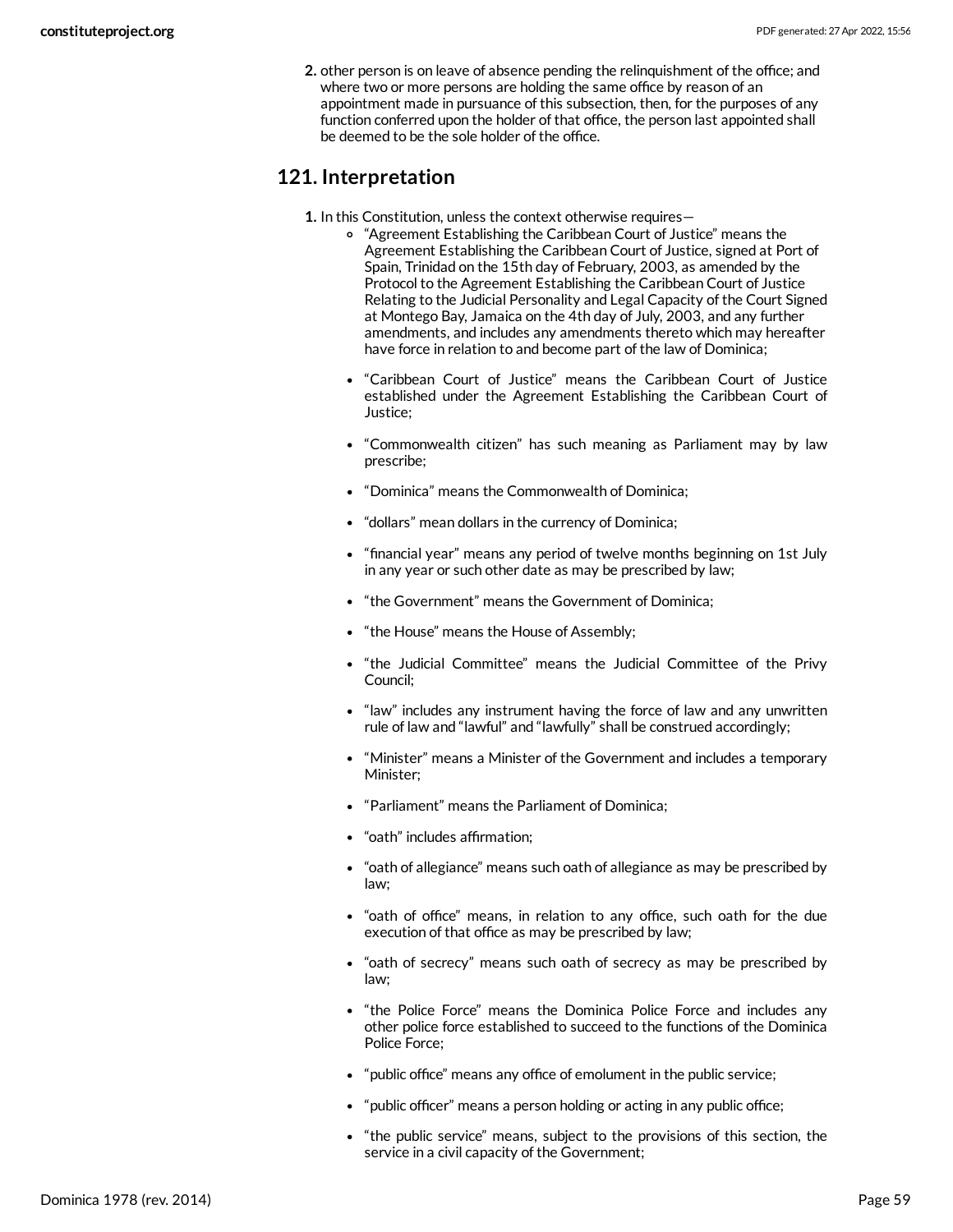2. other person is on leave of absence pending the relinquishment of the office; and where two or more persons are holding the same office by reason of an appointment made in pursuance of this subsection, then, for the purposes of any function conferred upon the holder of that office, the person last appointed shall be deemed to be the sole holder of the office.

## 121. Interpretation

1. In this Constitution, unless the context otherwise requires—
    - "Agreement Establishing the Caribbean Court of Justice" means the Agreement Establishing the Caribbean Court of Justice, signed at Port of Spain, Trinidad on the 15th day of February, 2003, as amended by the Protocol to the Agreement Establishing the Caribbean Court of Justice Relating to the Judicial Personality and Legal Capacity of the Court Signed at Montego Bay, Jamaica on the 4th day of July, 2003, and any further amendments, and includes any amendments thereto which may hereafter have force in relation to and become part of the law of Dominica;
    - "Caribbean Court of Justice" means the Caribbean Court of Justice established under the Agreement Establishing the Caribbean Court of Justice;
    - "Commonwealth citizen" has such meaning as Parliament may by law prescribe;
    - "Dominica" means the Commonwealth of Dominica;
    - "dollars" mean dollars in the currency of Dominica;
    - "financial year" means any period of twelve months beginning on 1st July in any year or such other date as may be prescribed by law;
    - "the Government" means the Government of Dominica;
    - "the House" means the House of Assembly;
    - "the Judicial Committee" means the Judicial Committee of the Privy Council;
    - "law" includes any instrument having the force of law and any unwritten rule of law and "lawful" and "lawfully" shall be construed accordingly;
    - "Minister" means a Minister of the Government and includes a temporary Minister;
    - "Parliament" means the Parliament of Dominica;
    - "oath" includes affirmation;
    - "oath of allegiance" means such oath of allegiance as may be prescribed by law;
    - "oath of office" means, in relation to any office, such oath for the due execution of that office as may be prescribed by law;
    - "oath of secrecy" means such oath of secrecy as may be prescribed by law;
    - "the Police Force" means the Dominica Police Force and includes any other police force established to succeed to the functions of the Dominica Police Force;
    - "public office" means any office of emolument in the public service;
    - "public officer" means a person holding or acting in any public office;
    - "the public service" means, subject to the provisions of this section, the service in a civil capacity of the Government;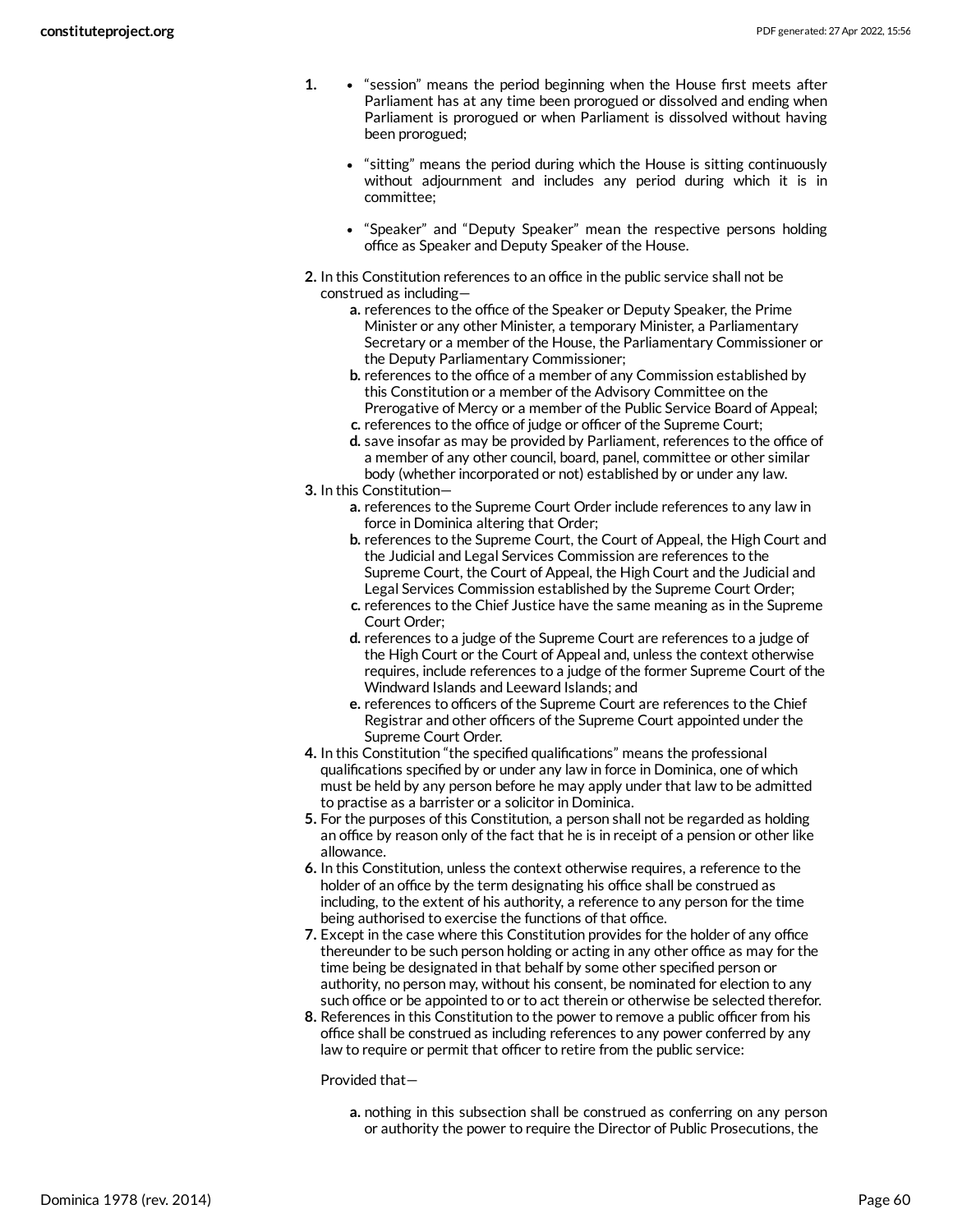1. 
   - "session" means the period beginning when the House first meets after Parliament has at any time been prorogued or dissolved and ending when Parliament is prorogued or when Parliament is dissolved without having been prorogued;
   - "sitting" means the period during which the House is sitting continuously without adjournment and includes any period during which it is in committee;
   - "Speaker" and "Deputy Speaker" mean the respective persons holding office as Speaker and Deputy Speaker of the House.
2. In this Constitution references to an office in the public service shall not be construed as including—
   a. references to the office of the Speaker or Deputy Speaker, the Prime Minister or any other Minister, a temporary Minister, a Parliamentary Secretary or a member of the House, the Parliamentary Commissioner or the Deputy Parliamentary Commissioner;
   b. references to the office of a member of any Commission established by this Constitution or a member of the Advisory Committee on the Prerogative of Mercy or a member of the Public Service Board of Appeal;
   c. references to the office of judge or officer of the Supreme Court;
   d. save insofar as may be provided by Parliament, references to the office of a member of any other council, board, panel, committee or other similar body (whether incorporated or not) established by or under any law.
3. In this Constitution—
   a. references to the Supreme Court Order include references to any law in force in Dominica altering that Order;
   b. references to the Supreme Court, the Court of Appeal, the High Court and the Judicial and Legal Services Commission are references to the Supreme Court, the Court of Appeal, the High Court and the Judicial and Legal Services Commission established by the Supreme Court Order;
   c. references to the Chief Justice have the same meaning as in the Supreme Court Order;
   d. references to a judge of the Supreme Court are references to a judge of the High Court or the Court of Appeal and, unless the context otherwise requires, include references to a judge of the former Supreme Court of the Windward Islands and Leeward Islands; and
   e. references to officers of the Supreme Court are references to the Chief Registrar and other officers of the Supreme Court appointed under the Supreme Court Order.
4. In this Constitution "the specified qualifications" means the professional qualifications specified by or under any law in force in Dominica, one of which must be held by any person before he may apply under that law to be admitted to practise as a barrister or a solicitor in Dominica.
5. For the purposes of this Constitution, a person shall not be regarded as holding an office by reason only of the fact that he is in receipt of a pension or other like allowance.
6. In this Constitution, unless the context otherwise requires, a reference to the holder of an office by the term designating his office shall be construed as including, to the extent of his authority, a reference to any person for the time being authorised to exercise the functions of that office.
7. Except in the case where this Constitution provides for the holder of any office thereunder to be such person holding or acting in any other office as may for the time being be designated in that behalf by some other specified person or authority, no person may, without his consent, be nominated for election to any such office or be appointed to or to act therein or otherwise be selected therefor.
8. References in this Constitution to the power to remove a public officer from his office shall be construed as including references to any power conferred by any law to require or permit that officer to retire from the public service:

   Provided that—

   a. nothing in this subsection shall be construed as conferring on any person or authority the power to require the Director of Public Prosecutions, the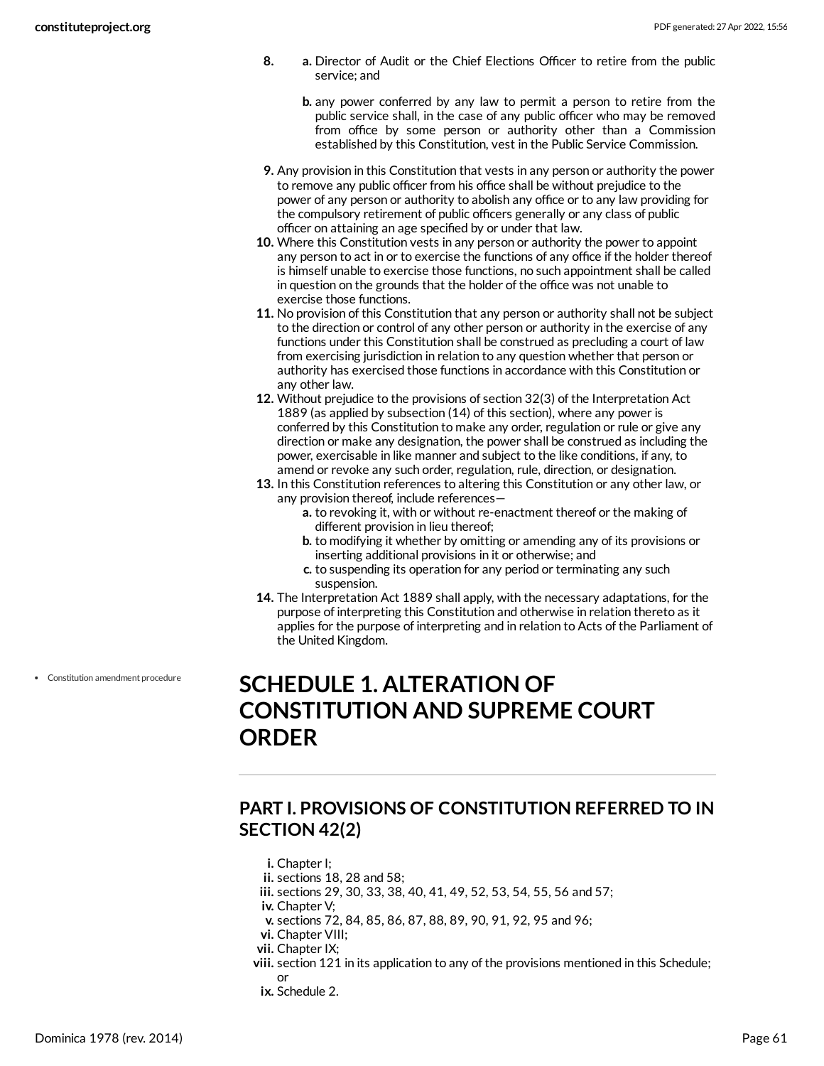8. a. Director of Audit or the Chief Elections Officer to retire from the public service; and

   b. any power conferred by any law to permit a person to retire from the public service shall, in the case of any public officer who may be removed from office by some person or authority other than a Commission established by this Constitution, vest in the Public Service Commission.

9. Any provision in this Constitution that vests in any person or authority the power to remove any public officer from his office shall be without prejudice to the power of any person or authority to abolish any office or to any law providing for the compulsory retirement of public officers generally or any class of public officer on attaining an age specified by or under that law.
10. Where this Constitution vests in any person or authority the power to appoint any person to act in or to exercise the functions of any office if the holder thereof is himself unable to exercise those functions, no such appointment shall be called in question on the grounds that the holder of the office was not unable to exercise those functions.
11. No provision of this Constitution that any person or authority shall not be subject to the direction or control of any other person or authority in the exercise of any functions under this Constitution shall be construed as precluding a court of law from exercising jurisdiction in relation to any question whether that person or authority has exercised those functions in accordance with this Constitution or any other law.
12. Without prejudice to the provisions of section 32(3) of the Interpretation Act 1889 (as applied by subsection (14) of this section), where any power is conferred by this Constitution to make any order, regulation or rule or give any direction or make any designation, the power shall be construed as including the power, exercisable in like manner and subject to the like conditions, if any, to amend or revoke any such order, regulation, rule, direction, or designation.
13. In this Constitution references to altering this Constitution or any other law, or any provision thereof, include references—
    a. to revoking it, with or without re-enactment thereof or the making of different provision in lieu thereof;
    b. to modifying it whether by omitting or amending any of its provisions or inserting additional provisions in it or otherwise; and
    c. to suspending its operation for any period or terminating any such suspension.
14. The Interpretation Act 1889 shall apply, with the necessary adaptations, for the purpose of interpreting this Constitution and otherwise in relation thereto as it applies for the purpose of interpreting and in relation to Acts of the Parliament of the United Kingdom.

- Constitution amendment procedure

# SCHEDULE 1. ALTERATION OF CONSTITUTION AND SUPREME COURT ORDER

## PART I. PROVISIONS OF CONSTITUTION REFERRED TO IN SECTION 42(2)

i. Chapter I;
ii. sections 18, 28 and 58;
iii. sections 29, 30, 33, 38, 40, 41, 49, 52, 53, 54, 55, 56 and 57;
iv. Chapter V;
v. sections 72, 84, 85, 86, 87, 88, 89, 90, 91, 92, 95 and 96;
vi. Chapter VIII;
vii. Chapter IX;
viii. section 121 in its application to any of the provisions mentioned in this Schedule; or
ix. Schedule 2.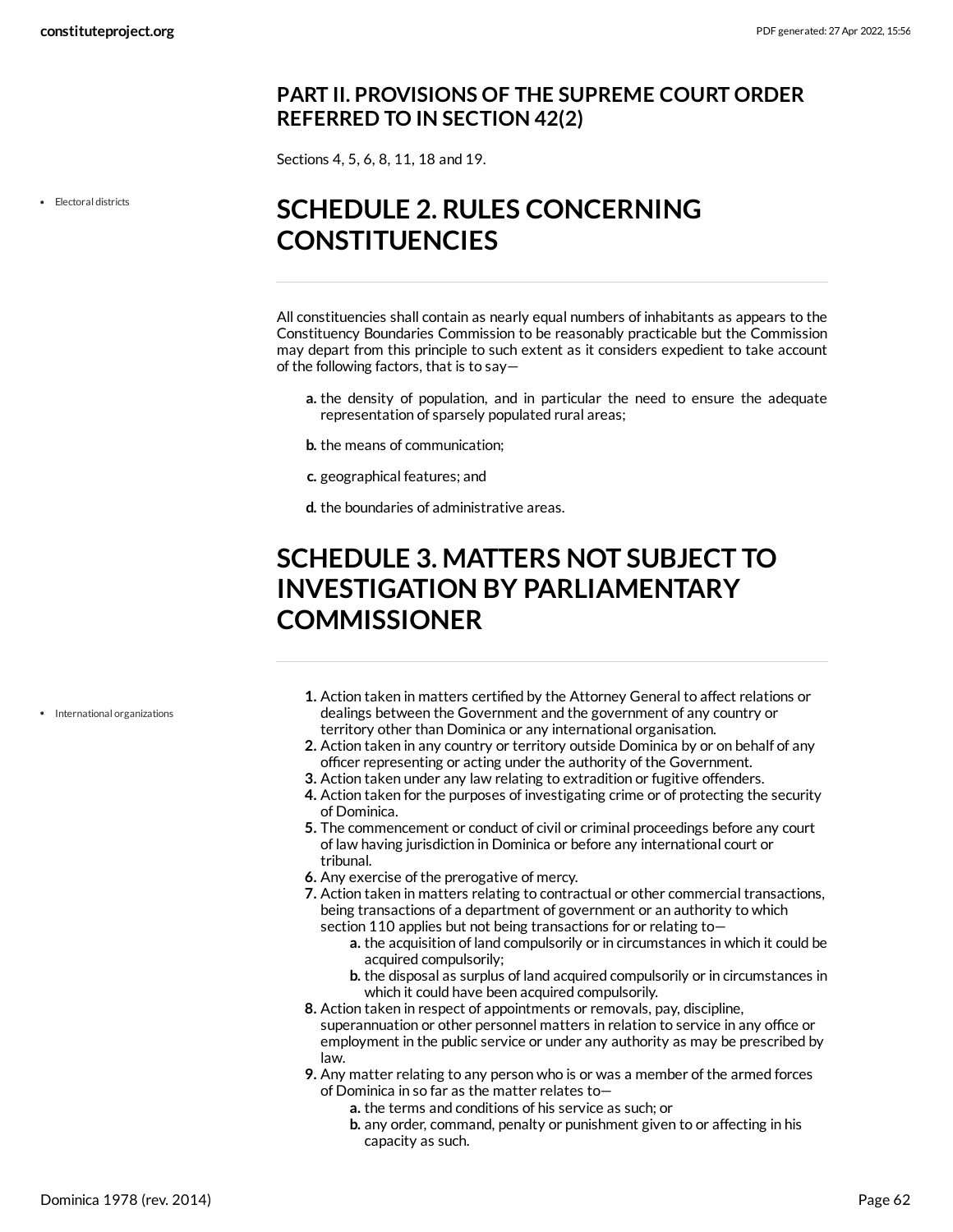### PART II. PROVISIONS OF THE SUPREME COURT ORDER REFERRED TO IN SECTION 42(2)

Sections 4, 5, 6, 8, 11, 18 and 19.

## SCHEDULE 2. RULES CONCERNING CONSTITUENCIES

- Electoral districts

All constituencies shall contain as nearly equal numbers of inhabitants as appears to the Constituency Boundaries Commission to be reasonably practicable but the Commission may depart from this principle to such extent as it considers expedient to take account of the following factors, that is to say—

a. the density of population, and in particular the need to ensure the adequate representation of sparsely populated rural areas;

b. the means of communication;

c. geographical features; and

d. the boundaries of administrative areas.

## SCHEDULE 3. MATTERS NOT SUBJECT TO INVESTIGATION BY PARLIAMENTARY COMMISSIONER

- International organizations

1. Action taken in matters certified by the Attorney General to affect relations or dealings between the Government and the government of any country or territory other than Dominica or any international organisation.
2. Action taken in any country or territory outside Dominica by or on behalf of any officer representing or acting under the authority of the Government.
3. Action taken under any law relating to extradition or fugitive offenders.
4. Action taken for the purposes of investigating crime or of protecting the security of Dominica.
5. The commencement or conduct of civil or criminal proceedings before any court of law having jurisdiction in Dominica or before any international court or tribunal.
6. Any exercise of the prerogative of mercy.
7. Action taken in matters relating to contractual or other commercial transactions, being transactions of a department of government or an authority to which section 110 applies but not being transactions for or relating to—
   a. the acquisition of land compulsorily or in circumstances in which it could be acquired compulsorily;
   b. the disposal as surplus of land acquired compulsorily or in circumstances in which it could have been acquired compulsorily.
8. Action taken in respect of appointments or removals, pay, discipline, superannuation or other personnel matters in relation to service in any office or employment in the public service or under any authority as may be prescribed by law.
9. Any matter relating to any person who is or was a member of the armed forces of Dominica in so far as the matter relates to—
   a. the terms and conditions of his service as such; or
   b. any order, command, penalty or punishment given to or affecting in his capacity as such.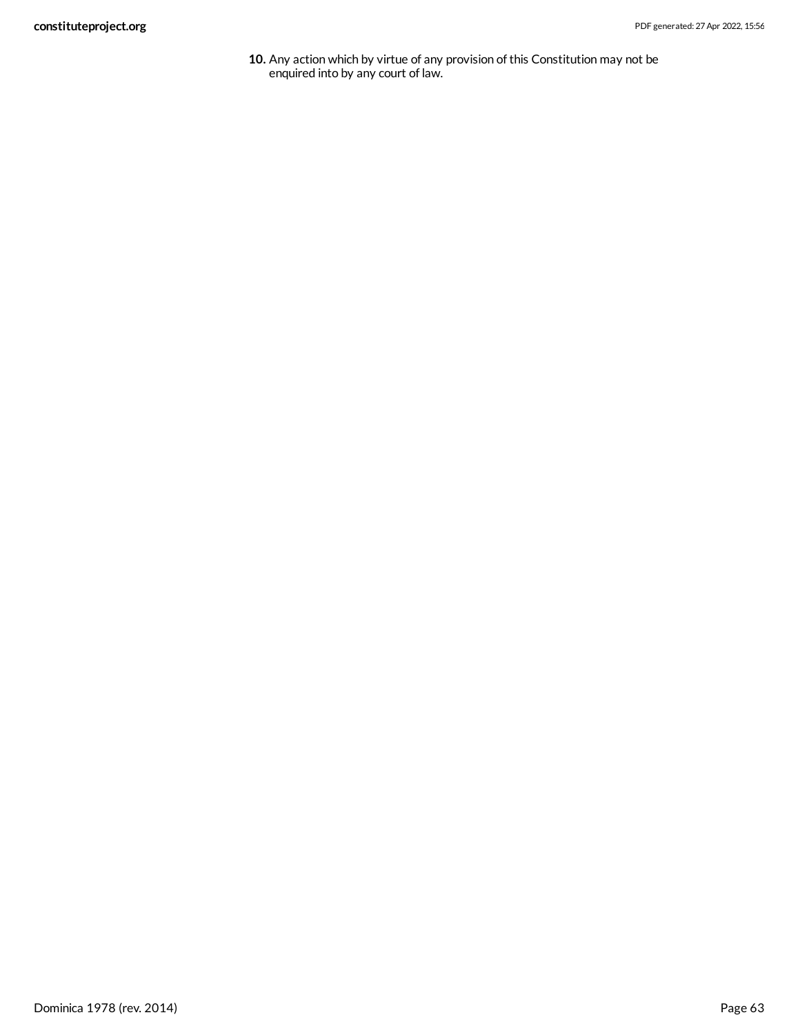10. Any action which by virtue of any provision of this Constitution may not be enquired into by any court of law.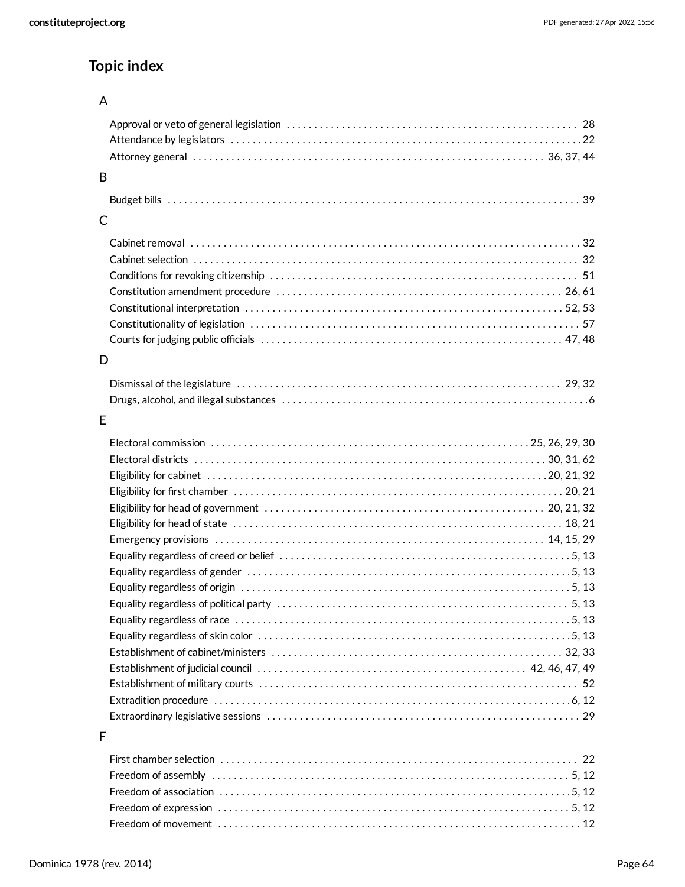## Topic index

### A

- Approval or veto of general legislation . . . 28
- Attendance by legislators . . . 22
- Attorney general . . . 36, 37, 44

### B

- Budget bills . . . 39

### C

- Cabinet removal . . . 32
- Cabinet selection . . . 32
- Conditions for revoking citizenship . . . 51
- Constitution amendment procedure . . . 26, 61
- Constitutional interpretation . . . 52, 53
- Constitutionality of legislation . . . 57
- Courts for judging public officials . . . 47, 48

### D

- Dismissal of the legislature . . . 29, 32
- Drugs, alcohol, and illegal substances . . . 6

### E

- Electoral commission . . . 25, 26, 29, 30
- Electoral districts . . . 30, 31, 62
- Eligibility for cabinet . . . 20, 21, 32
- Eligibility for first chamber . . . 20, 21
- Eligibility for head of government . . . 20, 21, 32
- Eligibility for head of state . . . 18, 21
- Emergency provisions . . . 14, 15, 29
- Equality regardless of creed or belief . . . 5, 13
- Equality regardless of gender . . . 5, 13
- Equality regardless of origin . . . 5, 13
- Equality regardless of political party . . . 5, 13
- Equality regardless of race . . . 5, 13
- Equality regardless of skin color . . . 5, 13
- Establishment of cabinet/ministers . . . 32, 33
- Establishment of judicial council . . . 42, 46, 47, 49
- Establishment of military courts . . . 52
- Extradition procedure . . . 6, 12
- Extraordinary legislative sessions . . . 29

### F

- First chamber selection . . . 22
- Freedom of assembly . . . 5, 12
- Freedom of association . . . 5, 12
- Freedom of expression . . . 5, 12
- Freedom of movement . . . 12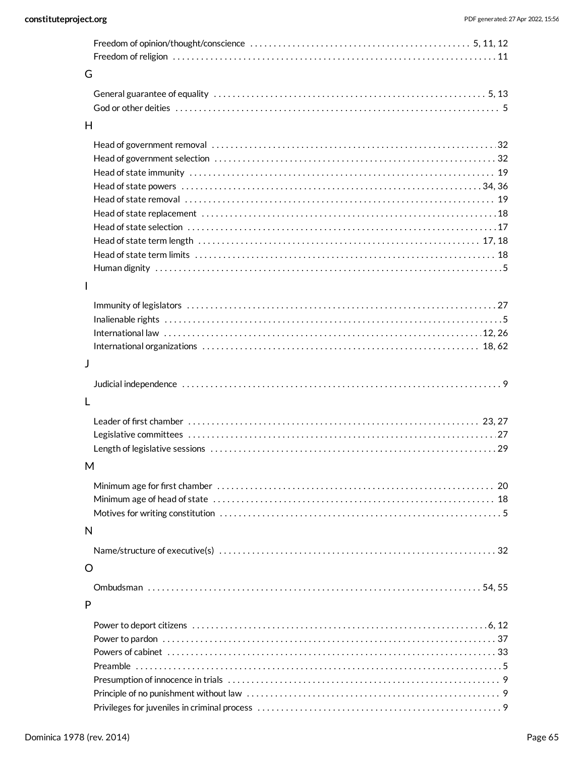Freedom of opinion/thought/conscience . . . . . . . . . . 5, 11, 12
Freedom of religion . . . . . . . . . . 11

## G

General guarantee of equality . . . . . . . . . . 5, 13
God or other deities . . . . . . . . . . 5

## H

Head of government removal . . . . . . . . . . 32
Head of government selection . . . . . . . . . . 32
Head of state immunity . . . . . . . . . . 19
Head of state powers . . . . . . . . . . 34, 36
Head of state removal . . . . . . . . . . 19
Head of state replacement . . . . . . . . . . 18
Head of state selection . . . . . . . . . . 17
Head of state term length . . . . . . . . . . 17, 18
Head of state term limits . . . . . . . . . . 18
Human dignity . . . . . . . . . . 5

## I

Immunity of legislators . . . . . . . . . . 27
Inalienable rights . . . . . . . . . . 5
International law . . . . . . . . . . 12, 26
International organizations . . . . . . . . . . 18, 62

## J

Judicial independence . . . . . . . . . . 9

## L

Leader of first chamber . . . . . . . . . . 23, 27
Legislative committees . . . . . . . . . . 27
Length of legislative sessions . . . . . . . . . . 29

## M

Minimum age for first chamber . . . . . . . . . . 20
Minimum age of head of state . . . . . . . . . . 18
Motives for writing constitution . . . . . . . . . . 5

## N

Name/structure of executive(s) . . . . . . . . . . 32

## O

Ombudsman . . . . . . . . . . 54, 55

## P

Power to deport citizens . . . . . . . . . . 6, 12
Power to pardon . . . . . . . . . . 37
Powers of cabinet . . . . . . . . . . 33
Preamble . . . . . . . . . . 5
Presumption of innocence in trials . . . . . . . . . . 9
Principle of no punishment without law . . . . . . . . . . 9
Privileges for juveniles in criminal process . . . . . . . . . . 9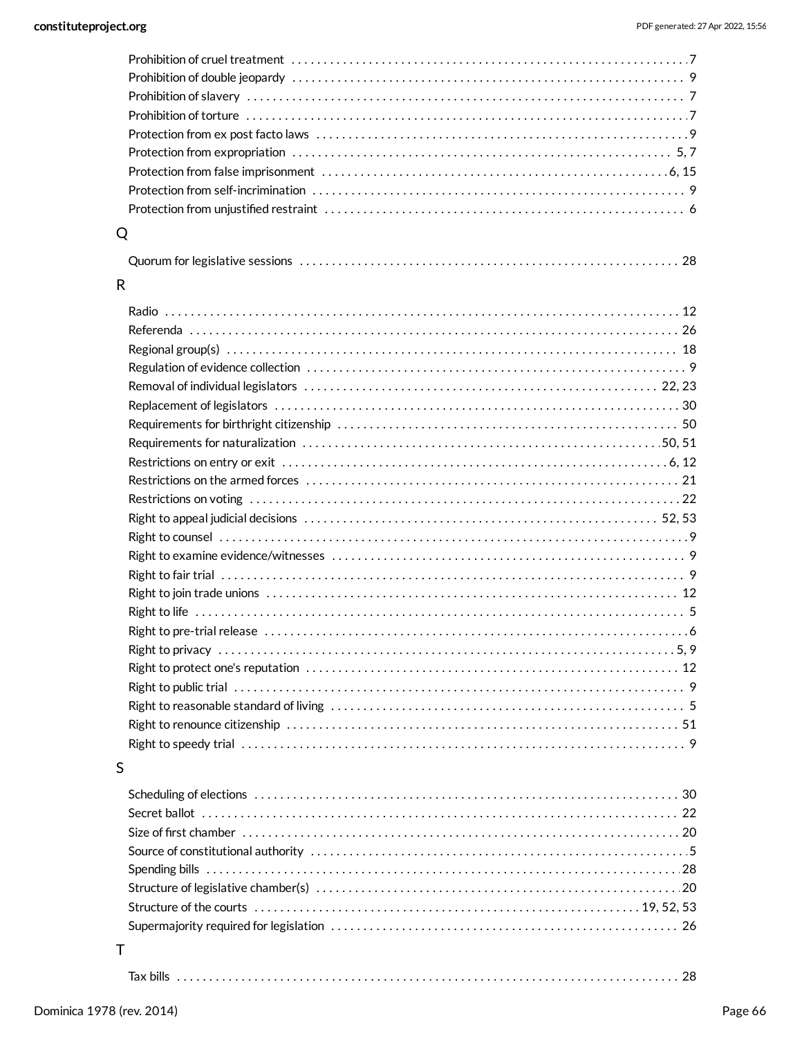Prohibition of cruel treatment . . . 7
Prohibition of double jeopardy . . . 9
Prohibition of slavery . . . 7
Prohibition of torture . . . 7
Protection from ex post facto laws . . . 9
Protection from expropriation . . . 5, 7
Protection from false imprisonment . . . 6, 15
Protection from self-incrimination . . . 9
Protection from unjustified restraint . . . 6

## Q

Quorum for legislative sessions . . . 28

## R

Radio . . . 12
Referenda . . . 26
Regional group(s) . . . 18
Regulation of evidence collection . . . 9
Removal of individual legislators . . . 22, 23
Replacement of legislators . . . 30
Requirements for birthright citizenship . . . 50
Requirements for naturalization . . . 50, 51
Restrictions on entry or exit . . . 6, 12
Restrictions on the armed forces . . . 21
Restrictions on voting . . . 22
Right to appeal judicial decisions . . . 52, 53
Right to counsel . . . 9
Right to examine evidence/witnesses . . . 9
Right to fair trial . . . 9
Right to join trade unions . . . 12
Right to life . . . 5
Right to pre-trial release . . . 6
Right to privacy . . . 5, 9
Right to protect one's reputation . . . 12
Right to public trial . . . 9
Right to reasonable standard of living . . . 5
Right to renounce citizenship . . . 51
Right to speedy trial . . . 9

## S

Scheduling of elections . . . 30
Secret ballot . . . 22
Size of first chamber . . . 20
Source of constitutional authority . . . 5
Spending bills . . . 28
Structure of legislative chamber(s) . . . 20
Structure of the courts . . . 19, 52, 53
Supermajority required for legislation . . . 26

## T

Tax bills . . . 28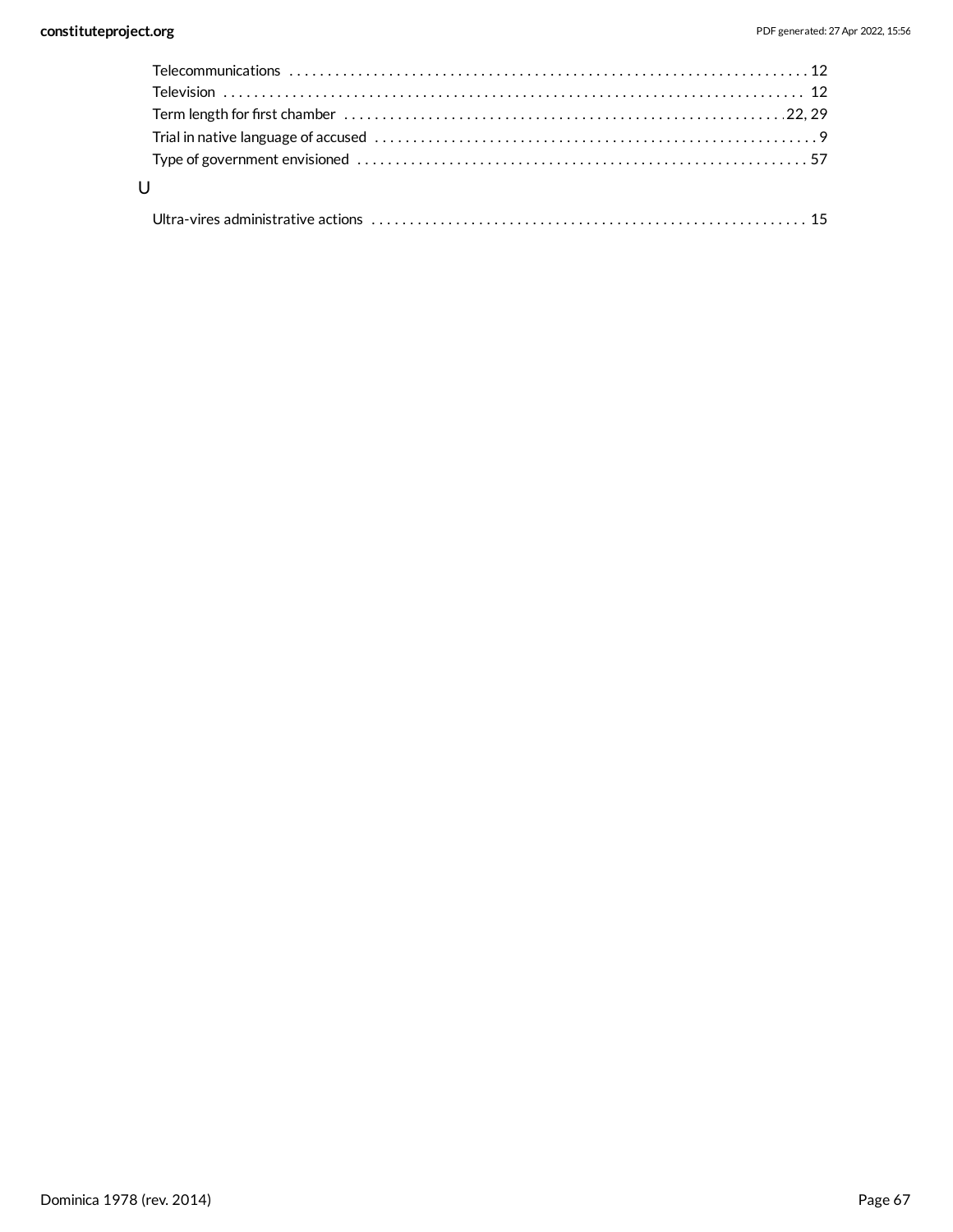Telecommunications . . . . . . . . . . . . . . . . . . . . . . . . . . . . . . . . . . . . . . . . . . . . . . . . . . . . . . . . . . . . . . . . . . . . 12
Television . . . . . . . . . . . . . . . . . . . . . . . . . . . . . . . . . . . . . . . . . . . . . . . . . . . . . . . . . . . . . . . . . . . . . . . . . . . 12
Term length for first chamber . . . . . . . . . . . . . . . . . . . . . . . . . . . . . . . . . . . . . . . . . . . . . . . . . . . . . . . . . . 22, 29
Trial in native language of accused . . . . . . . . . . . . . . . . . . . . . . . . . . . . . . . . . . . . . . . . . . . . . . . . . . . . . . . . . 9
Type of government envisioned . . . . . . . . . . . . . . . . . . . . . . . . . . . . . . . . . . . . . . . . . . . . . . . . . . . . . . . . . . . 57

U

Ultra-vires administrative actions . . . . . . . . . . . . . . . . . . . . . . . . . . . . . . . . . . . . . . . . . . . . . . . . . . . . . . . . . 15